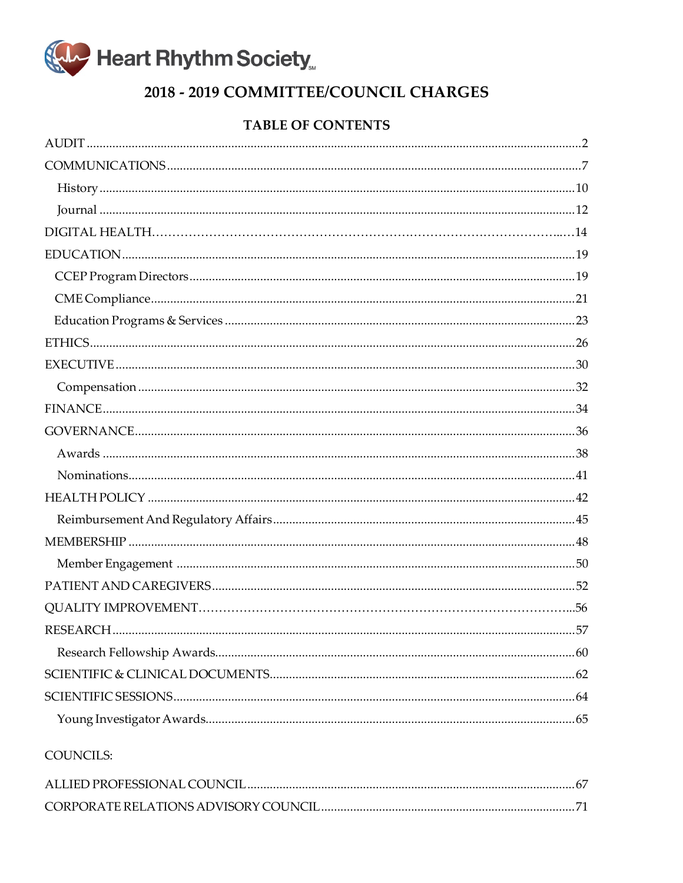Heart Rhythm Society

# 2018 - 2019 COMMITTEE/COUNCIL CHARGES

## TABLE OF CONTENTS

AUDIT ..................................................................................2
COMMUNICATIONS ....................................................................7
- History ...............................................................................10
- Journal ..............................................................................12

DIGITAL HEALTH.......................................................................14
EDUCATION ............................................................................19
- CCEP Program Directors ..........................................................19
- CME Compliance ....................................................................21
- Education Programs & Services .................................................23

ETHICS ..................................................................................26
EXECUTIVE .............................................................................30
- Compensation .......................................................................32

FINANCE ................................................................................34
GOVERNANCE .........................................................................36
- Awards ...............................................................................38
- Nominations.........................................................................41

HEALTH POLICY .......................................................................42
- Reimbursement And Regulatory Affairs ........................................45

MEMBERSHIP ..........................................................................48
- Member Engagement ..............................................................50

PATIENT AND CAREGIVERS ........................................................52
QUALITY IMPROVEMENT.............................................................56
RESEARCH .............................................................................57
- Research Fellowship Awards......................................................60

SCIENTIFIC & CLINICAL DOCUMENTS.............................................62
SCIENTIFIC SESSIONS ...............................................................64
- Young Investigator Awards.......................................................65

COUNCILS:

ALLIED PROFESSIONAL COUNCIL ..................................................67
CORPORATE RELATIONS ADVISORY COUNCIL...................................71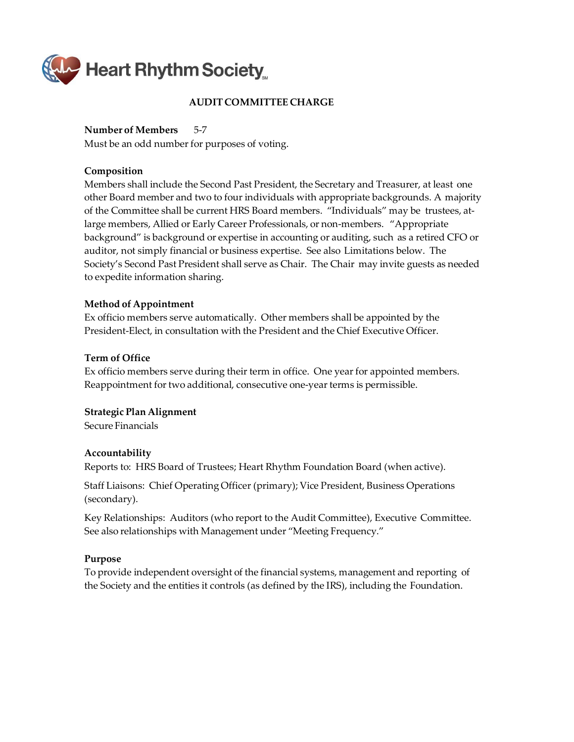Heart Rhythm Society

## AUDIT COMMITTEE CHARGE

**Number of Members** 5-7

Must be an odd number for purposes of voting.

**Composition**

Members shall include the Second Past President, the Secretary and Treasurer, at least one other Board member and two to four individuals with appropriate backgrounds. A majority of the Committee shall be current HRS Board members. "Individuals" may be trustees, at-large members, Allied or Early Career Professionals, or non-members. "Appropriate background" is background or expertise in accounting or auditing, such as a retired CFO or auditor, not simply financial or business expertise. See also Limitations below. The Society's Second Past President shall serve as Chair. The Chair may invite guests as needed to expedite information sharing.

**Method of Appointment**

Ex officio members serve automatically. Other members shall be appointed by the President-Elect, in consultation with the President and the Chief Executive Officer.

**Term of Office**

Ex officio members serve during their term in office. One year for appointed members. Reappointment for two additional, consecutive one-year terms is permissible.

**Strategic Plan Alignment**

Secure Financials

**Accountability**

Reports to: HRS Board of Trustees; Heart Rhythm Foundation Board (when active).

Staff Liaisons: Chief Operating Officer (primary); Vice President, Business Operations (secondary).

Key Relationships: Auditors (who report to the Audit Committee), Executive Committee. See also relationships with Management under "Meeting Frequency."

**Purpose**

To provide independent oversight of the financial systems, management and reporting of the Society and the entities it controls (as defined by the IRS), including the Foundation.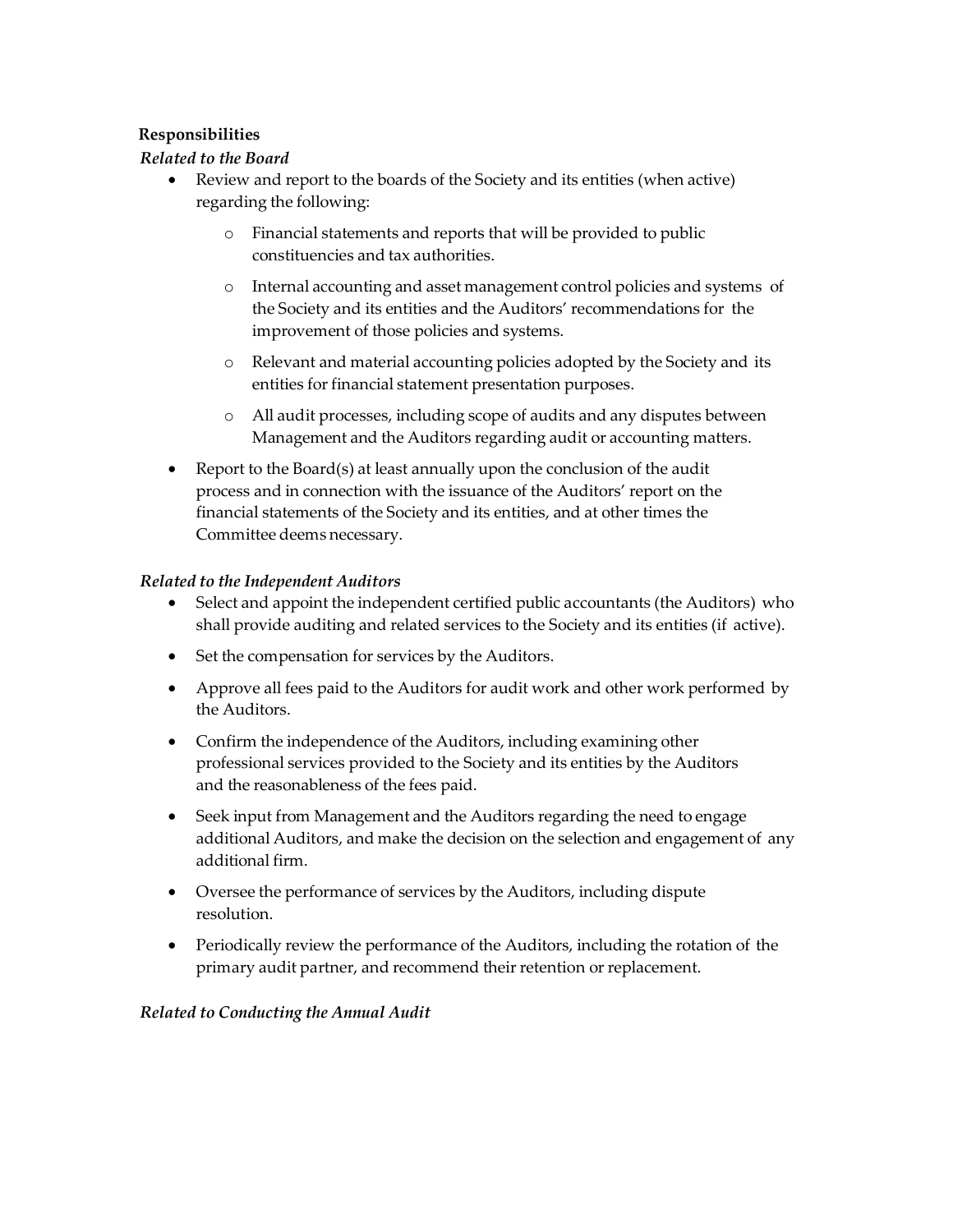**Responsibilities**

*Related to the Board*

- Review and report to the boards of the Society and its entities (when active) regarding the following:
  - Financial statements and reports that will be provided to public constituencies and tax authorities.
  - Internal accounting and asset management control policies and systems of the Society and its entities and the Auditors' recommendations for the improvement of those policies and systems.
  - Relevant and material accounting policies adopted by the Society and its entities for financial statement presentation purposes.
  - All audit processes, including scope of audits and any disputes between Management and the Auditors regarding audit or accounting matters.
- Report to the Board(s) at least annually upon the conclusion of the audit process and in connection with the issuance of the Auditors' report on the financial statements of the Society and its entities, and at other times the Committee deems necessary.

*Related to the Independent Auditors*

- Select and appoint the independent certified public accountants (the Auditors) who shall provide auditing and related services to the Society and its entities (if active).
- Set the compensation for services by the Auditors.
- Approve all fees paid to the Auditors for audit work and other work performed by the Auditors.
- Confirm the independence of the Auditors, including examining other professional services provided to the Society and its entities by the Auditors and the reasonableness of the fees paid.
- Seek input from Management and the Auditors regarding the need to engage additional Auditors, and make the decision on the selection and engagement of any additional firm.
- Oversee the performance of services by the Auditors, including dispute resolution.
- Periodically review the performance of the Auditors, including the rotation of the primary audit partner, and recommend their retention or replacement.

*Related to Conducting the Annual Audit*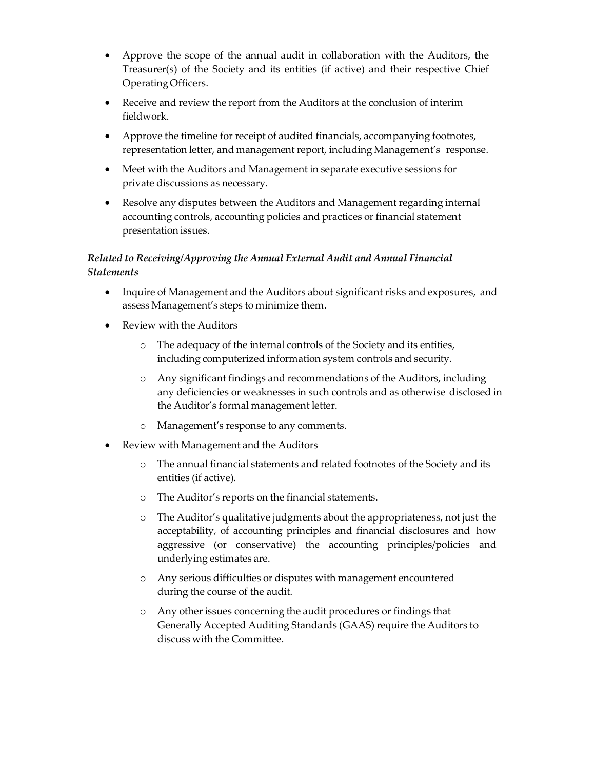- Approve the scope of the annual audit in collaboration with the Auditors, the Treasurer(s) of the Society and its entities (if active) and their respective Chief Operating Officers.
- Receive and review the report from the Auditors at the conclusion of interim fieldwork.
- Approve the timeline for receipt of audited financials, accompanying footnotes, representation letter, and management report, including Management's response.
- Meet with the Auditors and Management in separate executive sessions for private discussions as necessary.
- Resolve any disputes between the Auditors and Management regarding internal accounting controls, accounting policies and practices or financial statement presentation issues.

***Related to Receiving/Approving the Annual External Audit and Annual Financial Statements***

- Inquire of Management and the Auditors about significant risks and exposures, and assess Management's steps to minimize them.
- Review with the Auditors
    - The adequacy of the internal controls of the Society and its entities, including computerized information system controls and security.
    - Any significant findings and recommendations of the Auditors, including any deficiencies or weaknesses in such controls and as otherwise disclosed in the Auditor's formal management letter.
    - Management's response to any comments.
- Review with Management and the Auditors
    - The annual financial statements and related footnotes of the Society and its entities (if active).
    - The Auditor's reports on the financial statements.
    - The Auditor's qualitative judgments about the appropriateness, not just the acceptability, of accounting principles and financial disclosures and how aggressive (or conservative) the accounting principles/policies and underlying estimates are.
    - Any serious difficulties or disputes with management encountered during the course of the audit.
    - Any other issues concerning the audit procedures or findings that Generally Accepted Auditing Standards (GAAS) require the Auditors to discuss with the Committee.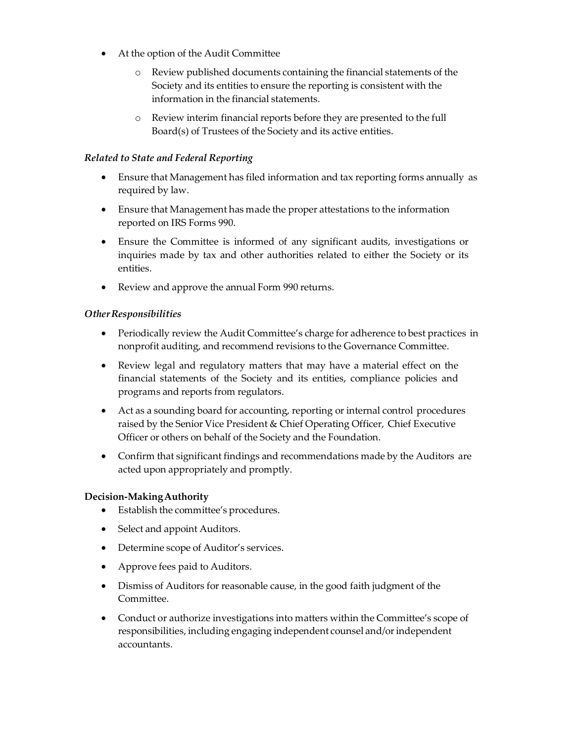- At the option of the Audit Committee
  - Review published documents containing the financial statements of the Society and its entities to ensure the reporting is consistent with the information in the financial statements.
  - Review interim financial reports before they are presented to the full Board(s) of Trustees of the Society and its active entities.

*Related to State and Federal Reporting*

- Ensure that Management has filed information and tax reporting forms annually as required by law.
- Ensure that Management has made the proper attestations to the information reported on IRS Forms 990.
- Ensure the Committee is informed of any significant audits, investigations or inquiries made by tax and other authorities related to either the Society or its entities.
- Review and approve the annual Form 990 returns.

*Other Responsibilities*

- Periodically review the Audit Committee's charge for adherence to best practices in nonprofit auditing, and recommend revisions to the Governance Committee.
- Review legal and regulatory matters that may have a material effect on the financial statements of the Society and its entities, compliance policies and programs and reports from regulators.
- Act as a sounding board for accounting, reporting or internal control procedures raised by the Senior Vice President & Chief Operating Officer, Chief Executive Officer or others on behalf of the Society and the Foundation.
- Confirm that significant findings and recommendations made by the Auditors are acted upon appropriately and promptly.

**Decision-Making Authority**

- Establish the committee's procedures.
- Select and appoint Auditors.
- Determine scope of Auditor's services.
- Approve fees paid to Auditors.
- Dismiss of Auditors for reasonable cause, in the good faith judgment of the Committee.
- Conduct or authorize investigations into matters within the Committee's scope of responsibilities, including engaging independent counsel and/or independent accountants.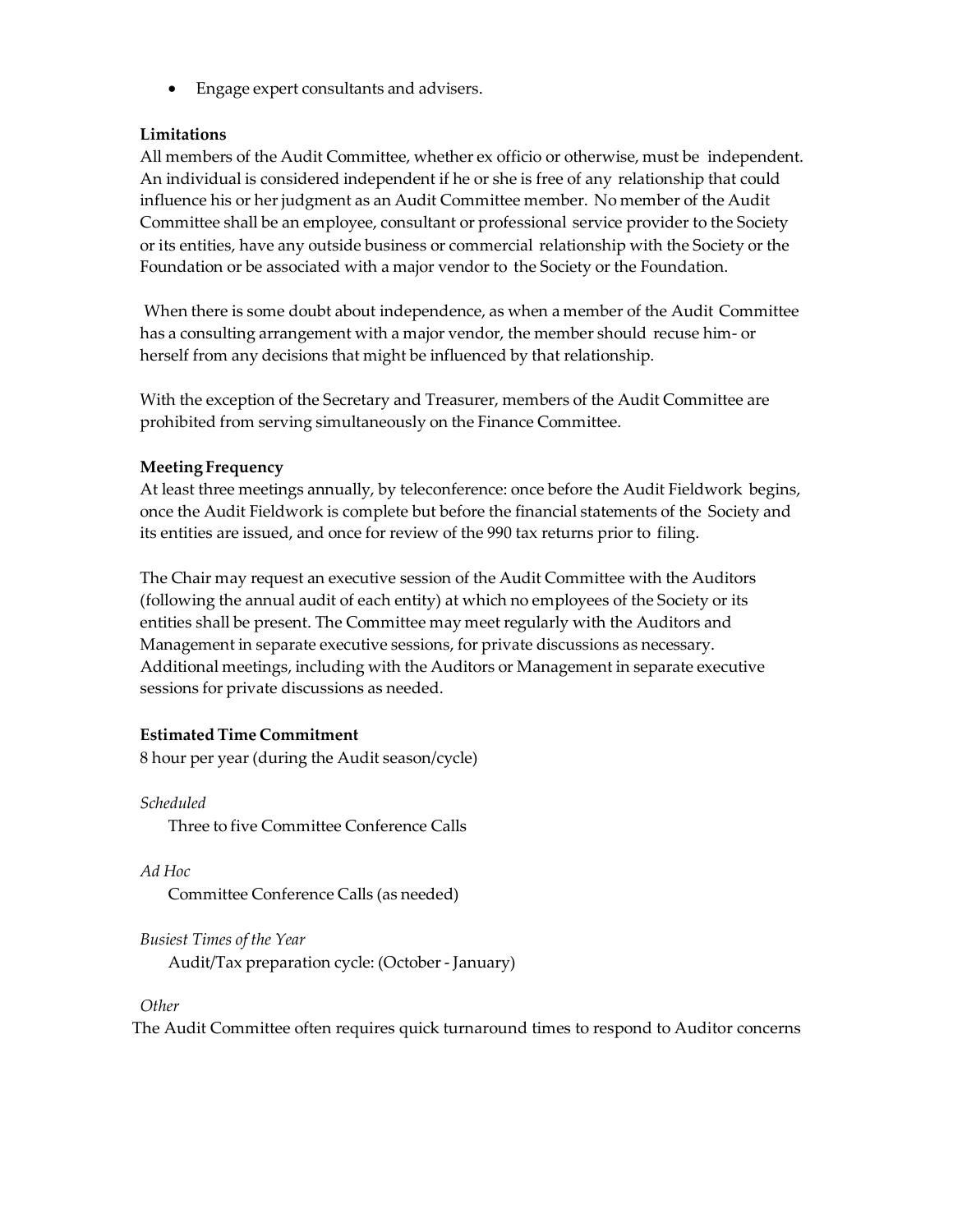- Engage expert consultants and advisers.

**Limitations**
All members of the Audit Committee, whether ex officio or otherwise, must be independent. An individual is considered independent if he or she is free of any relationship that could influence his or her judgment as an Audit Committee member. No member of the Audit Committee shall be an employee, consultant or professional service provider to the Society or its entities, have any outside business or commercial relationship with the Society or the Foundation or be associated with a major vendor to the Society or the Foundation.

When there is some doubt about independence, as when a member of the Audit Committee has a consulting arrangement with a major vendor, the member should recuse him- or herself from any decisions that might be influenced by that relationship.

With the exception of the Secretary and Treasurer, members of the Audit Committee are prohibited from serving simultaneously on the Finance Committee.

**Meeting Frequency**
At least three meetings annually, by teleconference: once before the Audit Fieldwork begins, once the Audit Fieldwork is complete but before the financial statements of the Society and its entities are issued, and once for review of the 990 tax returns prior to filing.

The Chair may request an executive session of the Audit Committee with the Auditors (following the annual audit of each entity) at which no employees of the Society or its entities shall be present. The Committee may meet regularly with the Auditors and Management in separate executive sessions, for private discussions as necessary. Additional meetings, including with the Auditors or Management in separate executive sessions for private discussions as needed.

**Estimated Time Commitment**
8 hour per year (during the Audit season/cycle)

*Scheduled*
Three to five Committee Conference Calls

*Ad Hoc*
Committee Conference Calls (as needed)

*Busiest Times of the Year*
Audit/Tax preparation cycle: (October - January)

*Other*
The Audit Committee often requires quick turnaround times to respond to Auditor concerns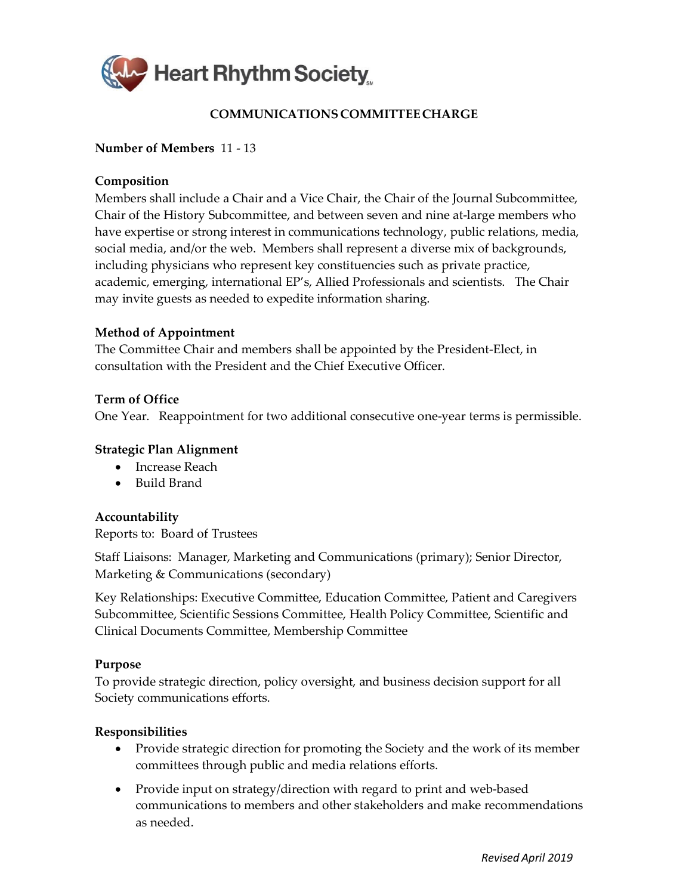Heart Rhythm Society

## COMMUNICATIONS COMMITTEE CHARGE

**Number of Members** 11 - 13

**Composition**
Members shall include a Chair and a Vice Chair, the Chair of the Journal Subcommittee, Chair of the History Subcommittee, and between seven and nine at-large members who have expertise or strong interest in communications technology, public relations, media, social media, and/or the web. Members shall represent a diverse mix of backgrounds, including physicians who represent key constituencies such as private practice, academic, emerging, international EP's, Allied Professionals and scientists. The Chair may invite guests as needed to expedite information sharing.

**Method of Appointment**
The Committee Chair and members shall be appointed by the President-Elect, in consultation with the President and the Chief Executive Officer.

**Term of Office**
One Year. Reappointment for two additional consecutive one-year terms is permissible.

**Strategic Plan Alignment**

- Increase Reach
- Build Brand

**Accountability**
Reports to: Board of Trustees

Staff Liaisons: Manager, Marketing and Communications (primary); Senior Director, Marketing & Communications (secondary)

Key Relationships: Executive Committee, Education Committee, Patient and Caregivers Subcommittee, Scientific Sessions Committee, Health Policy Committee, Scientific and Clinical Documents Committee, Membership Committee

**Purpose**
To provide strategic direction, policy oversight, and business decision support for all Society communications efforts.

**Responsibilities**

- Provide strategic direction for promoting the Society and the work of its member committees through public and media relations efforts.
- Provide input on strategy/direction with regard to print and web-based communications to members and other stakeholders and make recommendations as needed.

*Revised April 2019*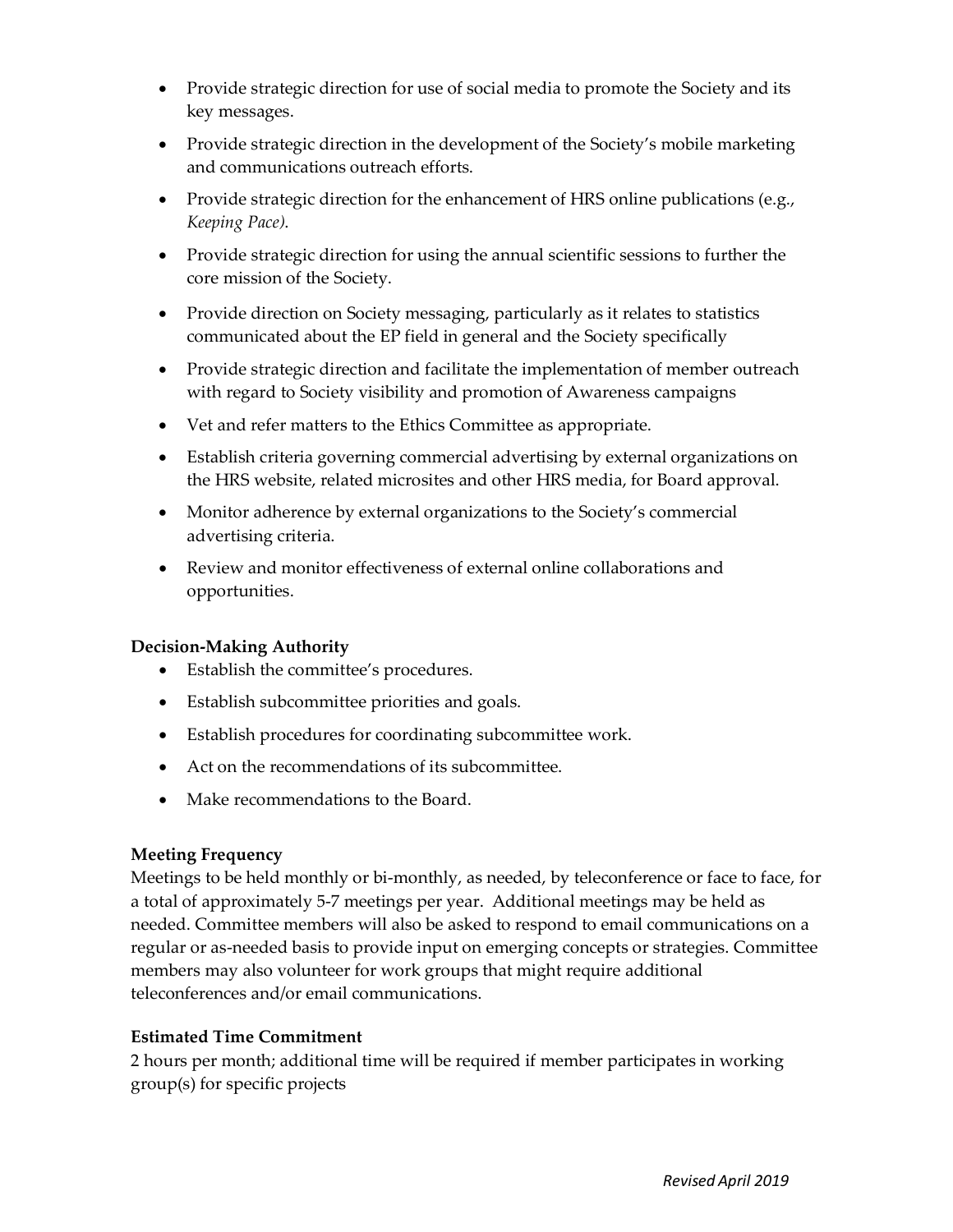- Provide strategic direction for use of social media to promote the Society and its key messages.
- Provide strategic direction in the development of the Society's mobile marketing and communications outreach efforts.
- Provide strategic direction for the enhancement of HRS online publications (e.g., *Keeping Pace).*
- Provide strategic direction for using the annual scientific sessions to further the core mission of the Society.
- Provide direction on Society messaging, particularly as it relates to statistics communicated about the EP field in general and the Society specifically
- Provide strategic direction and facilitate the implementation of member outreach with regard to Society visibility and promotion of Awareness campaigns
- Vet and refer matters to the Ethics Committee as appropriate.
- Establish criteria governing commercial advertising by external organizations on the HRS website, related microsites and other HRS media, for Board approval.
- Monitor adherence by external organizations to the Society's commercial advertising criteria.
- Review and monitor effectiveness of external online collaborations and opportunities.

**Decision-Making Authority**

- Establish the committee's procedures.
- Establish subcommittee priorities and goals.
- Establish procedures for coordinating subcommittee work.
- Act on the recommendations of its subcommittee.
- Make recommendations to the Board.

**Meeting Frequency**

Meetings to be held monthly or bi-monthly, as needed, by teleconference or face to face, for a total of approximately 5-7 meetings per year. Additional meetings may be held as needed. Committee members will also be asked to respond to email communications on a regular or as-needed basis to provide input on emerging concepts or strategies. Committee members may also volunteer for work groups that might require additional teleconferences and/or email communications.

**Estimated Time Commitment**

2 hours per month; additional time will be required if member participates in working group(s) for specific projects

*Revised April 2019*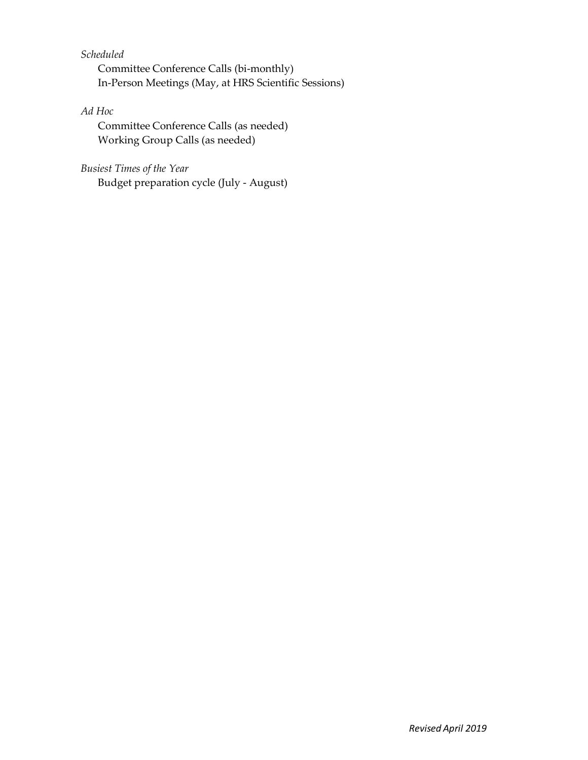*Scheduled*

Committee Conference Calls (bi-monthly)
In-Person Meetings (May, at HRS Scientific Sessions)

*Ad Hoc*

Committee Conference Calls (as needed)
Working Group Calls (as needed)

*Busiest Times of the Year*

Budget preparation cycle (July - August)

*Revised April 2019*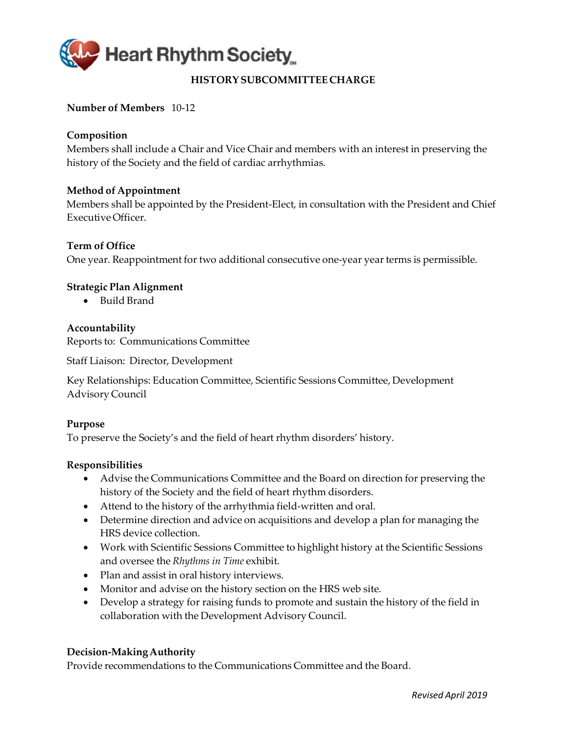Heart Rhythm Society

# HISTORY SUBCOMMITTEE CHARGE

**Number of Members** 10-12

**Composition**
Members shall include a Chair and Vice Chair and members with an interest in preserving the history of the Society and the field of cardiac arrhythmias.

**Method of Appointment**
Members shall be appointed by the President-Elect, in consultation with the President and Chief Executive Officer.

**Term of Office**
One year. Reappointment for two additional consecutive one-year year terms is permissible.

**Strategic Plan Alignment**

- Build Brand

**Accountability**
Reports to: Communications Committee

Staff Liaison: Director, Development

Key Relationships: Education Committee, Scientific Sessions Committee, Development Advisory Council

**Purpose**
To preserve the Society's and the field of heart rhythm disorders' history.

**Responsibilities**

- Advise the Communications Committee and the Board on direction for preserving the history of the Society and the field of heart rhythm disorders.
- Attend to the history of the arrhythmia field-written and oral.
- Determine direction and advice on acquisitions and develop a plan for managing the HRS device collection.
- Work with Scientific Sessions Committee to highlight history at the Scientific Sessions and oversee the *Rhythms in Time* exhibit.
- Plan and assist in oral history interviews.
- Monitor and advise on the history section on the HRS web site.
- Develop a strategy for raising funds to promote and sustain the history of the field in collaboration with the Development Advisory Council.

**Decision-Making Authority**
Provide recommendations to the Communications Committee and the Board.

*Revised April 2019*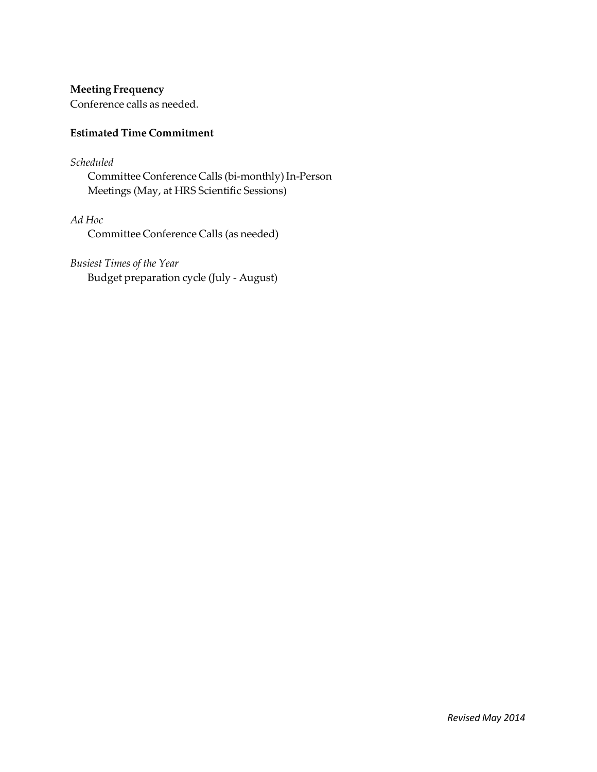**Meeting Frequency**

Conference calls as needed.

**Estimated Time Commitment**

*Scheduled*

Committee Conference Calls (bi-monthly) In-Person Meetings (May, at HRS Scientific Sessions)

*Ad Hoc*

Committee Conference Calls (as needed)

*Busiest Times of the Year*

Budget preparation cycle (July - August)

*Revised May 2014*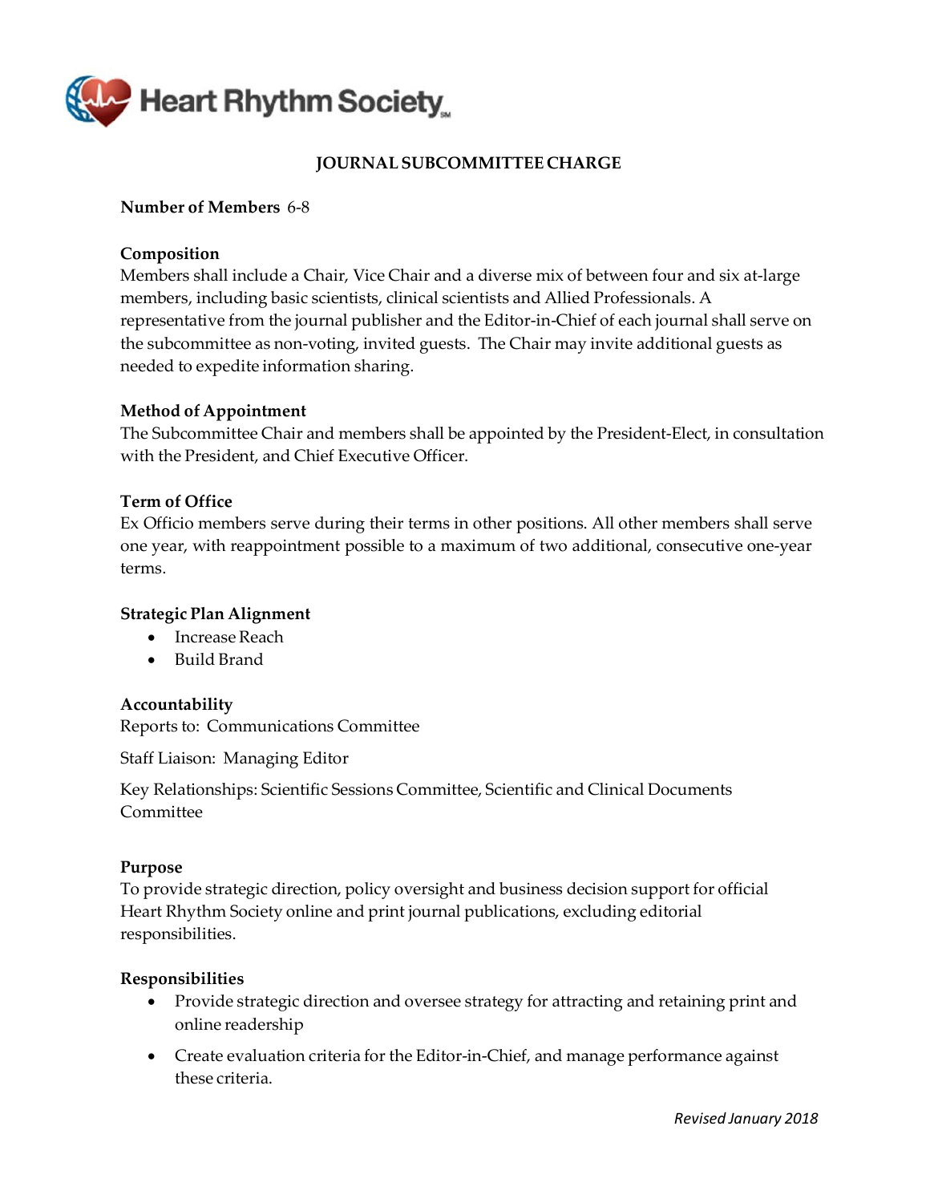# JOURNAL SUBCOMMITTEE CHARGE

**Number of Members** 6-8

**Composition**
Members shall include a Chair, Vice Chair and a diverse mix of between four and six at-large members, including basic scientists, clinical scientists and Allied Professionals. A representative from the journal publisher and the Editor-in-Chief of each journal shall serve on the subcommittee as non-voting, invited guests. The Chair may invite additional guests as needed to expedite information sharing.

**Method of Appointment**
The Subcommittee Chair and members shall be appointed by the President-Elect, in consultation with the President, and Chief Executive Officer.

**Term of Office**
Ex Officio members serve during their terms in other positions. All other members shall serve one year, with reappointment possible to a maximum of two additional, consecutive one-year terms.

**Strategic Plan Alignment**

- Increase Reach
- Build Brand

**Accountability**
Reports to: Communications Committee

Staff Liaison: Managing Editor

Key Relationships: Scientific Sessions Committee, Scientific and Clinical Documents Committee

**Purpose**
To provide strategic direction, policy oversight and business decision support for official Heart Rhythm Society online and print journal publications, excluding editorial responsibilities.

**Responsibilities**

- Provide strategic direction and oversee strategy for attracting and retaining print and online readership
- Create evaluation criteria for the Editor-in-Chief, and manage performance against these criteria.

*Revised January 2018*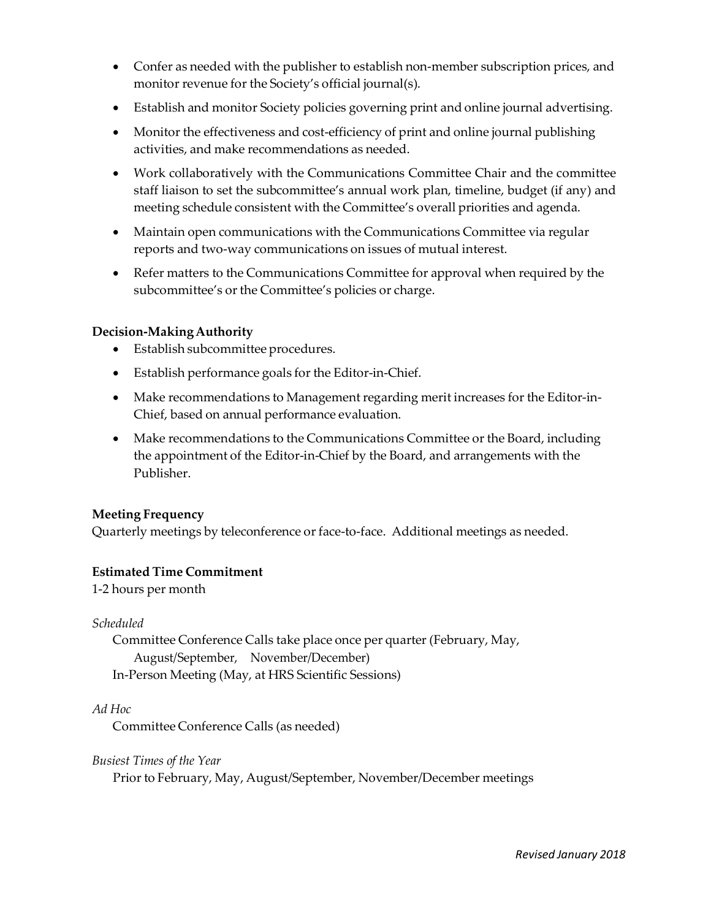- Confer as needed with the publisher to establish non-member subscription prices, and monitor revenue for the Society's official journal(s).
- Establish and monitor Society policies governing print and online journal advertising.
- Monitor the effectiveness and cost-efficiency of print and online journal publishing activities, and make recommendations as needed.
- Work collaboratively with the Communications Committee Chair and the committee staff liaison to set the subcommittee's annual work plan, timeline, budget (if any) and meeting schedule consistent with the Committee's overall priorities and agenda.
- Maintain open communications with the Communications Committee via regular reports and two-way communications on issues of mutual interest.
- Refer matters to the Communications Committee for approval when required by the subcommittee's or the Committee's policies or charge.

**Decision-Making Authority**

- Establish subcommittee procedures.
- Establish performance goals for the Editor-in-Chief.
- Make recommendations to Management regarding merit increases for the Editor-in-Chief, based on annual performance evaluation.
- Make recommendations to the Communications Committee or the Board, including the appointment of the Editor-in-Chief by the Board, and arrangements with the Publisher.

**Meeting Frequency**

Quarterly meetings by teleconference or face-to-face. Additional meetings as needed.

**Estimated Time Commitment**

1-2 hours per month

*Scheduled*

Committee Conference Calls take place once per quarter (February, May, August/September, November/December)

In-Person Meeting (May, at HRS Scientific Sessions)

*Ad Hoc*

Committee Conference Calls (as needed)

*Busiest Times of the Year*

Prior to February, May, August/September, November/December meetings

*Revised January 2018*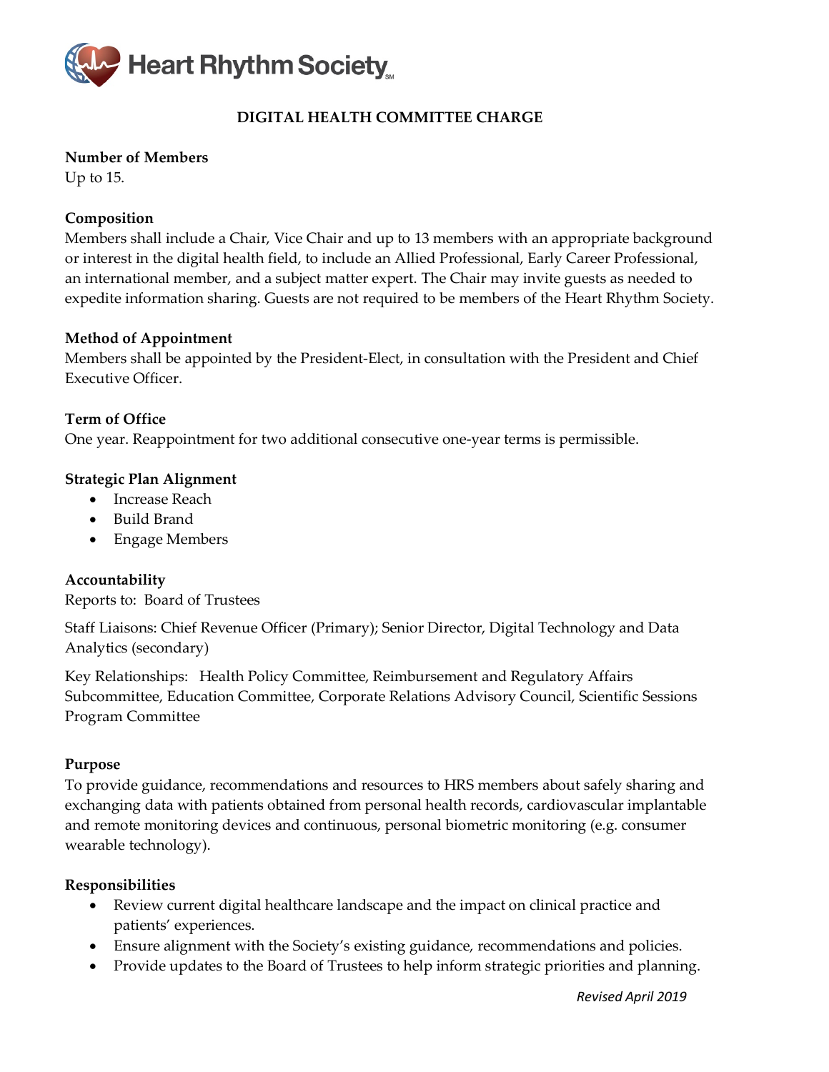Heart Rhythm Society

# DIGITAL HEALTH COMMITTEE CHARGE

**Number of Members**
Up to 15.

**Composition**
Members shall include a Chair, Vice Chair and up to 13 members with an appropriate background or interest in the digital health field, to include an Allied Professional, Early Career Professional, an international member, and a subject matter expert. The Chair may invite guests as needed to expedite information sharing. Guests are not required to be members of the Heart Rhythm Society.

**Method of Appointment**
Members shall be appointed by the President-Elect, in consultation with the President and Chief Executive Officer.

**Term of Office**
One year. Reappointment for two additional consecutive one-year terms is permissible.

**Strategic Plan Alignment**

- Increase Reach
- Build Brand
- Engage Members

**Accountability**
Reports to: Board of Trustees

Staff Liaisons: Chief Revenue Officer (Primary); Senior Director, Digital Technology and Data Analytics (secondary)

Key Relationships: Health Policy Committee, Reimbursement and Regulatory Affairs Subcommittee, Education Committee, Corporate Relations Advisory Council, Scientific Sessions Program Committee

**Purpose**
To provide guidance, recommendations and resources to HRS members about safely sharing and exchanging data with patients obtained from personal health records, cardiovascular implantable and remote monitoring devices and continuous, personal biometric monitoring (e.g. consumer wearable technology).

**Responsibilities**

- Review current digital healthcare landscape and the impact on clinical practice and patients' experiences.
- Ensure alignment with the Society's existing guidance, recommendations and policies.
- Provide updates to the Board of Trustees to help inform strategic priorities and planning.

*Revised April 2019*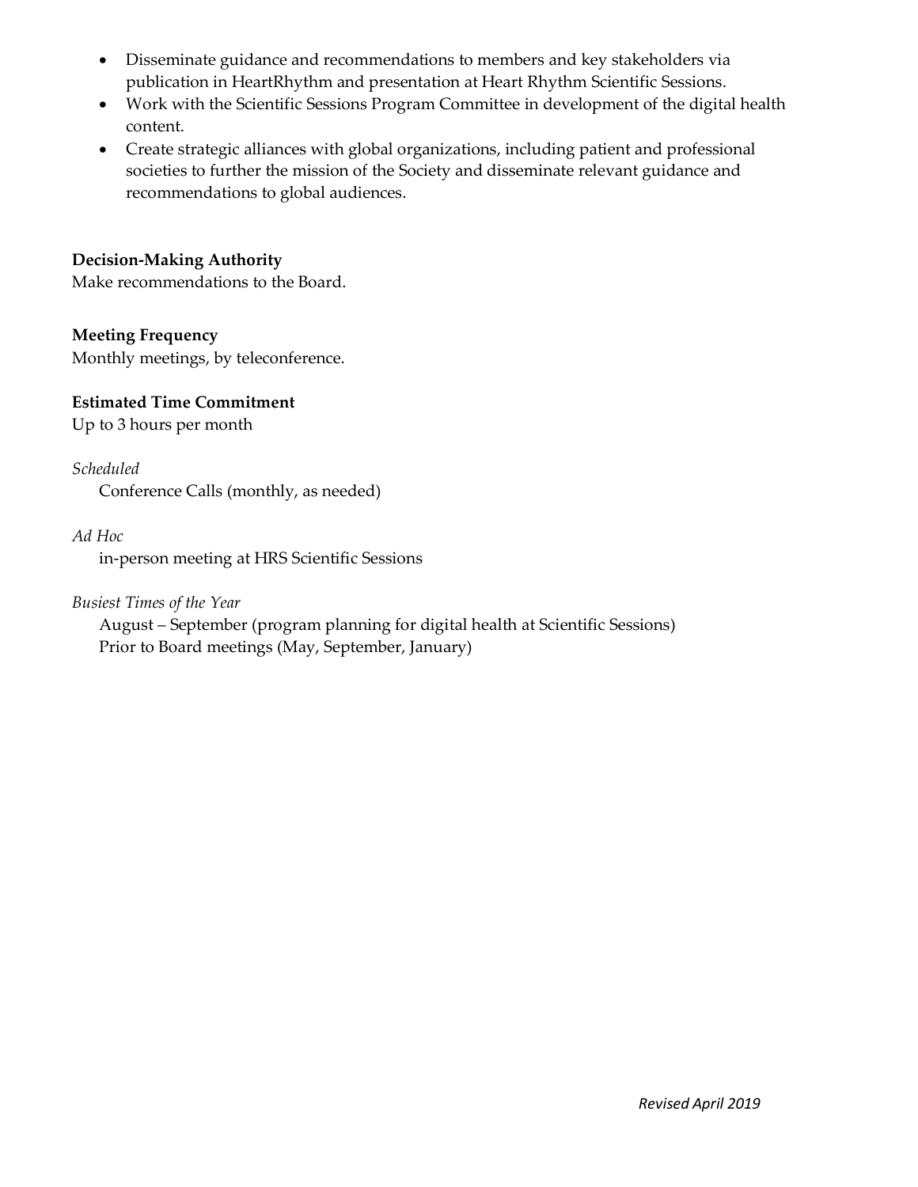- Disseminate guidance and recommendations to members and key stakeholders via publication in HeartRhythm and presentation at Heart Rhythm Scientific Sessions.
- Work with the Scientific Sessions Program Committee in development of the digital health content.
- Create strategic alliances with global organizations, including patient and professional societies to further the mission of the Society and disseminate relevant guidance and recommendations to global audiences.

**Decision-Making Authority**
Make recommendations to the Board.

**Meeting Frequency**
Monthly meetings, by teleconference.

**Estimated Time Commitment**
Up to 3 hours per month

*Scheduled*
Conference Calls (monthly, as needed)

*Ad Hoc*
in-person meeting at HRS Scientific Sessions

*Busiest Times of the Year*
August – September (program planning for digital health at Scientific Sessions)
Prior to Board meetings (May, September, January)

*Revised April 2019*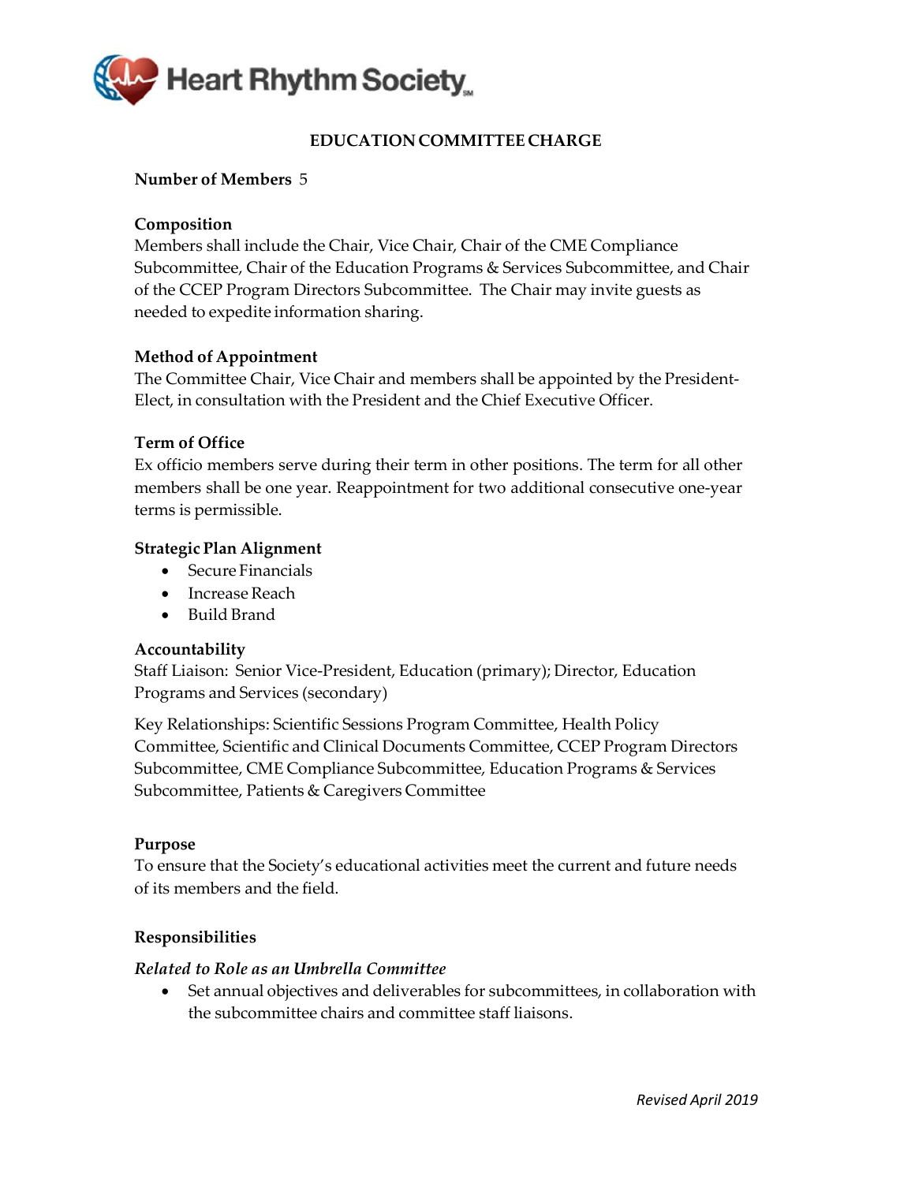# EDUCATION COMMITTEE CHARGE

**Number of Members** 5

**Composition**
Members shall include the Chair, Vice Chair, Chair of the CME Compliance Subcommittee, Chair of the Education Programs & Services Subcommittee, and Chair of the CCEP Program Directors Subcommittee. The Chair may invite guests as needed to expedite information sharing.

**Method of Appointment**
The Committee Chair, Vice Chair and members shall be appointed by the President-Elect, in consultation with the President and the Chief Executive Officer.

**Term of Office**
Ex officio members serve during their term in other positions. The term for all other members shall be one year. Reappointment for two additional consecutive one-year terms is permissible.

**Strategic Plan Alignment**

- Secure Financials
- Increase Reach
- Build Brand

**Accountability**
Staff Liaison: Senior Vice-President, Education (primary); Director, Education Programs and Services (secondary)

Key Relationships: Scientific Sessions Program Committee, Health Policy Committee, Scientific and Clinical Documents Committee, CCEP Program Directors Subcommittee, CME Compliance Subcommittee, Education Programs & Services Subcommittee, Patients & Caregivers Committee

**Purpose**
To ensure that the Society's educational activities meet the current and future needs of its members and the field.

**Responsibilities**

***Related to Role as an Umbrella Committee***

- Set annual objectives and deliverables for subcommittees, in collaboration with the subcommittee chairs and committee staff liaisons.

*Revised April 2019*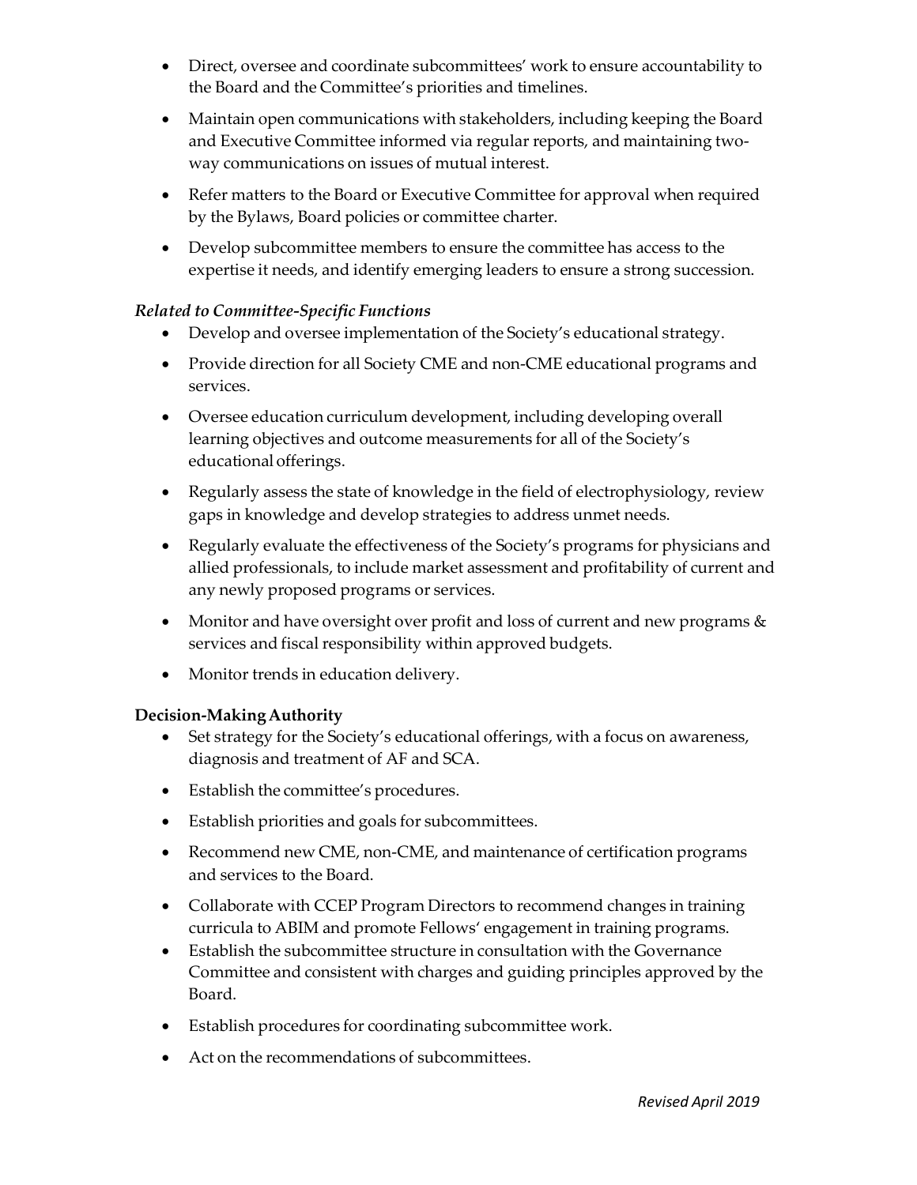- Direct, oversee and coordinate subcommittees' work to ensure accountability to the Board and the Committee's priorities and timelines.
- Maintain open communications with stakeholders, including keeping the Board and Executive Committee informed via regular reports, and maintaining two-way communications on issues of mutual interest.
- Refer matters to the Board or Executive Committee for approval when required by the Bylaws, Board policies or committee charter.
- Develop subcommittee members to ensure the committee has access to the expertise it needs, and identify emerging leaders to ensure a strong succession.

*Related to Committee-Specific Functions*

- Develop and oversee implementation of the Society's educational strategy.
- Provide direction for all Society CME and non-CME educational programs and services.
- Oversee education curriculum development, including developing overall learning objectives and outcome measurements for all of the Society's educational offerings.
- Regularly assess the state of knowledge in the field of electrophysiology, review gaps in knowledge and develop strategies to address unmet needs.
- Regularly evaluate the effectiveness of the Society's programs for physicians and allied professionals, to include market assessment and profitability of current and any newly proposed programs or services.
- Monitor and have oversight over profit and loss of current and new programs & services and fiscal responsibility within approved budgets.
- Monitor trends in education delivery.

**Decision-Making Authority**

- Set strategy for the Society's educational offerings, with a focus on awareness, diagnosis and treatment of AF and SCA.
- Establish the committee's procedures.
- Establish priorities and goals for subcommittees.
- Recommend new CME, non-CME, and maintenance of certification programs and services to the Board.
- Collaborate with CCEP Program Directors to recommend changes in training curricula to ABIM and promote Fellows' engagement in training programs.
- Establish the subcommittee structure in consultation with the Governance Committee and consistent with charges and guiding principles approved by the Board.
- Establish procedures for coordinating subcommittee work.
- Act on the recommendations of subcommittees.

*Revised April 2019*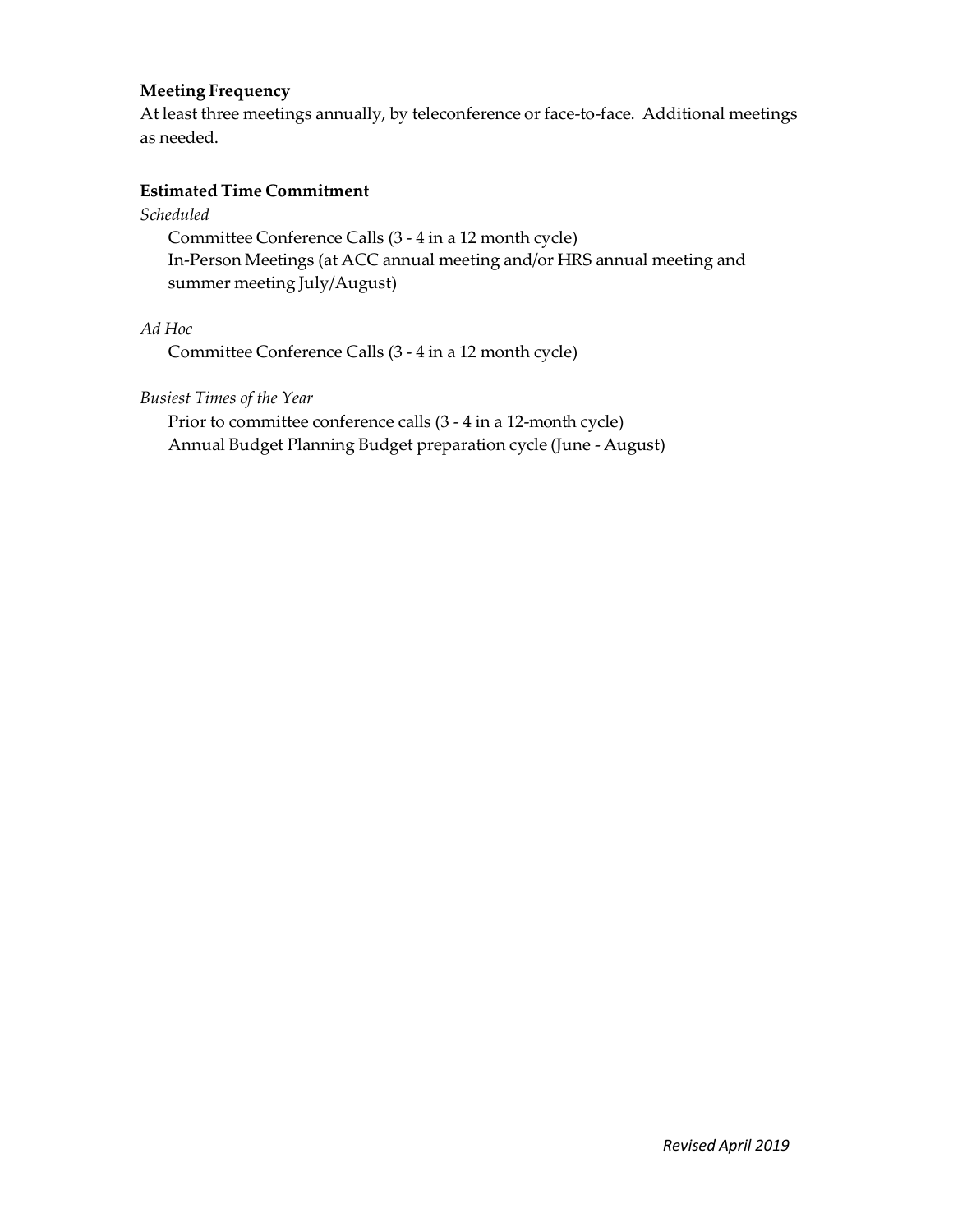**Meeting Frequency**

At least three meetings annually, by teleconference or face-to-face. Additional meetings as needed.

**Estimated Time Commitment**

*Scheduled*

Committee Conference Calls (3 - 4 in a 12 month cycle)
In-Person Meetings (at ACC annual meeting and/or HRS annual meeting and summer meeting July/August)

*Ad Hoc*

Committee Conference Calls (3 - 4 in a 12 month cycle)

*Busiest Times of the Year*

Prior to committee conference calls (3 - 4 in a 12-month cycle)
Annual Budget Planning Budget preparation cycle (June - August)

*Revised April 2019*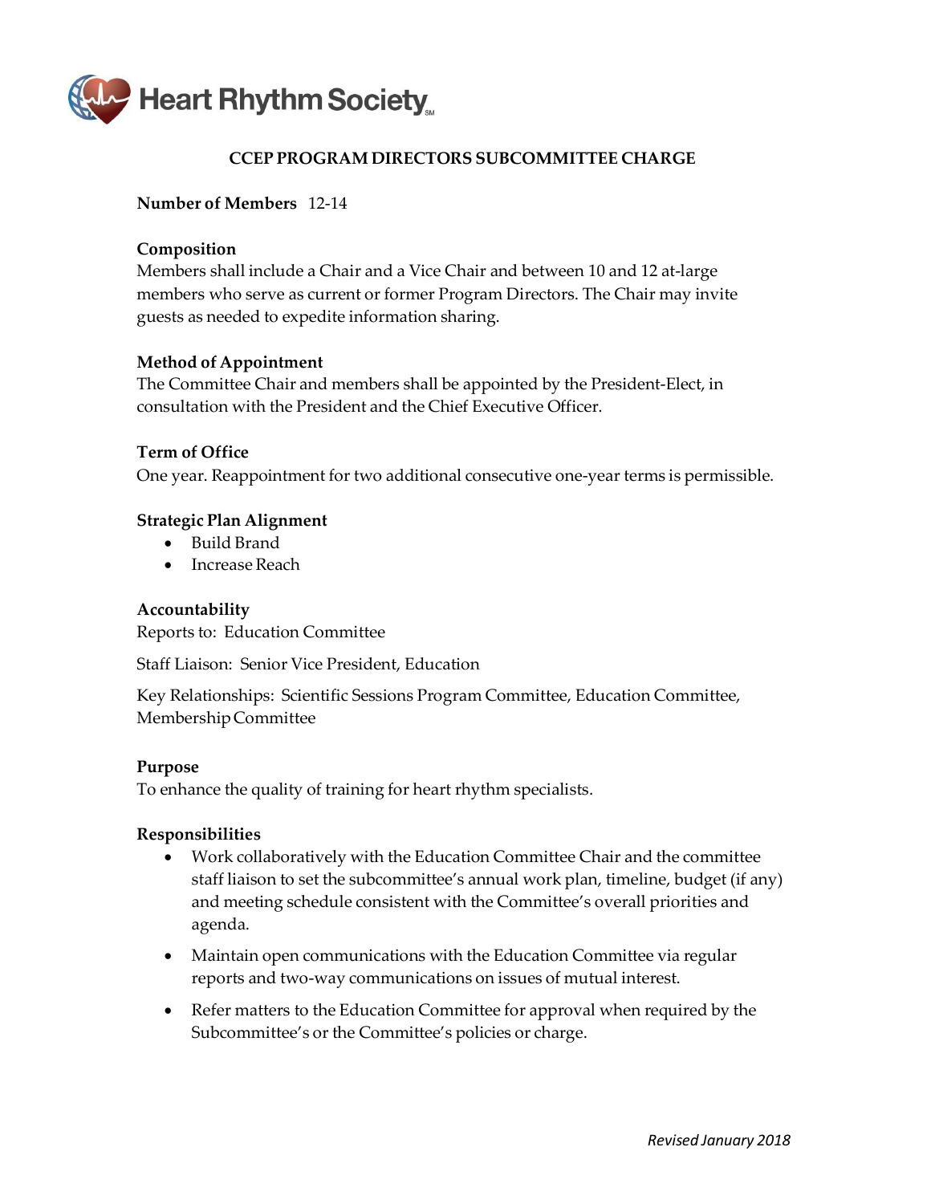Heart Rhythm Society

# CCEP PROGRAM DIRECTORS SUBCOMMITTEE CHARGE

**Number of Members** 12-14

**Composition**
Members shall include a Chair and a Vice Chair and between 10 and 12 at-large members who serve as current or former Program Directors. The Chair may invite guests as needed to expedite information sharing.

**Method of Appointment**
The Committee Chair and members shall be appointed by the President-Elect, in consultation with the President and the Chief Executive Officer.

**Term of Office**
One year. Reappointment for two additional consecutive one-year terms is permissible.

**Strategic Plan Alignment**

- Build Brand
- Increase Reach

**Accountability**
Reports to: Education Committee

Staff Liaison: Senior Vice President, Education

Key Relationships: Scientific Sessions Program Committee, Education Committee, Membership Committee

**Purpose**
To enhance the quality of training for heart rhythm specialists.

**Responsibilities**

- Work collaboratively with the Education Committee Chair and the committee staff liaison to set the subcommittee's annual work plan, timeline, budget (if any) and meeting schedule consistent with the Committee's overall priorities and agenda.
- Maintain open communications with the Education Committee via regular reports and two-way communications on issues of mutual interest.
- Refer matters to the Education Committee for approval when required by the Subcommittee's or the Committee's policies or charge.

*Revised January 2018*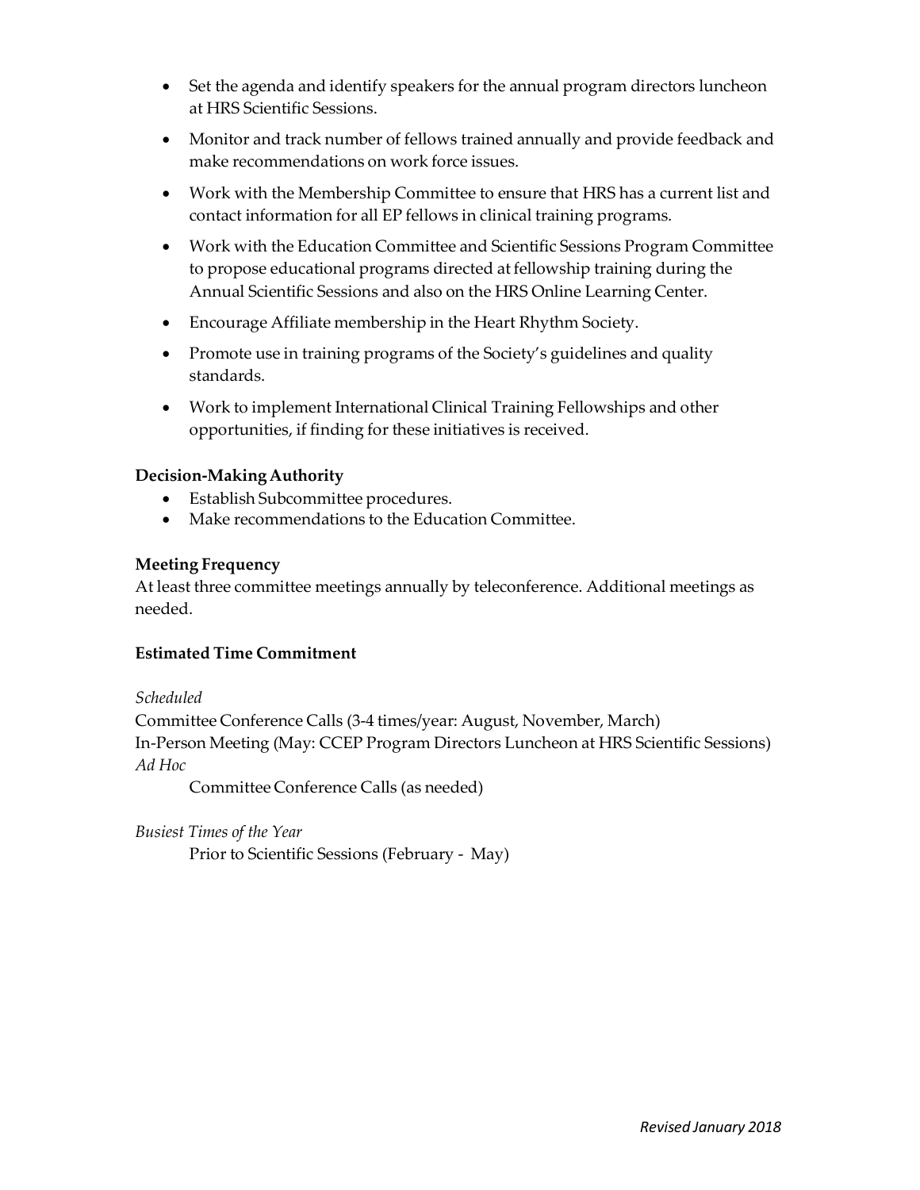- Set the agenda and identify speakers for the annual program directors luncheon at HRS Scientific Sessions.
- Monitor and track number of fellows trained annually and provide feedback and make recommendations on work force issues.
- Work with the Membership Committee to ensure that HRS has a current list and contact information for all EP fellows in clinical training programs.
- Work with the Education Committee and Scientific Sessions Program Committee to propose educational programs directed at fellowship training during the Annual Scientific Sessions and also on the HRS Online Learning Center.
- Encourage Affiliate membership in the Heart Rhythm Society.
- Promote use in training programs of the Society's guidelines and quality standards.
- Work to implement International Clinical Training Fellowships and other opportunities, if finding for these initiatives is received.

**Decision-Making Authority**

- Establish Subcommittee procedures.
- Make recommendations to the Education Committee.

**Meeting Frequency**

At least three committee meetings annually by teleconference. Additional meetings as needed.

**Estimated Time Commitment**

*Scheduled*

Committee Conference Calls (3-4 times/year: August, November, March)
In-Person Meeting (May: CCEP Program Directors Luncheon at HRS Scientific Sessions)

*Ad Hoc*

Committee Conference Calls (as needed)

*Busiest Times of the Year*

Prior to Scientific Sessions (February - May)

*Revised January 2018*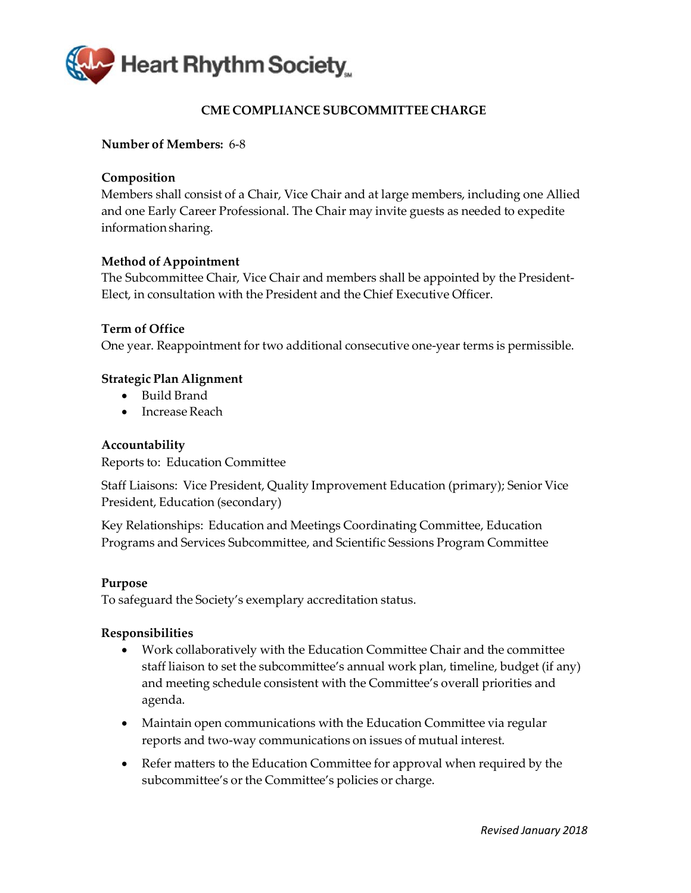## CME COMPLIANCE SUBCOMMITTEE CHARGE

**Number of Members:** 6-8

**Composition**
Members shall consist of a Chair, Vice Chair and at large members, including one Allied and one Early Career Professional. The Chair may invite guests as needed to expedite information sharing.

**Method of Appointment**
The Subcommittee Chair, Vice Chair and members shall be appointed by the President-Elect, in consultation with the President and the Chief Executive Officer.

**Term of Office**
One year. Reappointment for two additional consecutive one-year terms is permissible.

**Strategic Plan Alignment**

- Build Brand
- Increase Reach

**Accountability**
Reports to: Education Committee

Staff Liaisons: Vice President, Quality Improvement Education (primary); Senior Vice President, Education (secondary)

Key Relationships: Education and Meetings Coordinating Committee, Education Programs and Services Subcommittee, and Scientific Sessions Program Committee

**Purpose**
To safeguard the Society's exemplary accreditation status.

**Responsibilities**

- Work collaboratively with the Education Committee Chair and the committee staff liaison to set the subcommittee's annual work plan, timeline, budget (if any) and meeting schedule consistent with the Committee's overall priorities and agenda.
- Maintain open communications with the Education Committee via regular reports and two-way communications on issues of mutual interest.
- Refer matters to the Education Committee for approval when required by the subcommittee's or the Committee's policies or charge.

*Revised January 2018*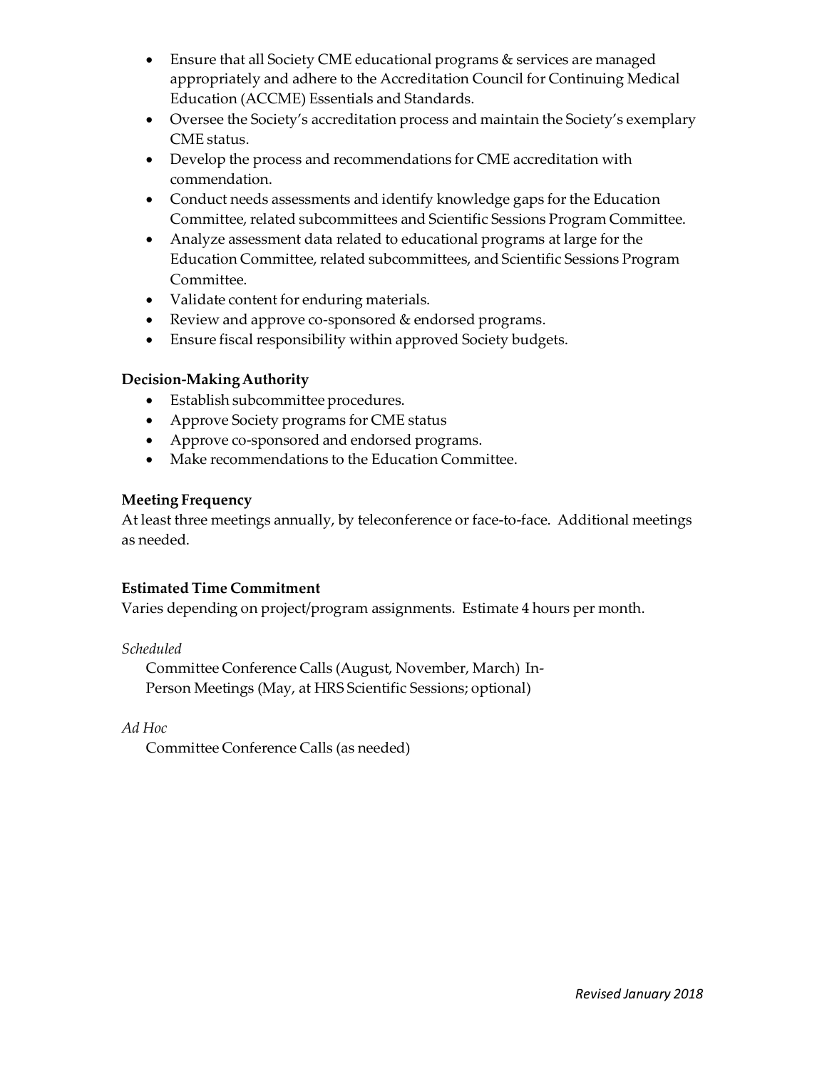- Ensure that all Society CME educational programs & services are managed appropriately and adhere to the Accreditation Council for Continuing Medical Education (ACCME) Essentials and Standards.
- Oversee the Society's accreditation process and maintain the Society's exemplary CME status.
- Develop the process and recommendations for CME accreditation with commendation.
- Conduct needs assessments and identify knowledge gaps for the Education Committee, related subcommittees and Scientific Sessions Program Committee.
- Analyze assessment data related to educational programs at large for the Education Committee, related subcommittees, and Scientific Sessions Program Committee.
- Validate content for enduring materials.
- Review and approve co-sponsored & endorsed programs.
- Ensure fiscal responsibility within approved Society budgets.

**Decision-Making Authority**

- Establish subcommittee procedures.
- Approve Society programs for CME status
- Approve co-sponsored and endorsed programs.
- Make recommendations to the Education Committee.

**Meeting Frequency**

At least three meetings annually, by teleconference or face-to-face. Additional meetings as needed.

**Estimated Time Commitment**

Varies depending on project/program assignments. Estimate 4 hours per month.

*Scheduled*

Committee Conference Calls (August, November, March) In-Person Meetings (May, at HRS Scientific Sessions; optional)

*Ad Hoc*

Committee Conference Calls (as needed)

*Revised January 2018*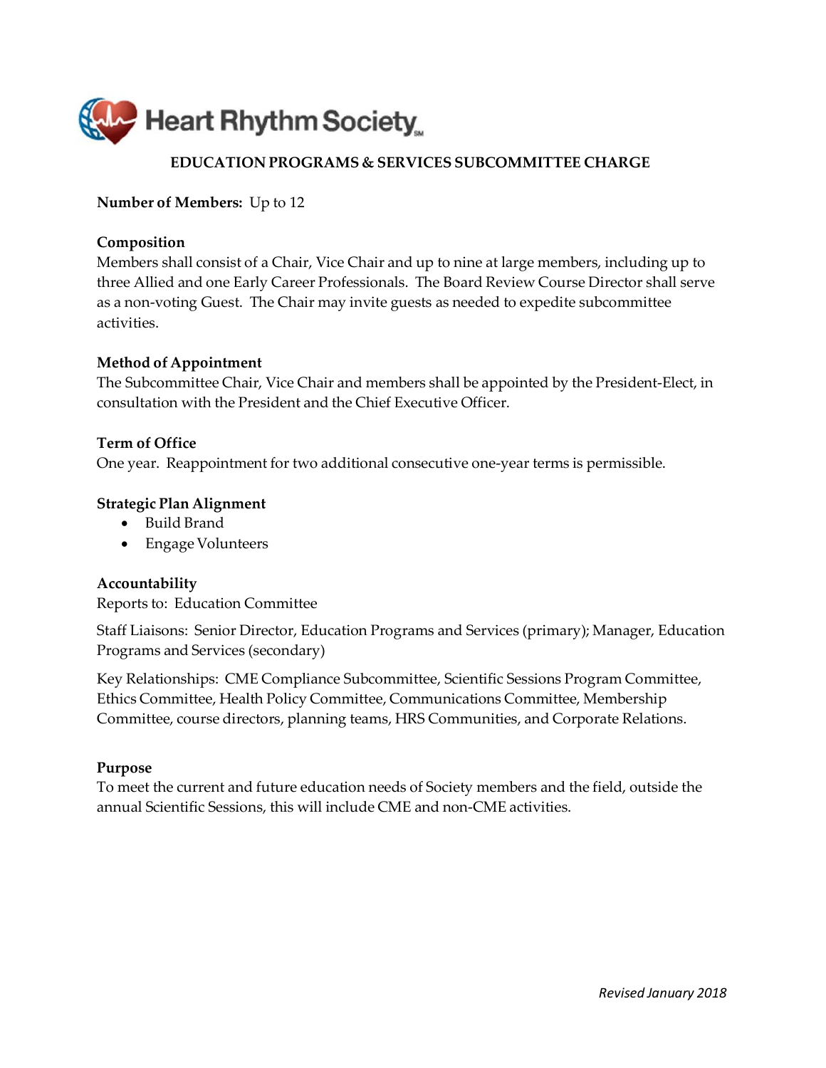Heart Rhythm Society

# EDUCATION PROGRAMS & SERVICES SUBCOMMITTEE CHARGE

**Number of Members:** Up to 12

**Composition**

Members shall consist of a Chair, Vice Chair and up to nine at large members, including up to three Allied and one Early Career Professionals. The Board Review Course Director shall serve as a non-voting Guest. The Chair may invite guests as needed to expedite subcommittee activities.

**Method of Appointment**

The Subcommittee Chair, Vice Chair and members shall be appointed by the President-Elect, in consultation with the President and the Chief Executive Officer.

**Term of Office**

One year. Reappointment for two additional consecutive one-year terms is permissible.

**Strategic Plan Alignment**

- Build Brand
- Engage Volunteers

**Accountability**

Reports to: Education Committee

Staff Liaisons: Senior Director, Education Programs and Services (primary); Manager, Education Programs and Services (secondary)

Key Relationships: CME Compliance Subcommittee, Scientific Sessions Program Committee, Ethics Committee, Health Policy Committee, Communications Committee, Membership Committee, course directors, planning teams, HRS Communities, and Corporate Relations.

**Purpose**

To meet the current and future education needs of Society members and the field, outside the annual Scientific Sessions, this will include CME and non-CME activities.

*Revised January 2018*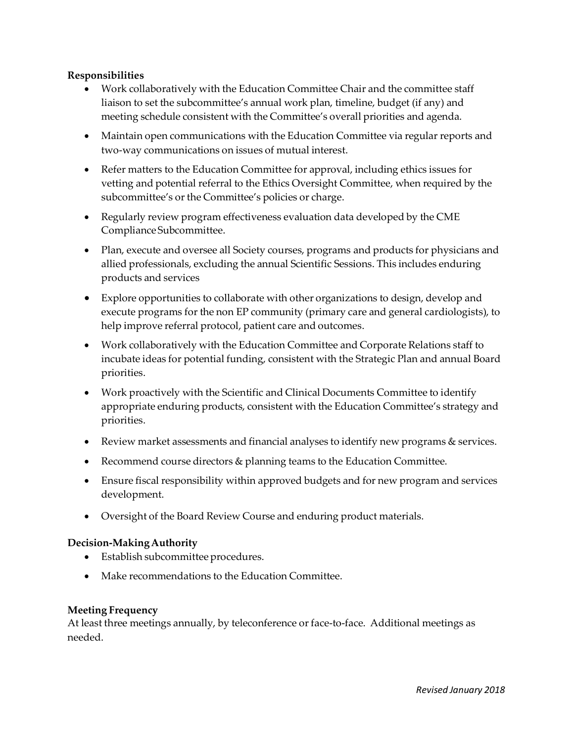**Responsibilities**

- Work collaboratively with the Education Committee Chair and the committee staff liaison to set the subcommittee's annual work plan, timeline, budget (if any) and meeting schedule consistent with the Committee's overall priorities and agenda.
- Maintain open communications with the Education Committee via regular reports and two-way communications on issues of mutual interest.
- Refer matters to the Education Committee for approval, including ethics issues for vetting and potential referral to the Ethics Oversight Committee, when required by the subcommittee's or the Committee's policies or charge.
- Regularly review program effectiveness evaluation data developed by the CME Compliance Subcommittee.
- Plan, execute and oversee all Society courses, programs and products for physicians and allied professionals, excluding the annual Scientific Sessions. This includes enduring products and services
- Explore opportunities to collaborate with other organizations to design, develop and execute programs for the non EP community (primary care and general cardiologists), to help improve referral protocol, patient care and outcomes.
- Work collaboratively with the Education Committee and Corporate Relations staff to incubate ideas for potential funding, consistent with the Strategic Plan and annual Board priorities.
- Work proactively with the Scientific and Clinical Documents Committee to identify appropriate enduring products, consistent with the Education Committee's strategy and priorities.
- Review market assessments and financial analyses to identify new programs & services.
- Recommend course directors & planning teams to the Education Committee.
- Ensure fiscal responsibility within approved budgets and for new program and services development.
- Oversight of the Board Review Course and enduring product materials.

**Decision-Making Authority**

- Establish subcommittee procedures.
- Make recommendations to the Education Committee.

**Meeting Frequency**

At least three meetings annually, by teleconference or face-to-face. Additional meetings as needed.

*Revised January 2018*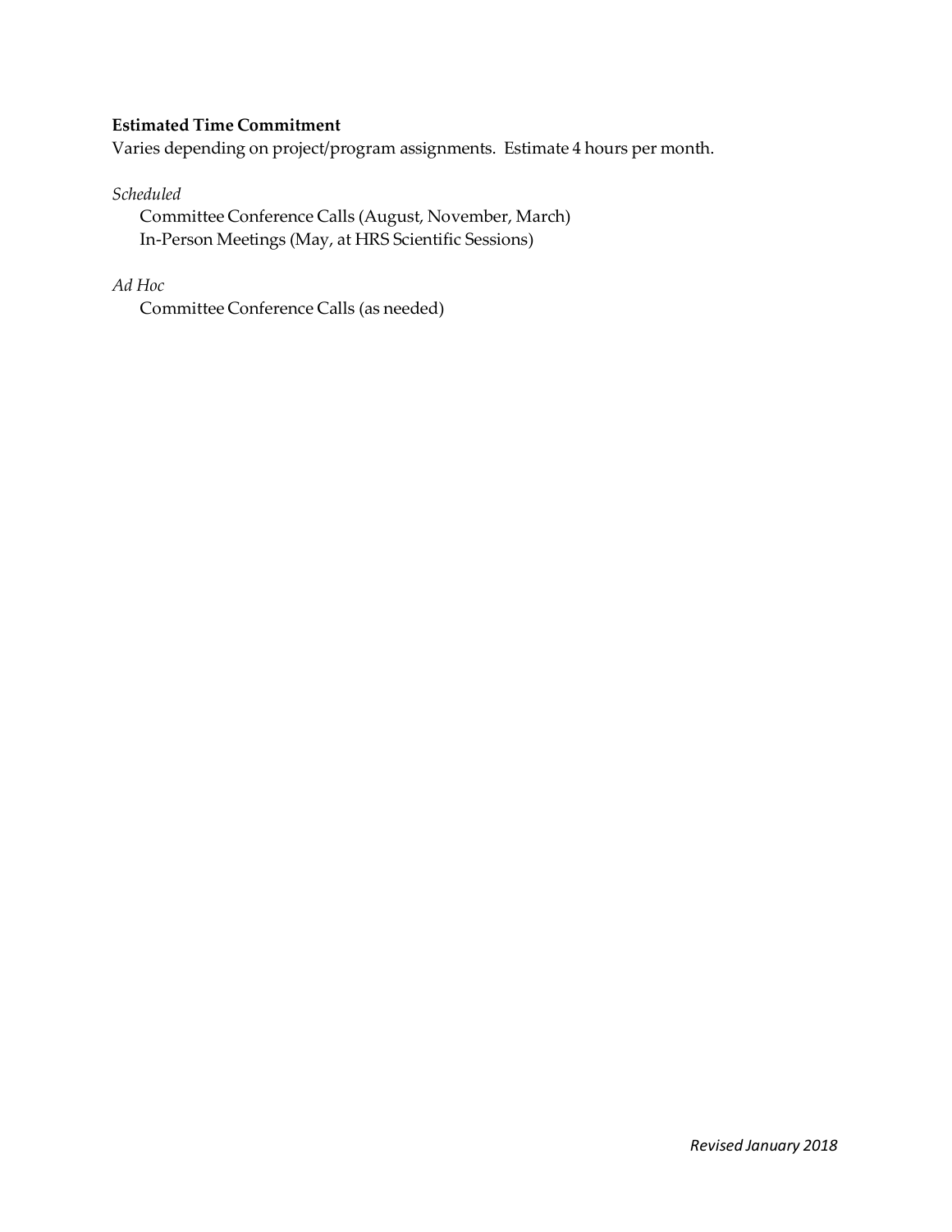**Estimated Time Commitment**

Varies depending on project/program assignments. Estimate 4 hours per month.

*Scheduled*

Committee Conference Calls (August, November, March)
In-Person Meetings (May, at HRS Scientific Sessions)

*Ad Hoc*

Committee Conference Calls (as needed)

*Revised January 2018*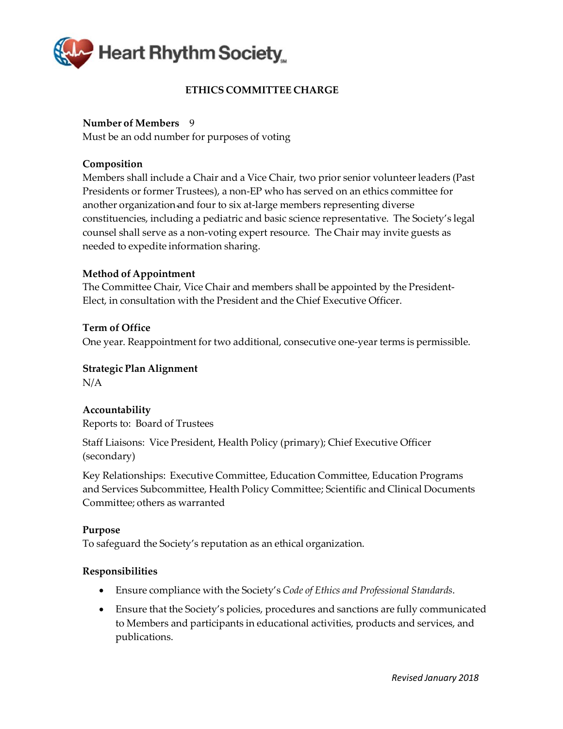Heart Rhythm Society

## ETHICS COMMITTEE CHARGE

**Number of Members** 9
Must be an odd number for purposes of voting

**Composition**
Members shall include a Chair and a Vice Chair, two prior senior volunteer leaders (Past Presidents or former Trustees), a non-EP who has served on an ethics committee for another organization and four to six at-large members representing diverse constituencies, including a pediatric and basic science representative. The Society's legal counsel shall serve as a non-voting expert resource. The Chair may invite guests as needed to expedite information sharing.

**Method of Appointment**
The Committee Chair, Vice Chair and members shall be appointed by the President-Elect, in consultation with the President and the Chief Executive Officer.

**Term of Office**
One year. Reappointment for two additional, consecutive one-year terms is permissible.

**Strategic Plan Alignment**
N/A

**Accountability**
Reports to: Board of Trustees

Staff Liaisons: Vice President, Health Policy (primary); Chief Executive Officer (secondary)

Key Relationships: Executive Committee, Education Committee, Education Programs and Services Subcommittee, Health Policy Committee; Scientific and Clinical Documents Committee; others as warranted

**Purpose**
To safeguard the Society's reputation as an ethical organization.

**Responsibilities**

- Ensure compliance with the Society's *Code of Ethics and Professional Standards*.
- Ensure that the Society's policies, procedures and sanctions are fully communicated to Members and participants in educational activities, products and services, and publications.

*Revised January 2018*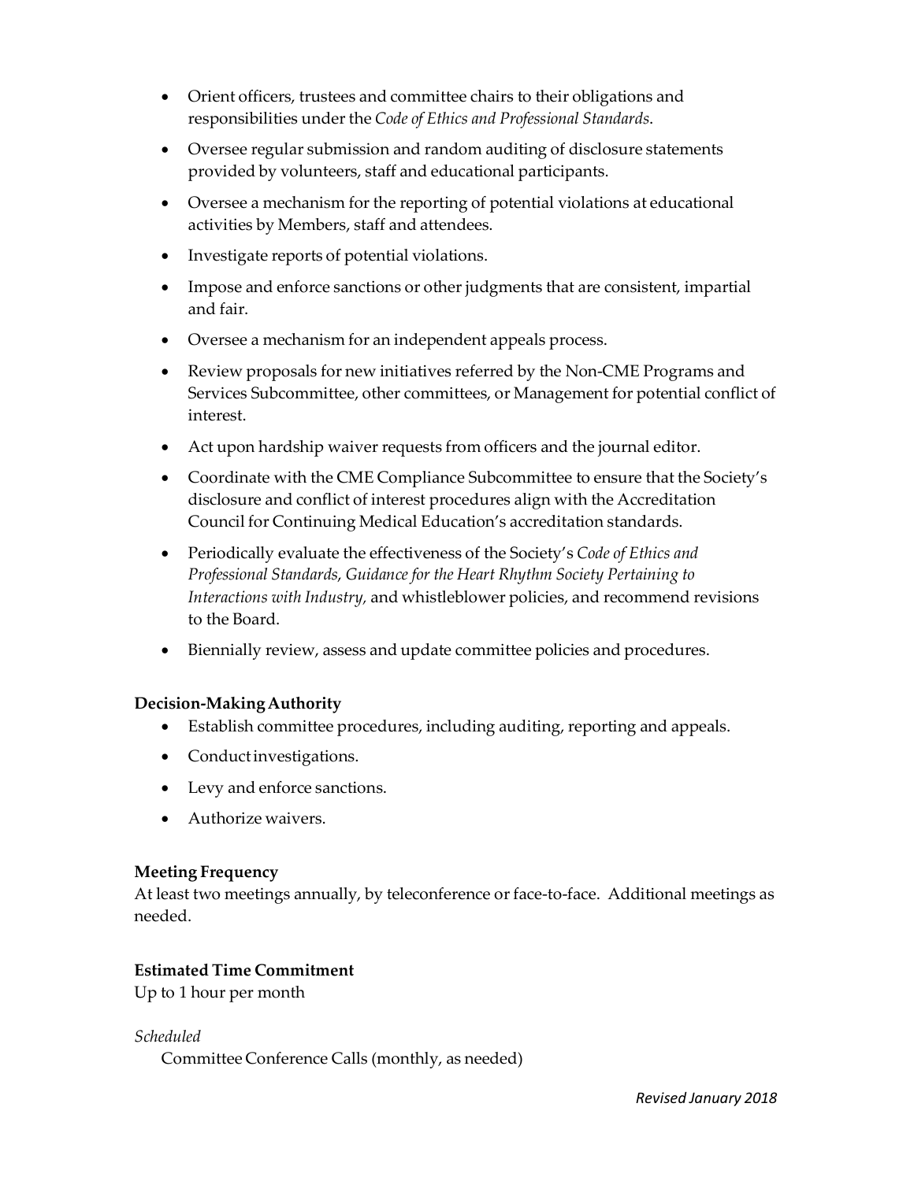- Orient officers, trustees and committee chairs to their obligations and responsibilities under the *Code of Ethics and Professional Standards*.
- Oversee regular submission and random auditing of disclosure statements provided by volunteers, staff and educational participants.
- Oversee a mechanism for the reporting of potential violations at educational activities by Members, staff and attendees.
- Investigate reports of potential violations.
- Impose and enforce sanctions or other judgments that are consistent, impartial and fair.
- Oversee a mechanism for an independent appeals process.
- Review proposals for new initiatives referred by the Non-CME Programs and Services Subcommittee, other committees, or Management for potential conflict of interest.
- Act upon hardship waiver requests from officers and the journal editor.
- Coordinate with the CME Compliance Subcommittee to ensure that the Society's disclosure and conflict of interest procedures align with the Accreditation Council for Continuing Medical Education's accreditation standards.
- Periodically evaluate the effectiveness of the Society's *Code of Ethics and Professional Standards*, *Guidance for the Heart Rhythm Society Pertaining to Interactions with Industry,* and whistleblower policies, and recommend revisions to the Board.
- Biennially review, assess and update committee policies and procedures.

**Decision-Making Authority**

- Establish committee procedures, including auditing, reporting and appeals.
- Conduct investigations.
- Levy and enforce sanctions.
- Authorize waivers.

**Meeting Frequency**

At least two meetings annually, by teleconference or face-to-face. Additional meetings as needed.

**Estimated Time Commitment**

Up to 1 hour per month

*Scheduled*

Committee Conference Calls (monthly, as needed)

*Revised January 2018*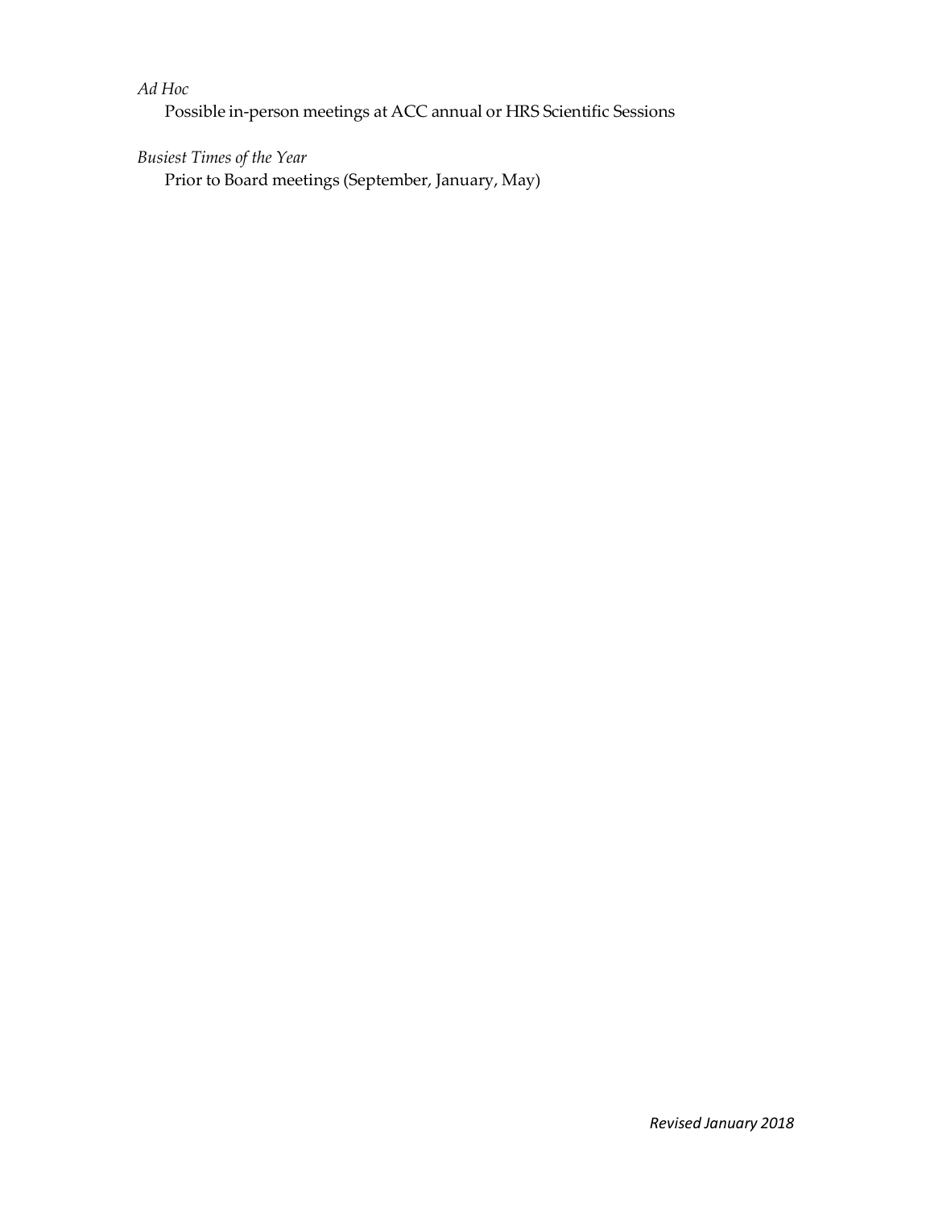*Ad Hoc*

Possible in-person meetings at ACC annual or HRS Scientific Sessions

*Busiest Times of the Year*

Prior to Board meetings (September, January, May)

*Revised January 2018*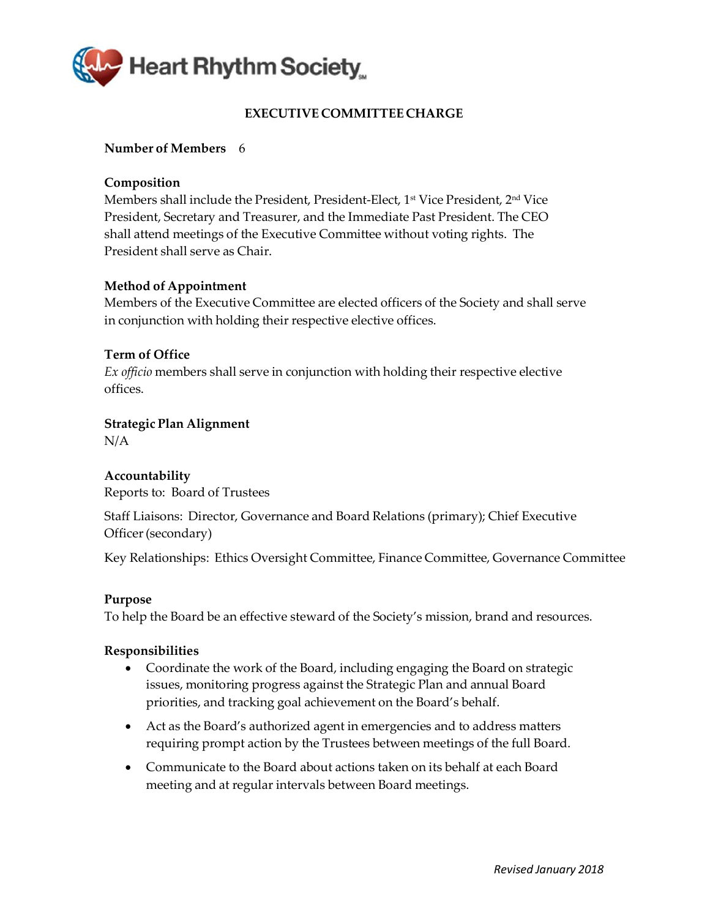# EXECUTIVE COMMITTEE CHARGE

**Number of Members** 6

**Composition**

Members shall include the President, President-Elect, 1st Vice President, 2nd Vice President, Secretary and Treasurer, and the Immediate Past President. The CEO shall attend meetings of the Executive Committee without voting rights. The President shall serve as Chair.

**Method of Appointment**

Members of the Executive Committee are elected officers of the Society and shall serve in conjunction with holding their respective elective offices.

**Term of Office**

*Ex officio* members shall serve in conjunction with holding their respective elective offices.

**Strategic Plan Alignment**

N/A

**Accountability**

Reports to: Board of Trustees

Staff Liaisons: Director, Governance and Board Relations (primary); Chief Executive Officer (secondary)

Key Relationships: Ethics Oversight Committee, Finance Committee, Governance Committee

**Purpose**

To help the Board be an effective steward of the Society's mission, brand and resources.

**Responsibilities**

- Coordinate the work of the Board, including engaging the Board on strategic issues, monitoring progress against the Strategic Plan and annual Board priorities, and tracking goal achievement on the Board's behalf.
- Act as the Board's authorized agent in emergencies and to address matters requiring prompt action by the Trustees between meetings of the full Board.
- Communicate to the Board about actions taken on its behalf at each Board meeting and at regular intervals between Board meetings.

*Revised January 2018*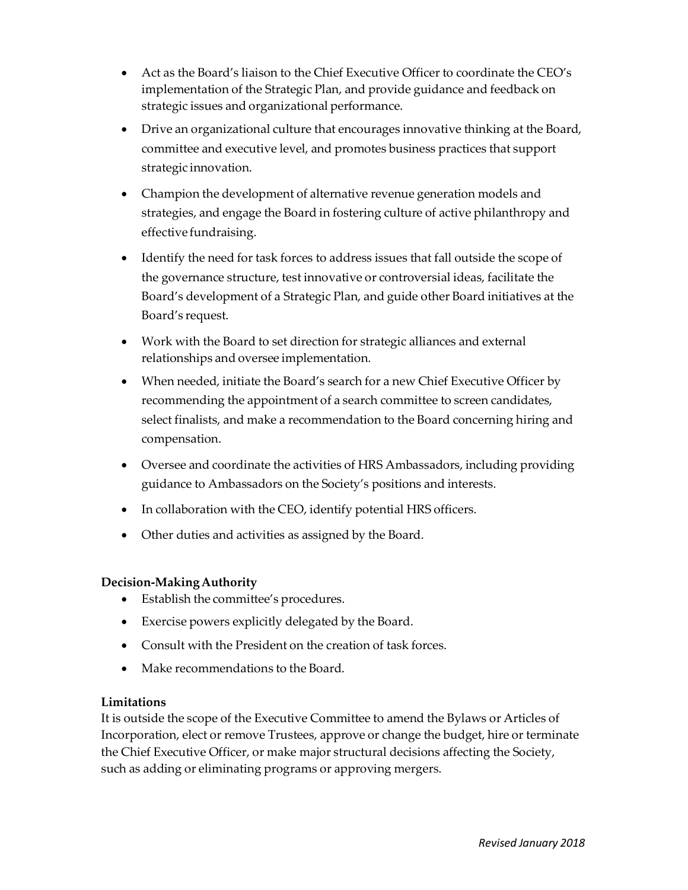- Act as the Board's liaison to the Chief Executive Officer to coordinate the CEO's implementation of the Strategic Plan, and provide guidance and feedback on strategic issues and organizational performance.
- Drive an organizational culture that encourages innovative thinking at the Board, committee and executive level, and promotes business practices that support strategic innovation.
- Champion the development of alternative revenue generation models and strategies, and engage the Board in fostering culture of active philanthropy and effective fundraising.
- Identify the need for task forces to address issues that fall outside the scope of the governance structure, test innovative or controversial ideas, facilitate the Board's development of a Strategic Plan, and guide other Board initiatives at the Board's request.
- Work with the Board to set direction for strategic alliances and external relationships and oversee implementation.
- When needed, initiate the Board's search for a new Chief Executive Officer by recommending the appointment of a search committee to screen candidates, select finalists, and make a recommendation to the Board concerning hiring and compensation.
- Oversee and coordinate the activities of HRS Ambassadors, including providing guidance to Ambassadors on the Society's positions and interests.
- In collaboration with the CEO, identify potential HRS officers.
- Other duties and activities as assigned by the Board.

**Decision-Making Authority**

- Establish the committee's procedures.
- Exercise powers explicitly delegated by the Board.
- Consult with the President on the creation of task forces.
- Make recommendations to the Board.

**Limitations**

It is outside the scope of the Executive Committee to amend the Bylaws or Articles of Incorporation, elect or remove Trustees, approve or change the budget, hire or terminate the Chief Executive Officer, or make major structural decisions affecting the Society, such as adding or eliminating programs or approving mergers.

*Revised January 2018*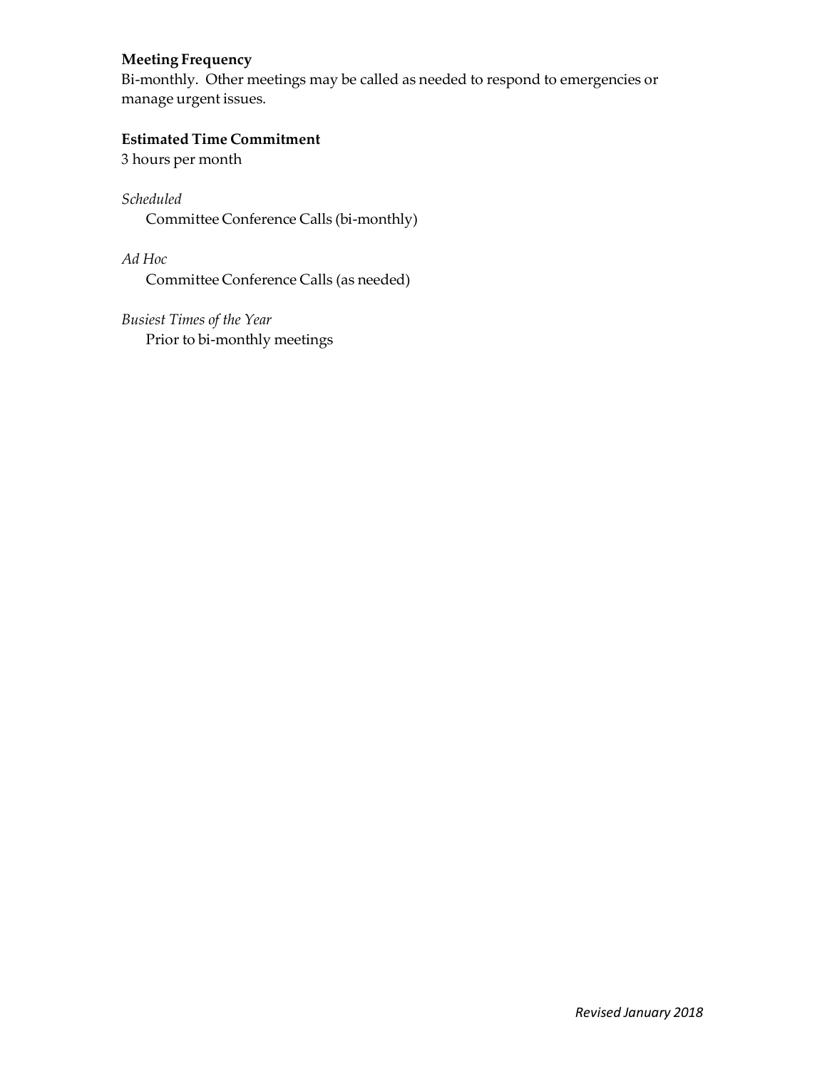**Meeting Frequency**
Bi-monthly. Other meetings may be called as needed to respond to emergencies or manage urgent issues.

**Estimated Time Commitment**
3 hours per month

*Scheduled*
Committee Conference Calls (bi-monthly)

*Ad Hoc*
Committee Conference Calls (as needed)

*Busiest Times of the Year*
Prior to bi-monthly meetings

*Revised January 2018*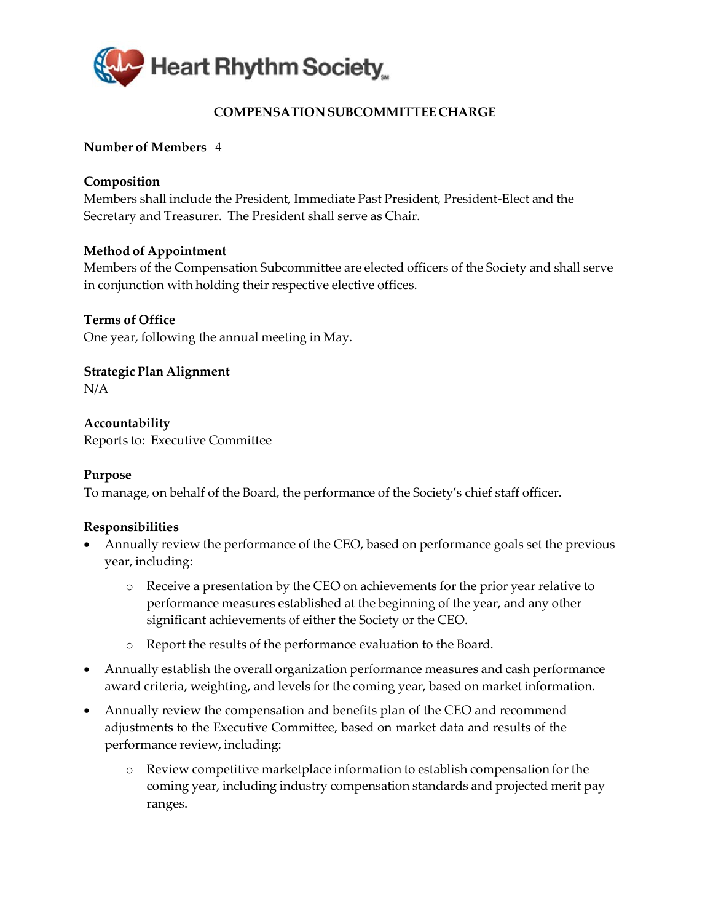Heart Rhythm Society

# COMPENSATION SUBCOMMITTEE CHARGE

**Number of Members** 4

**Composition**
Members shall include the President, Immediate Past President, President-Elect and the Secretary and Treasurer. The President shall serve as Chair.

**Method of Appointment**
Members of the Compensation Subcommittee are elected officers of the Society and shall serve in conjunction with holding their respective elective offices.

**Terms of Office**
One year, following the annual meeting in May.

**Strategic Plan Alignment**
N/A

**Accountability**
Reports to: Executive Committee

**Purpose**
To manage, on behalf of the Board, the performance of the Society's chief staff officer.

**Responsibilities**

- Annually review the performance of the CEO, based on performance goals set the previous year, including:
  - Receive a presentation by the CEO on achievements for the prior year relative to performance measures established at the beginning of the year, and any other significant achievements of either the Society or the CEO.
  - Report the results of the performance evaluation to the Board.
- Annually establish the overall organization performance measures and cash performance award criteria, weighting, and levels for the coming year, based on market information.
- Annually review the compensation and benefits plan of the CEO and recommend adjustments to the Executive Committee, based on market data and results of the performance review, including:
  - Review competitive marketplace information to establish compensation for the coming year, including industry compensation standards and projected merit pay ranges.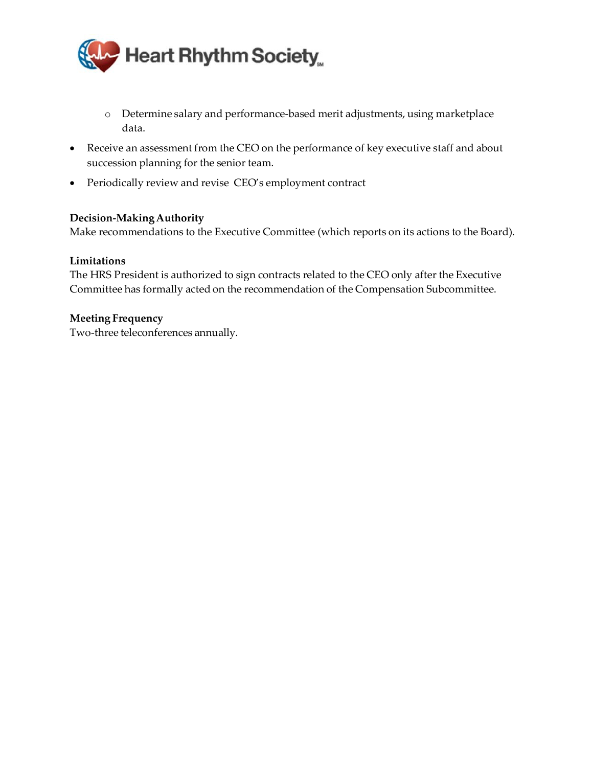- Determine salary and performance-based merit adjustments, using marketplace data.

- Receive an assessment from the CEO on the performance of key executive staff and about succession planning for the senior team.
- Periodically review and revise CEO's employment contract

**Decision-Making Authority**
Make recommendations to the Executive Committee (which reports on its actions to the Board).

**Limitations**
The HRS President is authorized to sign contracts related to the CEO only after the Executive Committee has formally acted on the recommendation of the Compensation Subcommittee.

**Meeting Frequency**
Two-three teleconferences annually.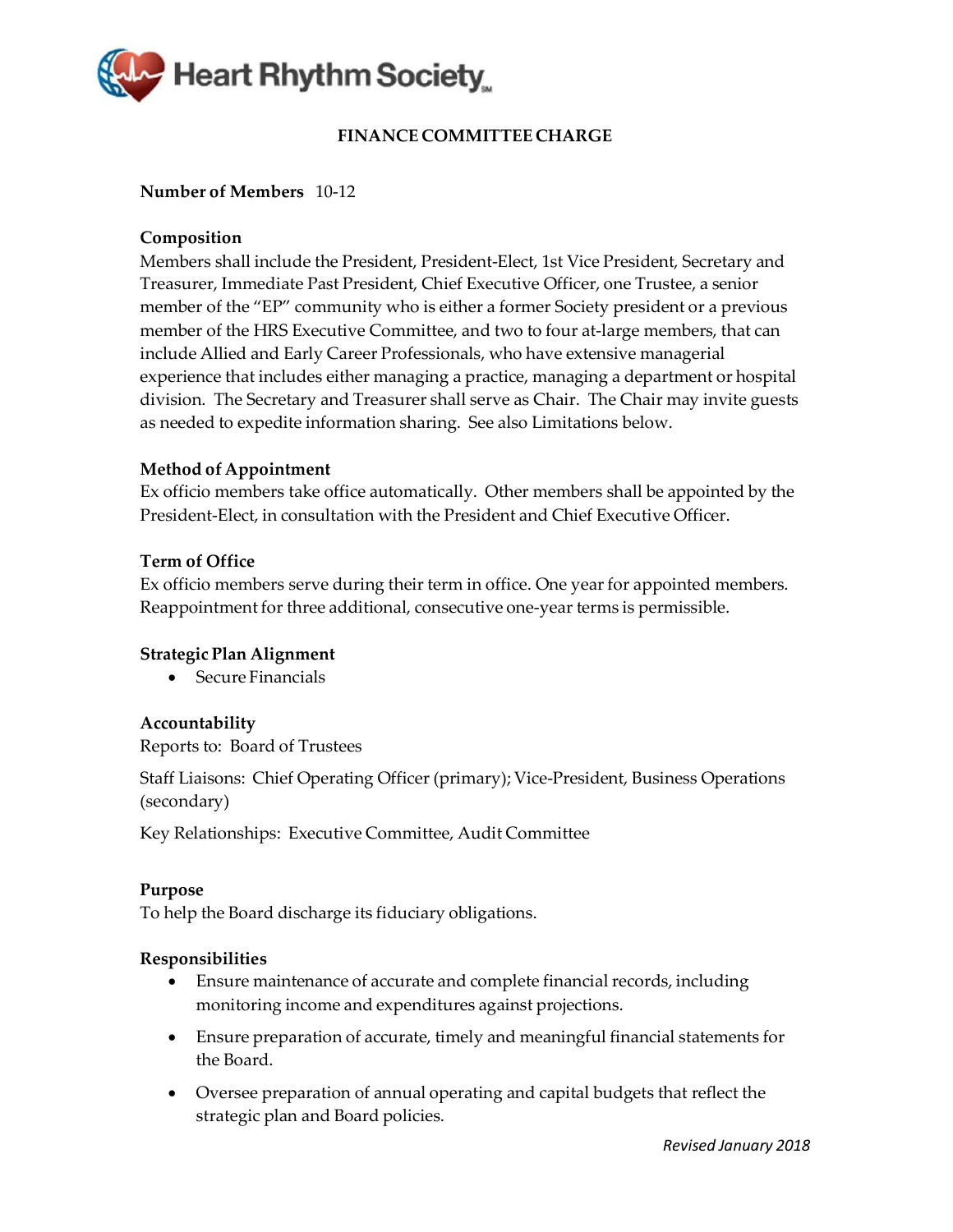Heart Rhythm Society

# FINANCE COMMITTEE CHARGE

**Number of Members** 10-12

**Composition**

Members shall include the President, President-Elect, 1st Vice President, Secretary and Treasurer, Immediate Past President, Chief Executive Officer, one Trustee, a senior member of the "EP" community who is either a former Society president or a previous member of the HRS Executive Committee, and two to four at-large members, that can include Allied and Early Career Professionals, who have extensive managerial experience that includes either managing a practice, managing a department or hospital division. The Secretary and Treasurer shall serve as Chair. The Chair may invite guests as needed to expedite information sharing. See also Limitations below.

**Method of Appointment**

Ex officio members take office automatically. Other members shall be appointed by the President-Elect, in consultation with the President and Chief Executive Officer.

**Term of Office**

Ex officio members serve during their term in office. One year for appointed members. Reappointment for three additional, consecutive one-year terms is permissible.

**Strategic Plan Alignment**

- Secure Financials

**Accountability**

Reports to: Board of Trustees

Staff Liaisons: Chief Operating Officer (primary); Vice-President, Business Operations (secondary)

Key Relationships: Executive Committee, Audit Committee

**Purpose**

To help the Board discharge its fiduciary obligations.

**Responsibilities**

- Ensure maintenance of accurate and complete financial records, including monitoring income and expenditures against projections.
- Ensure preparation of accurate, timely and meaningful financial statements for the Board.
- Oversee preparation of annual operating and capital budgets that reflect the strategic plan and Board policies.

*Revised January 2018*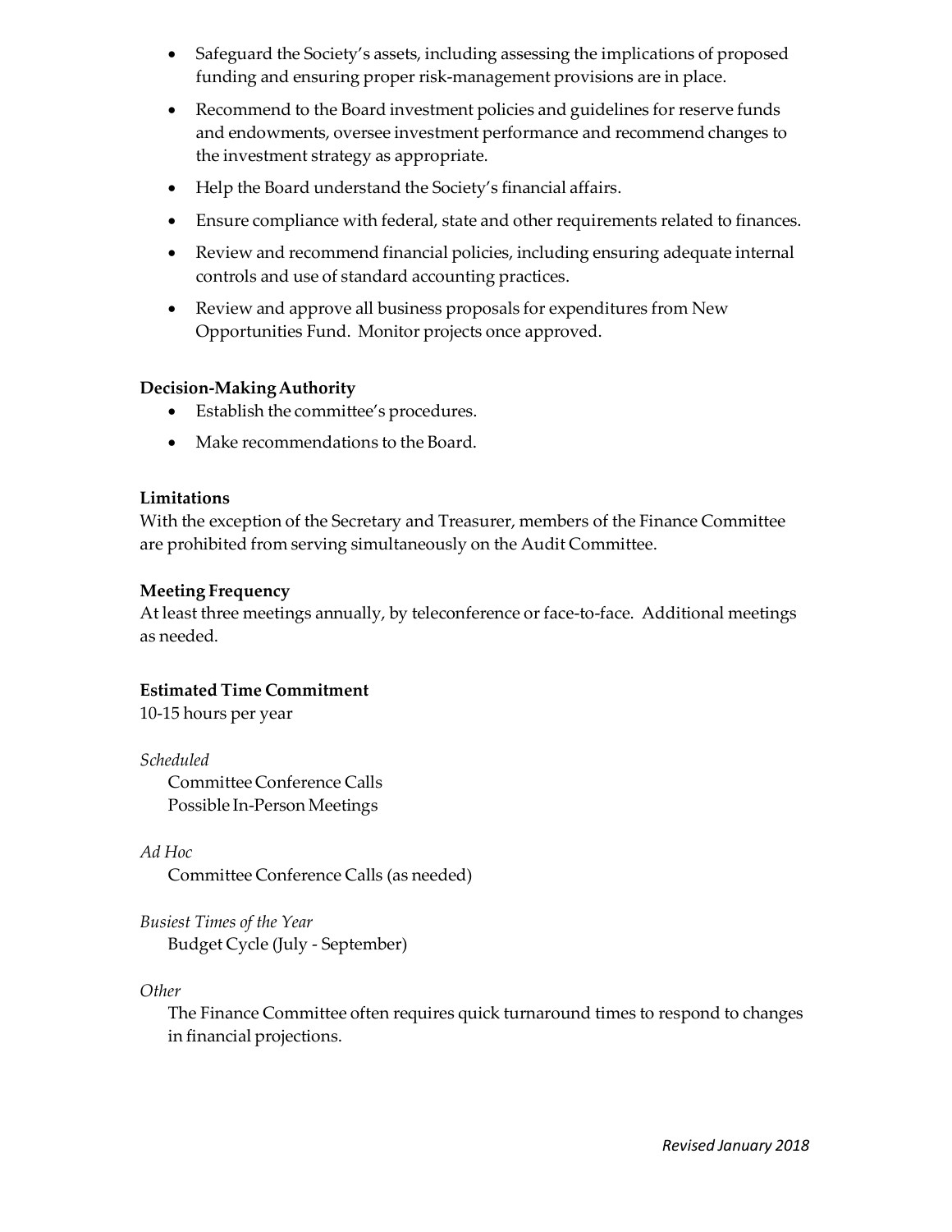- Safeguard the Society's assets, including assessing the implications of proposed funding and ensuring proper risk-management provisions are in place.
- Recommend to the Board investment policies and guidelines for reserve funds and endowments, oversee investment performance and recommend changes to the investment strategy as appropriate.
- Help the Board understand the Society's financial affairs.
- Ensure compliance with federal, state and other requirements related to finances.
- Review and recommend financial policies, including ensuring adequate internal controls and use of standard accounting practices.
- Review and approve all business proposals for expenditures from New Opportunities Fund. Monitor projects once approved.

**Decision-Making Authority**

- Establish the committee's procedures.
- Make recommendations to the Board.

**Limitations**

With the exception of the Secretary and Treasurer, members of the Finance Committee are prohibited from serving simultaneously on the Audit Committee.

**Meeting Frequency**

At least three meetings annually, by teleconference or face-to-face. Additional meetings as needed.

**Estimated Time Commitment**

10-15 hours per year

*Scheduled*

Committee Conference Calls
Possible In-Person Meetings

*Ad Hoc*

Committee Conference Calls (as needed)

*Busiest Times of the Year*

Budget Cycle (July - September)

*Other*

The Finance Committee often requires quick turnaround times to respond to changes in financial projections.

*Revised January 2018*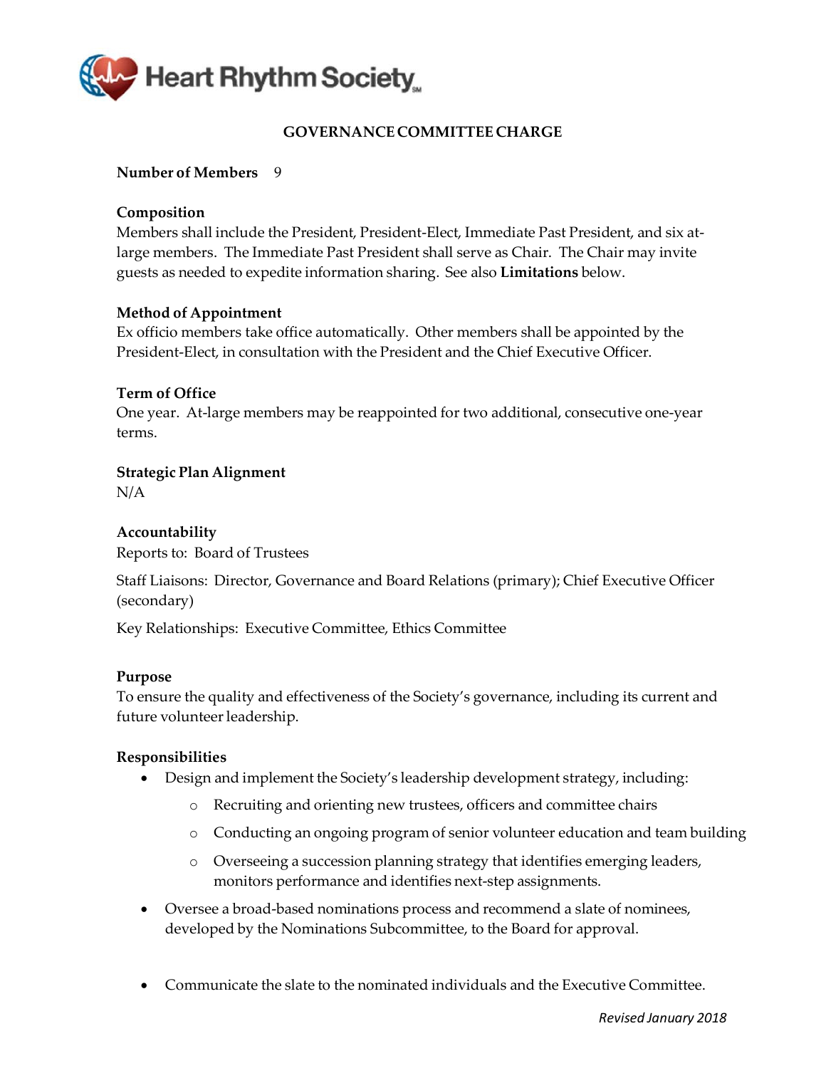Heart Rhythm Society

## GOVERNANCE COMMITTEE CHARGE

**Number of Members** 9

**Composition**
Members shall include the President, President-Elect, Immediate Past President, and six at-large members. The Immediate Past President shall serve as Chair. The Chair may invite guests as needed to expedite information sharing. See also **Limitations** below.

**Method of Appointment**
Ex officio members take office automatically. Other members shall be appointed by the President-Elect, in consultation with the President and the Chief Executive Officer.

**Term of Office**
One year. At-large members may be reappointed for two additional, consecutive one-year terms.

**Strategic Plan Alignment**
N/A

**Accountability**
Reports to: Board of Trustees

Staff Liaisons: Director, Governance and Board Relations (primary); Chief Executive Officer (secondary)

Key Relationships: Executive Committee, Ethics Committee

**Purpose**
To ensure the quality and effectiveness of the Society's governance, including its current and future volunteer leadership.

**Responsibilities**

- Design and implement the Society's leadership development strategy, including:
  - Recruiting and orienting new trustees, officers and committee chairs
  - Conducting an ongoing program of senior volunteer education and team building
  - Overseeing a succession planning strategy that identifies emerging leaders, monitors performance and identifies next-step assignments.
- Oversee a broad-based nominations process and recommend a slate of nominees, developed by the Nominations Subcommittee, to the Board for approval.
- Communicate the slate to the nominated individuals and the Executive Committee.

*Revised January 2018*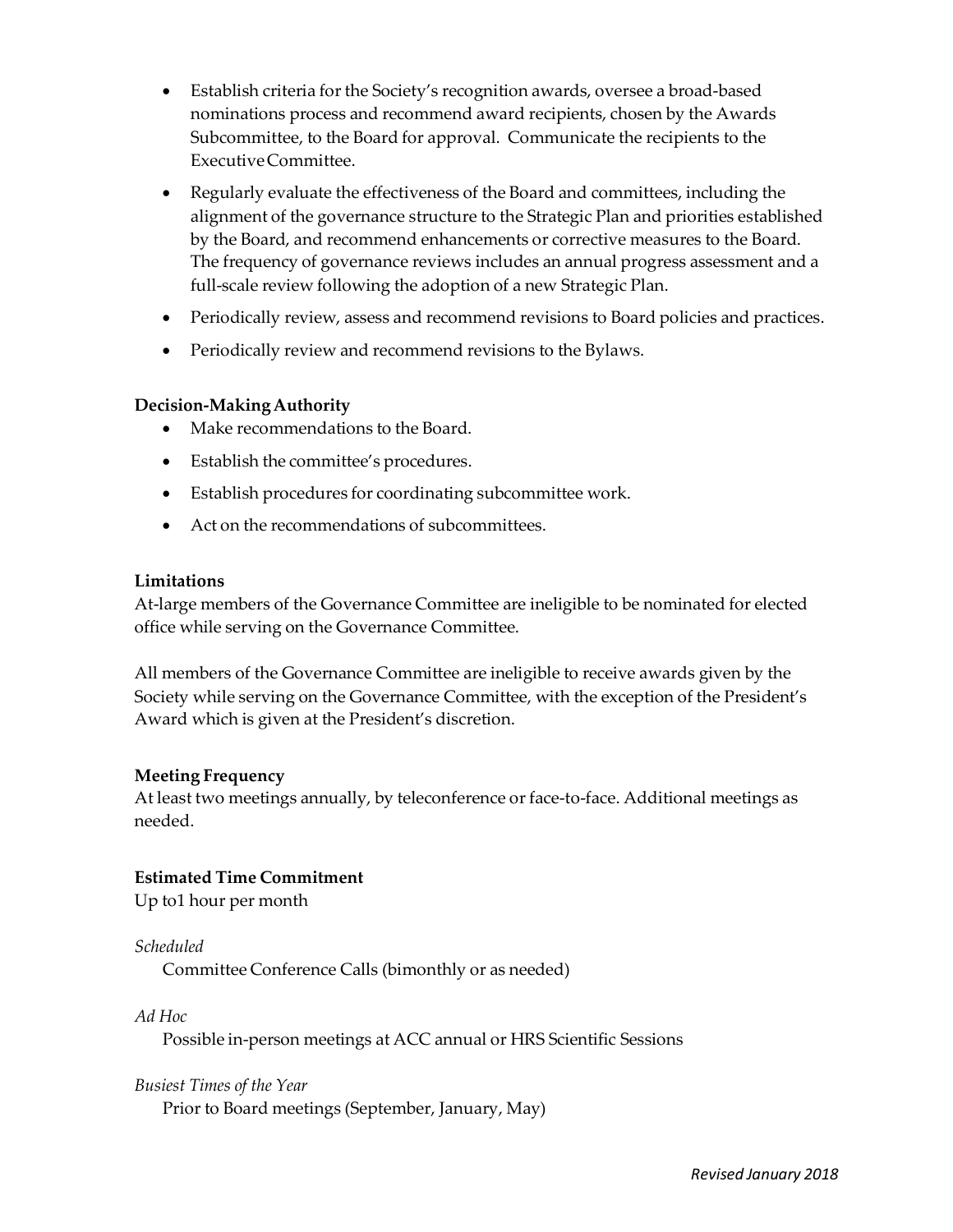- Establish criteria for the Society's recognition awards, oversee a broad-based nominations process and recommend award recipients, chosen by the Awards Subcommittee, to the Board for approval. Communicate the recipients to the Executive Committee.
- Regularly evaluate the effectiveness of the Board and committees, including the alignment of the governance structure to the Strategic Plan and priorities established by the Board, and recommend enhancements or corrective measures to the Board. The frequency of governance reviews includes an annual progress assessment and a full-scale review following the adoption of a new Strategic Plan.
- Periodically review, assess and recommend revisions to Board policies and practices.
- Periodically review and recommend revisions to the Bylaws.

**Decision-Making Authority**

- Make recommendations to the Board.
- Establish the committee's procedures.
- Establish procedures for coordinating subcommittee work.
- Act on the recommendations of subcommittees.

**Limitations**

At-large members of the Governance Committee are ineligible to be nominated for elected office while serving on the Governance Committee.

All members of the Governance Committee are ineligible to receive awards given by the Society while serving on the Governance Committee, with the exception of the President's Award which is given at the President's discretion.

**Meeting Frequency**

At least two meetings annually, by teleconference or face-to-face. Additional meetings as needed.

**Estimated Time Commitment**

Up to1 hour per month

*Scheduled*

Committee Conference Calls (bimonthly or as needed)

*Ad Hoc*

Possible in-person meetings at ACC annual or HRS Scientific Sessions

*Busiest Times of the Year*

Prior to Board meetings (September, January, May)

*Revised January 2018*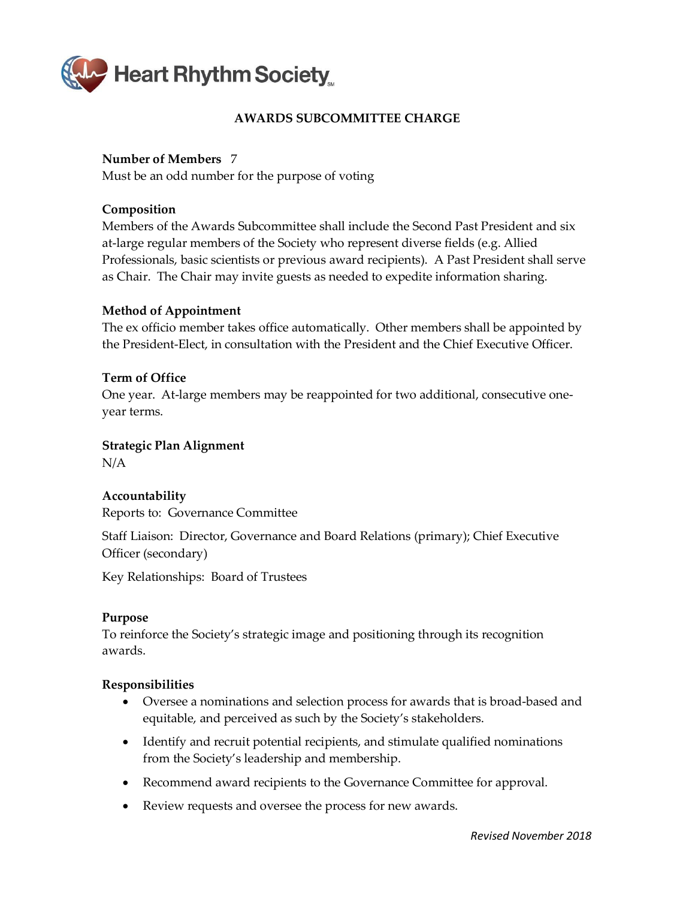Heart Rhythm Society

# AWARDS SUBCOMMITTEE CHARGE

**Number of Members** 7
Must be an odd number for the purpose of voting

**Composition**
Members of the Awards Subcommittee shall include the Second Past President and six at-large regular members of the Society who represent diverse fields (e.g. Allied Professionals, basic scientists or previous award recipients). A Past President shall serve as Chair. The Chair may invite guests as needed to expedite information sharing.

**Method of Appointment**
The ex officio member takes office automatically. Other members shall be appointed by the President-Elect, in consultation with the President and the Chief Executive Officer.

**Term of Office**
One year. At-large members may be reappointed for two additional, consecutive one-year terms.

**Strategic Plan Alignment**
N/A

**Accountability**
Reports to: Governance Committee

Staff Liaison: Director, Governance and Board Relations (primary); Chief Executive Officer (secondary)

Key Relationships: Board of Trustees

**Purpose**
To reinforce the Society's strategic image and positioning through its recognition awards.

**Responsibilities**

- Oversee a nominations and selection process for awards that is broad-based and equitable, and perceived as such by the Society's stakeholders.
- Identify and recruit potential recipients, and stimulate qualified nominations from the Society's leadership and membership.
- Recommend award recipients to the Governance Committee for approval.
- Review requests and oversee the process for new awards.

*Revised November 2018*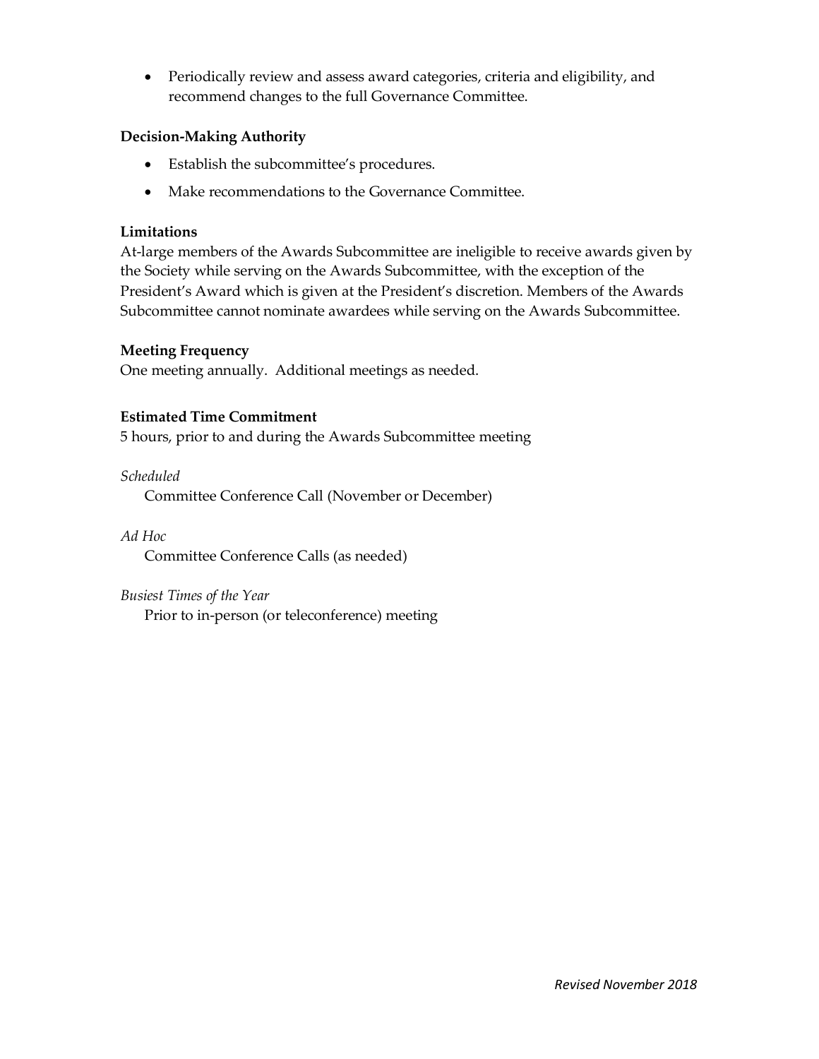- Periodically review and assess award categories, criteria and eligibility, and recommend changes to the full Governance Committee.

**Decision-Making Authority**

- Establish the subcommittee's procedures.
- Make recommendations to the Governance Committee.

**Limitations**

At-large members of the Awards Subcommittee are ineligible to receive awards given by the Society while serving on the Awards Subcommittee, with the exception of the President's Award which is given at the President's discretion. Members of the Awards Subcommittee cannot nominate awardees while serving on the Awards Subcommittee.

**Meeting Frequency**

One meeting annually. Additional meetings as needed.

**Estimated Time Commitment**

5 hours, prior to and during the Awards Subcommittee meeting

*Scheduled*

Committee Conference Call (November or December)

*Ad Hoc*

Committee Conference Calls (as needed)

*Busiest Times of the Year*

Prior to in-person (or teleconference) meeting

*Revised November 2018*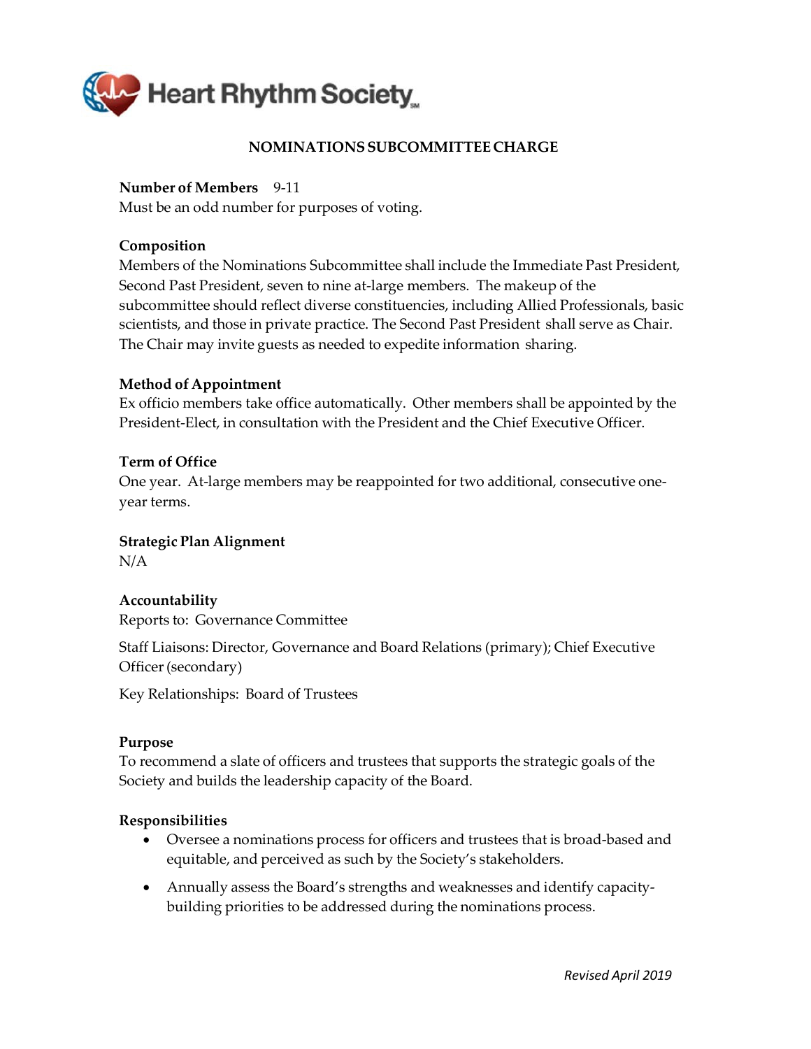Heart Rhythm Society

## NOMINATIONS SUBCOMMITTEE CHARGE

**Number of Members** 9-11
Must be an odd number for purposes of voting.

**Composition**
Members of the Nominations Subcommittee shall include the Immediate Past President, Second Past President, seven to nine at-large members. The makeup of the subcommittee should reflect diverse constituencies, including Allied Professionals, basic scientists, and those in private practice. The Second Past President shall serve as Chair. The Chair may invite guests as needed to expedite information sharing.

**Method of Appointment**
Ex officio members take office automatically. Other members shall be appointed by the President-Elect, in consultation with the President and the Chief Executive Officer.

**Term of Office**
One year. At-large members may be reappointed for two additional, consecutive one-year terms.

**Strategic Plan Alignment**
N/A

**Accountability**
Reports to: Governance Committee

Staff Liaisons: Director, Governance and Board Relations (primary); Chief Executive Officer (secondary)

Key Relationships: Board of Trustees

**Purpose**
To recommend a slate of officers and trustees that supports the strategic goals of the Society and builds the leadership capacity of the Board.

**Responsibilities**

- Oversee a nominations process for officers and trustees that is broad-based and equitable, and perceived as such by the Society's stakeholders.
- Annually assess the Board's strengths and weaknesses and identify capacity-building priorities to be addressed during the nominations process.

*Revised April 2019*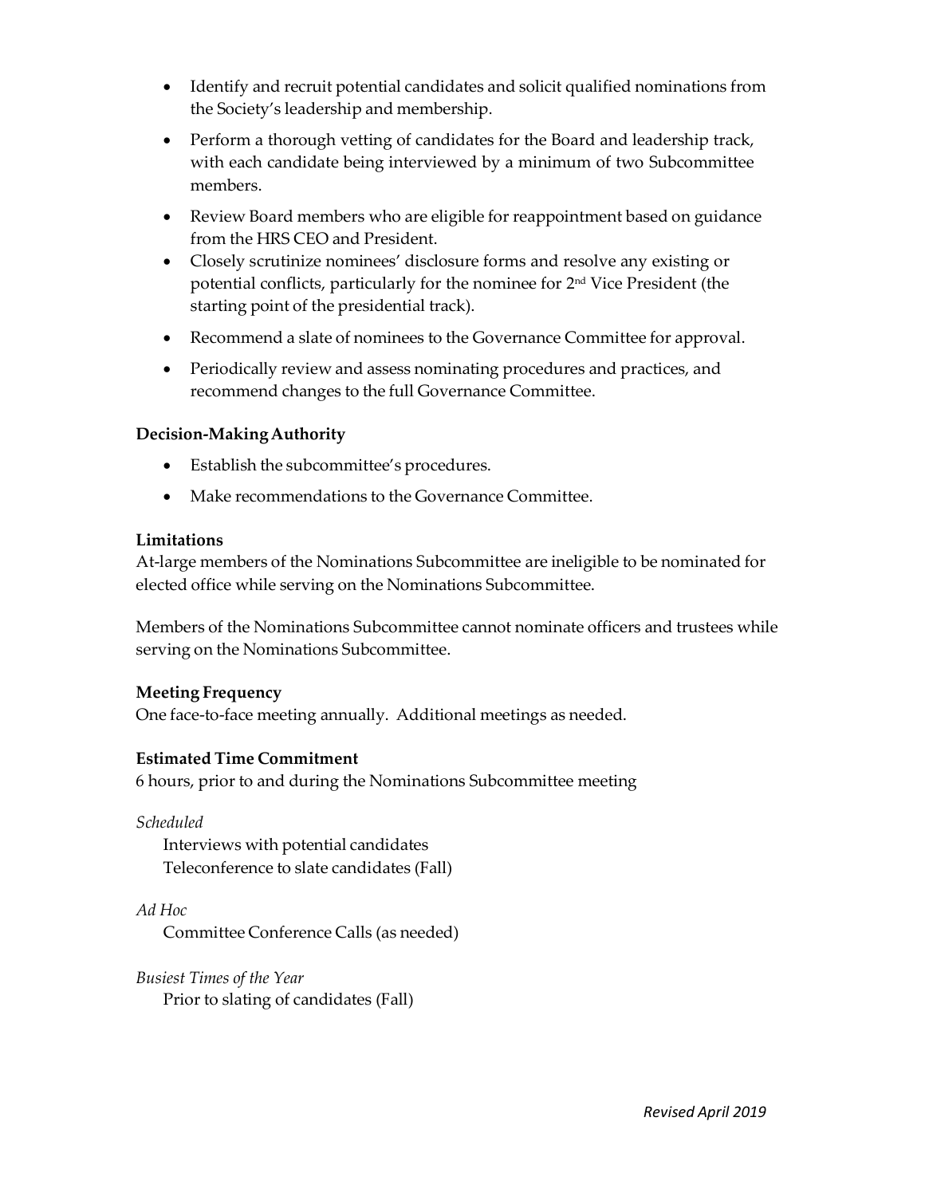- Identify and recruit potential candidates and solicit qualified nominations from the Society's leadership and membership.
- Perform a thorough vetting of candidates for the Board and leadership track, with each candidate being interviewed by a minimum of two Subcommittee members.
- Review Board members who are eligible for reappointment based on guidance from the HRS CEO and President.
- Closely scrutinize nominees' disclosure forms and resolve any existing or potential conflicts, particularly for the nominee for 2nd Vice President (the starting point of the presidential track).
- Recommend a slate of nominees to the Governance Committee for approval.
- Periodically review and assess nominating procedures and practices, and recommend changes to the full Governance Committee.

**Decision-Making Authority**

- Establish the subcommittee's procedures.
- Make recommendations to the Governance Committee.

**Limitations**

At-large members of the Nominations Subcommittee are ineligible to be nominated for elected office while serving on the Nominations Subcommittee.

Members of the Nominations Subcommittee cannot nominate officers and trustees while serving on the Nominations Subcommittee.

**Meeting Frequency**

One face-to-face meeting annually. Additional meetings as needed.

**Estimated Time Commitment**

6 hours, prior to and during the Nominations Subcommittee meeting

*Scheduled*

Interviews with potential candidates
Teleconference to slate candidates (Fall)

*Ad Hoc*

Committee Conference Calls (as needed)

*Busiest Times of the Year*

Prior to slating of candidates (Fall)

*Revised April 2019*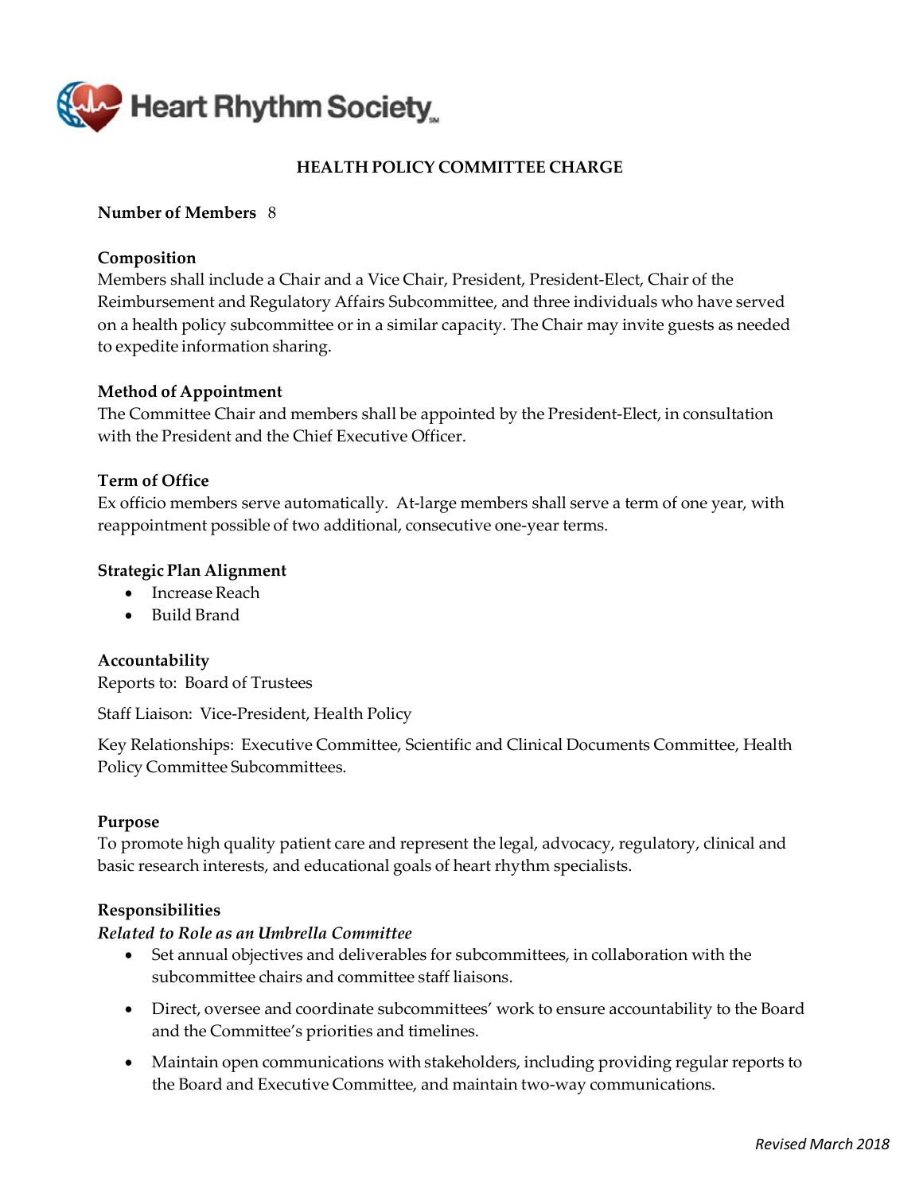Heart Rhythm Society

## HEALTH POLICY COMMITTEE CHARGE

**Number of Members** 8

**Composition**
Members shall include a Chair and a Vice Chair, President, President-Elect, Chair of the Reimbursement and Regulatory Affairs Subcommittee, and three individuals who have served on a health policy subcommittee or in a similar capacity. The Chair may invite guests as needed to expedite information sharing.

**Method of Appointment**
The Committee Chair and members shall be appointed by the President-Elect, in consultation with the President and the Chief Executive Officer.

**Term of Office**
Ex officio members serve automatically. At-large members shall serve a term of one year, with reappointment possible of two additional, consecutive one-year terms.

**Strategic Plan Alignment**

- Increase Reach
- Build Brand

**Accountability**
Reports to: Board of Trustees

Staff Liaison: Vice-President, Health Policy

Key Relationships: Executive Committee, Scientific and Clinical Documents Committee, Health Policy Committee Subcommittees.

**Purpose**
To promote high quality patient care and represent the legal, advocacy, regulatory, clinical and basic research interests, and educational goals of heart rhythm specialists.

**Responsibilities**
***Related to Role as an Umbrella Committee***

- Set annual objectives and deliverables for subcommittees, in collaboration with the subcommittee chairs and committee staff liaisons.
- Direct, oversee and coordinate subcommittees' work to ensure accountability to the Board and the Committee's priorities and timelines.
- Maintain open communications with stakeholders, including providing regular reports to the Board and Executive Committee, and maintain two-way communications.

*Revised March 2018*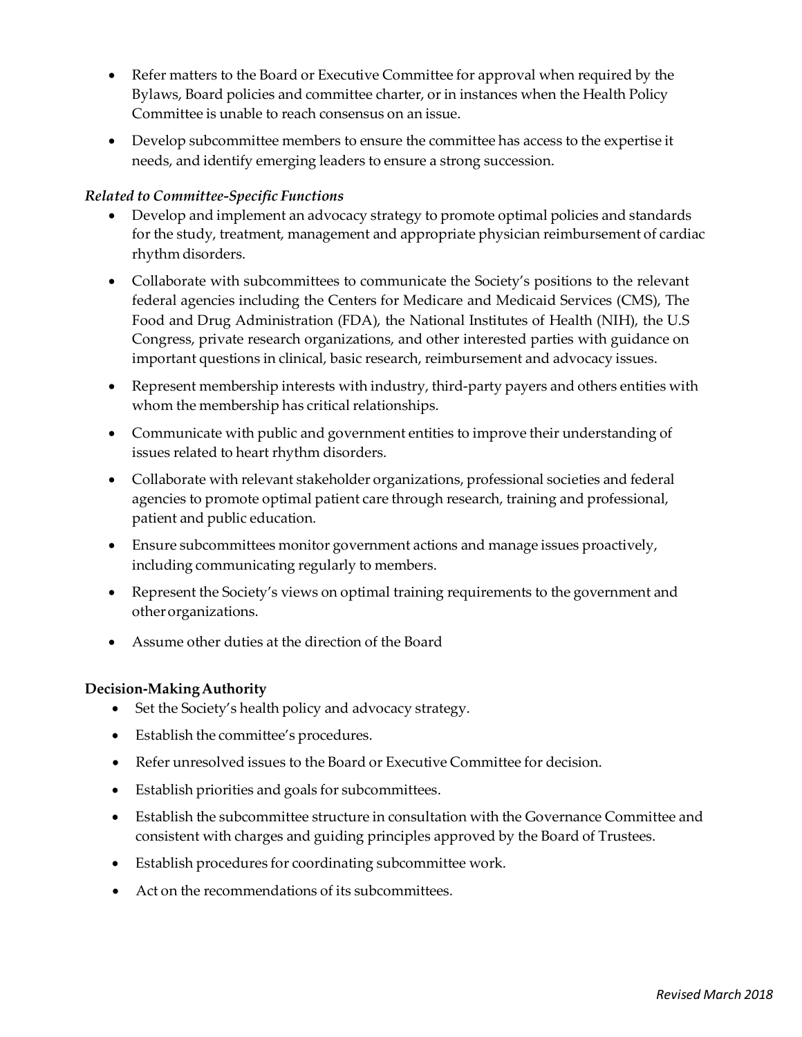- Refer matters to the Board or Executive Committee for approval when required by the Bylaws, Board policies and committee charter, or in instances when the Health Policy Committee is unable to reach consensus on an issue.
- Develop subcommittee members to ensure the committee has access to the expertise it needs, and identify emerging leaders to ensure a strong succession.

***Related to Committee-Specific Functions***

- Develop and implement an advocacy strategy to promote optimal policies and standards for the study, treatment, management and appropriate physician reimbursement of cardiac rhythm disorders.
- Collaborate with subcommittees to communicate the Society's positions to the relevant federal agencies including the Centers for Medicare and Medicaid Services (CMS), The Food and Drug Administration (FDA), the National Institutes of Health (NIH), the U.S Congress, private research organizations, and other interested parties with guidance on important questions in clinical, basic research, reimbursement and advocacy issues.
- Represent membership interests with industry, third-party payers and others entities with whom the membership has critical relationships.
- Communicate with public and government entities to improve their understanding of issues related to heart rhythm disorders.
- Collaborate with relevant stakeholder organizations, professional societies and federal agencies to promote optimal patient care through research, training and professional, patient and public education.
- Ensure subcommittees monitor government actions and manage issues proactively, including communicating regularly to members.
- Represent the Society's views on optimal training requirements to the government and other organizations.
- Assume other duties at the direction of the Board

**Decision-Making Authority**

- Set the Society's health policy and advocacy strategy.
- Establish the committee's procedures.
- Refer unresolved issues to the Board or Executive Committee for decision.
- Establish priorities and goals for subcommittees.
- Establish the subcommittee structure in consultation with the Governance Committee and consistent with charges and guiding principles approved by the Board of Trustees.
- Establish procedures for coordinating subcommittee work.
- Act on the recommendations of its subcommittees.

*Revised March 2018*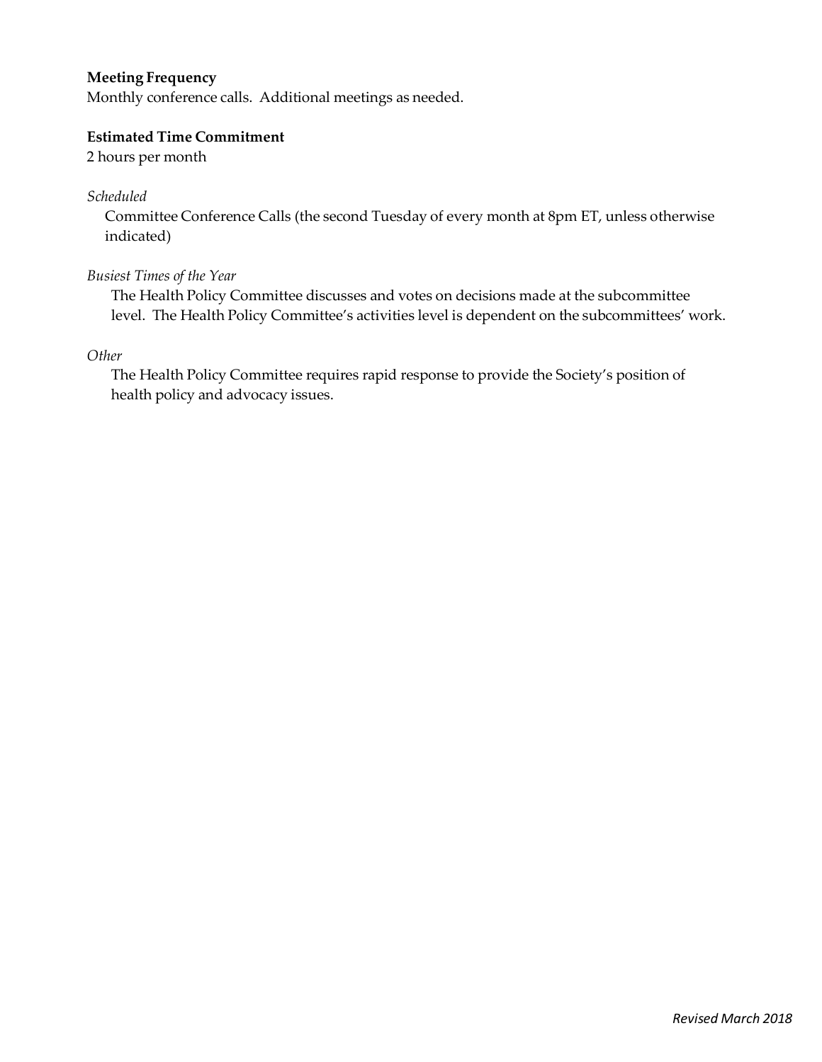**Meeting Frequency**
Monthly conference calls. Additional meetings as needed.

**Estimated Time Commitment**
2 hours per month

*Scheduled*

Committee Conference Calls (the second Tuesday of every month at 8pm ET, unless otherwise indicated)

*Busiest Times of the Year*

The Health Policy Committee discusses and votes on decisions made at the subcommittee level. The Health Policy Committee's activities level is dependent on the subcommittees' work.

*Other*

The Health Policy Committee requires rapid response to provide the Society's position of health policy and advocacy issues.

*Revised March 2018*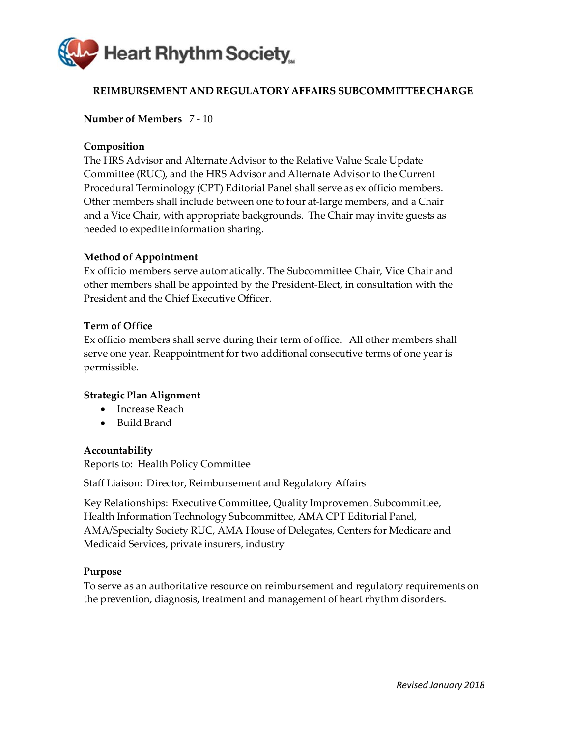Heart Rhythm Society

## REIMBURSEMENT AND REGULATORY AFFAIRS SUBCOMMITTEE CHARGE

**Number of Members** 7 - 10

**Composition**
The HRS Advisor and Alternate Advisor to the Relative Value Scale Update Committee (RUC), and the HRS Advisor and Alternate Advisor to the Current Procedural Terminology (CPT) Editorial Panel shall serve as ex officio members. Other members shall include between one to four at-large members, and a Chair and a Vice Chair, with appropriate backgrounds. The Chair may invite guests as needed to expedite information sharing.

**Method of Appointment**
Ex officio members serve automatically. The Subcommittee Chair, Vice Chair and other members shall be appointed by the President-Elect, in consultation with the President and the Chief Executive Officer.

**Term of Office**
Ex officio members shall serve during their term of office. All other members shall serve one year. Reappointment for two additional consecutive terms of one year is permissible.

**Strategic Plan Alignment**

- Increase Reach
- Build Brand

**Accountability**
Reports to: Health Policy Committee

Staff Liaison: Director, Reimbursement and Regulatory Affairs

Key Relationships: Executive Committee, Quality Improvement Subcommittee, Health Information Technology Subcommittee, AMA CPT Editorial Panel, AMA/Specialty Society RUC, AMA House of Delegates, Centers for Medicare and Medicaid Services, private insurers, industry

**Purpose**
To serve as an authoritative resource on reimbursement and regulatory requirements on the prevention, diagnosis, treatment and management of heart rhythm disorders.

*Revised January 2018*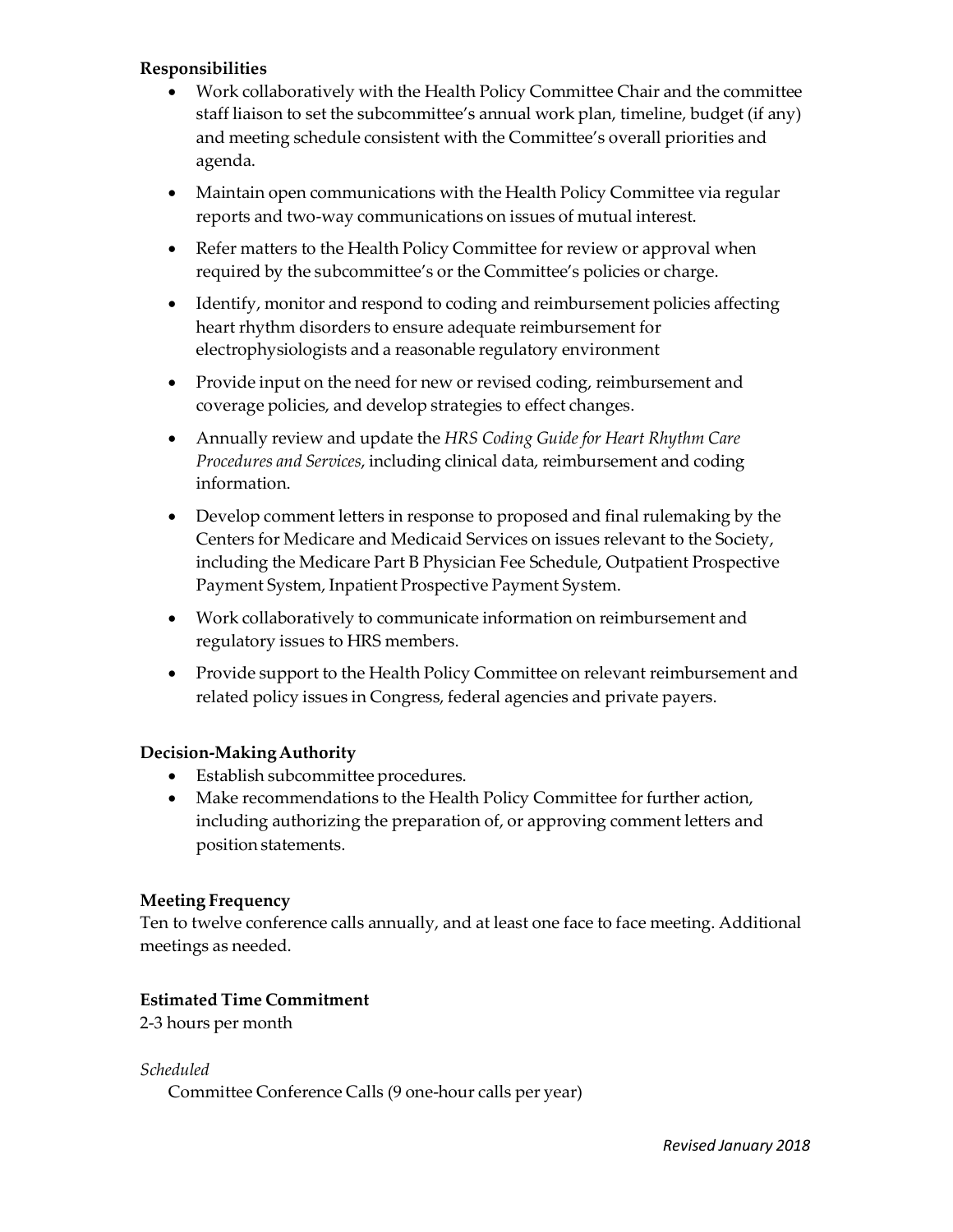**Responsibilities**

- Work collaboratively with the Health Policy Committee Chair and the committee staff liaison to set the subcommittee's annual work plan, timeline, budget (if any) and meeting schedule consistent with the Committee's overall priorities and agenda.
- Maintain open communications with the Health Policy Committee via regular reports and two-way communications on issues of mutual interest.
- Refer matters to the Health Policy Committee for review or approval when required by the subcommittee's or the Committee's policies or charge.
- Identify, monitor and respond to coding and reimbursement policies affecting heart rhythm disorders to ensure adequate reimbursement for electrophysiologists and a reasonable regulatory environment
- Provide input on the need for new or revised coding, reimbursement and coverage policies, and develop strategies to effect changes.
- Annually review and update the *HRS Coding Guide for Heart Rhythm Care Procedures and Services*, including clinical data, reimbursement and coding information.
- Develop comment letters in response to proposed and final rulemaking by the Centers for Medicare and Medicaid Services on issues relevant to the Society, including the Medicare Part B Physician Fee Schedule, Outpatient Prospective Payment System, Inpatient Prospective Payment System.
- Work collaboratively to communicate information on reimbursement and regulatory issues to HRS members.
- Provide support to the Health Policy Committee on relevant reimbursement and related policy issues in Congress, federal agencies and private payers.

**Decision-Making Authority**

- Establish subcommittee procedures.
- Make recommendations to the Health Policy Committee for further action, including authorizing the preparation of, or approving comment letters and position statements.

**Meeting Frequency**

Ten to twelve conference calls annually, and at least one face to face meeting. Additional meetings as needed.

**Estimated Time Commitment**

2-3 hours per month

*Scheduled*

Committee Conference Calls (9 one-hour calls per year)

*Revised January 2018*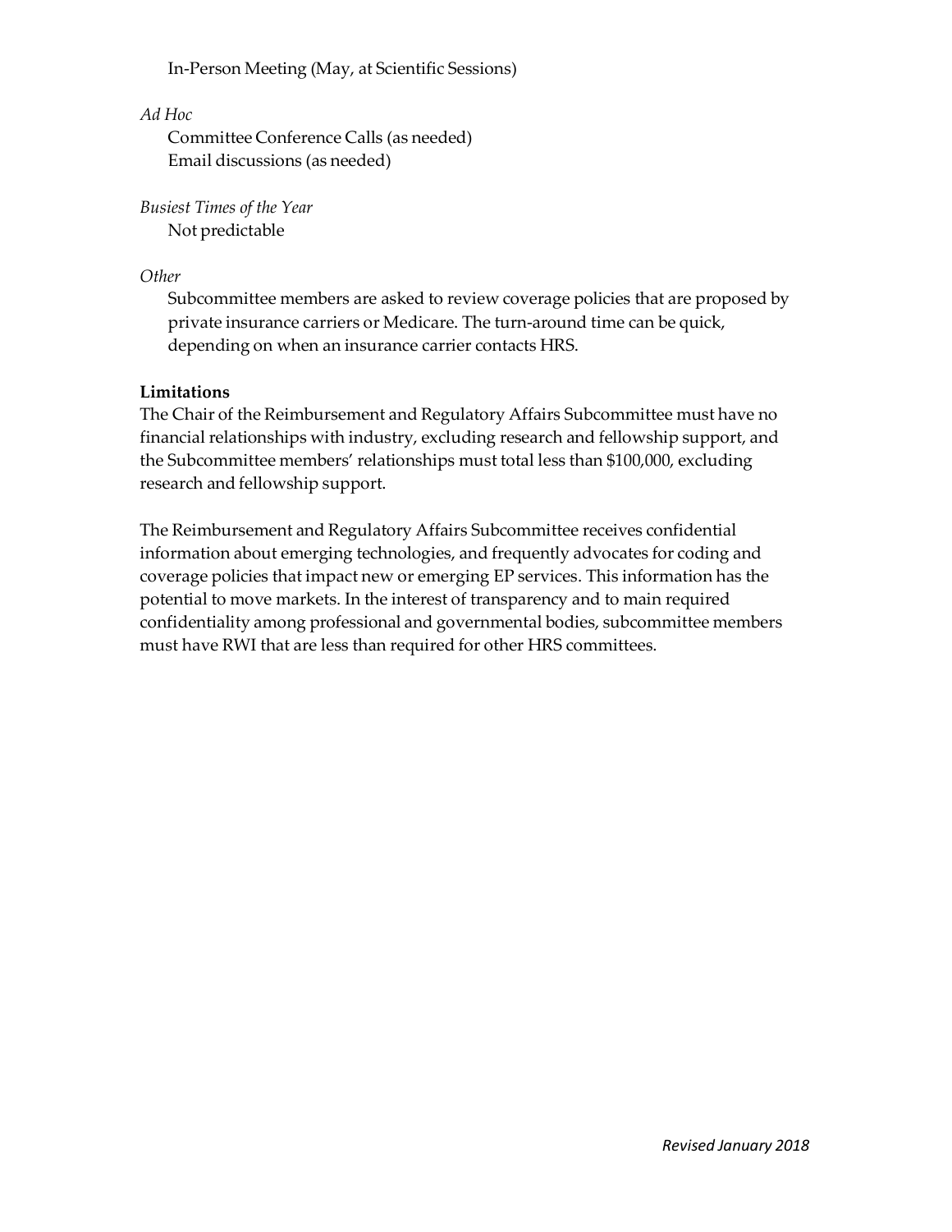In-Person Meeting (May, at Scientific Sessions)

*Ad Hoc*

Committee Conference Calls (as needed)
Email discussions (as needed)

*Busiest Times of the Year*

Not predictable

*Other*

Subcommittee members are asked to review coverage policies that are proposed by private insurance carriers or Medicare. The turn-around time can be quick, depending on when an insurance carrier contacts HRS.

**Limitations**

The Chair of the Reimbursement and Regulatory Affairs Subcommittee must have no financial relationships with industry, excluding research and fellowship support, and the Subcommittee members' relationships must total less than $100,000, excluding research and fellowship support.

The Reimbursement and Regulatory Affairs Subcommittee receives confidential information about emerging technologies, and frequently advocates for coding and coverage policies that impact new or emerging EP services. This information has the potential to move markets. In the interest of transparency and to main required confidentiality among professional and governmental bodies, subcommittee members must have RWI that are less than required for other HRS committees.

*Revised January 2018*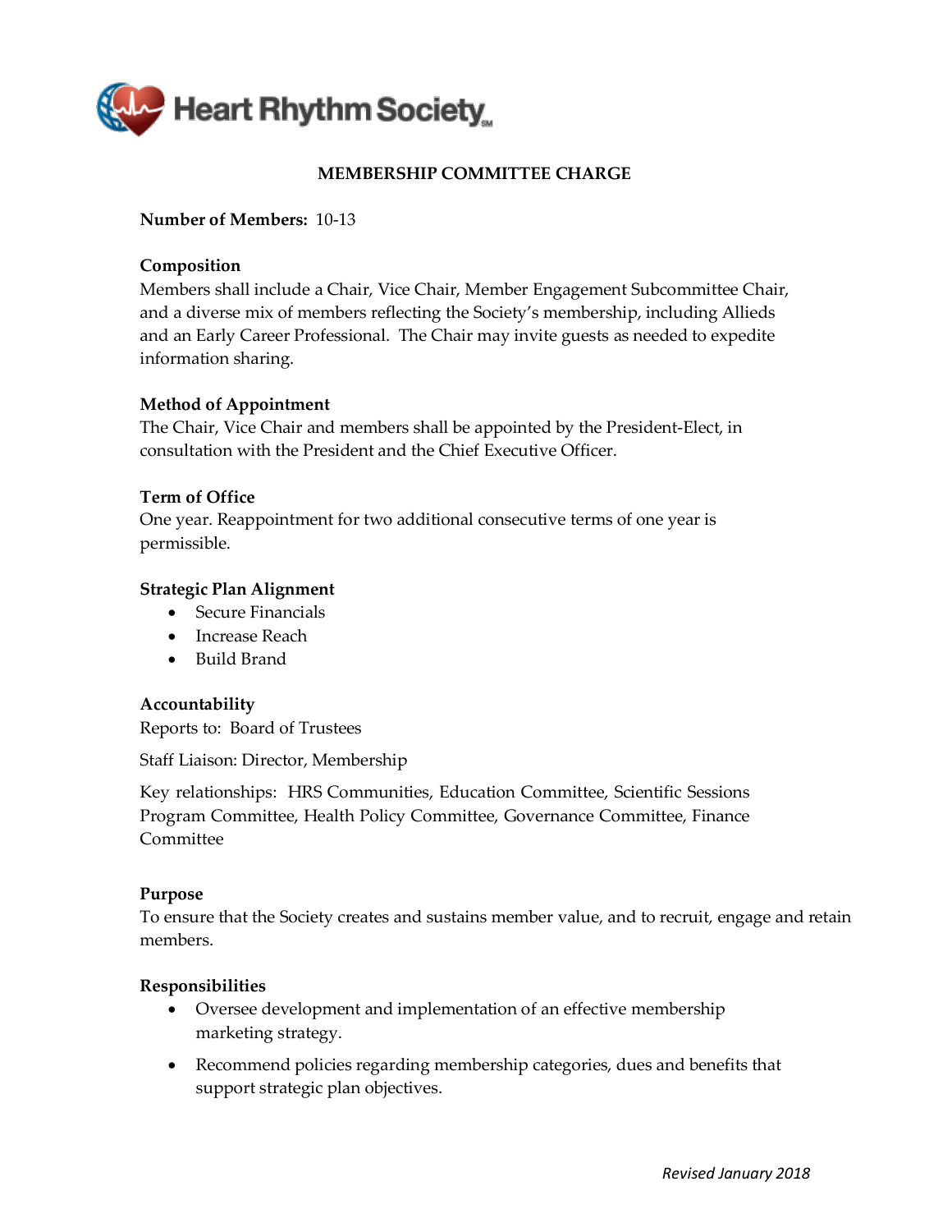Heart Rhythm Society

# MEMBERSHIP COMMITTEE CHARGE

**Number of Members:** 10-13

**Composition**

Members shall include a Chair, Vice Chair, Member Engagement Subcommittee Chair, and a diverse mix of members reflecting the Society's membership, including Allieds and an Early Career Professional. The Chair may invite guests as needed to expedite information sharing.

**Method of Appointment**

The Chair, Vice Chair and members shall be appointed by the President-Elect, in consultation with the President and the Chief Executive Officer.

**Term of Office**

One year. Reappointment for two additional consecutive terms of one year is permissible.

**Strategic Plan Alignment**

- Secure Financials
- Increase Reach
- Build Brand

**Accountability**

Reports to: Board of Trustees

Staff Liaison: Director, Membership

Key relationships: HRS Communities, Education Committee, Scientific Sessions Program Committee, Health Policy Committee, Governance Committee, Finance Committee

**Purpose**

To ensure that the Society creates and sustains member value, and to recruit, engage and retain members.

**Responsibilities**

- Oversee development and implementation of an effective membership marketing strategy.
- Recommend policies regarding membership categories, dues and benefits that support strategic plan objectives.

*Revised January 2018*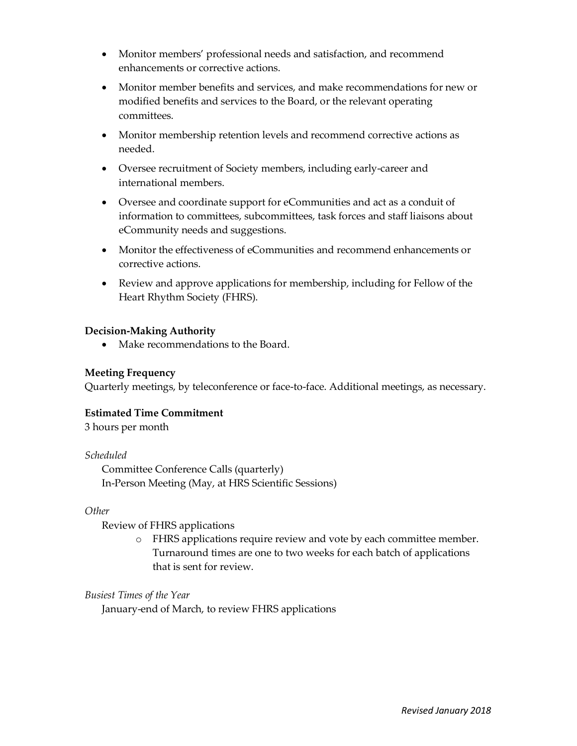- Monitor members' professional needs and satisfaction, and recommend enhancements or corrective actions.
- Monitor member benefits and services, and make recommendations for new or modified benefits and services to the Board, or the relevant operating committees.
- Monitor membership retention levels and recommend corrective actions as needed.
- Oversee recruitment of Society members, including early-career and international members.
- Oversee and coordinate support for eCommunities and act as a conduit of information to committees, subcommittees, task forces and staff liaisons about eCommunity needs and suggestions.
- Monitor the effectiveness of eCommunities and recommend enhancements or corrective actions.
- Review and approve applications for membership, including for Fellow of the Heart Rhythm Society (FHRS).

**Decision-Making Authority**

- Make recommendations to the Board.

**Meeting Frequency**

Quarterly meetings, by teleconference or face-to-face. Additional meetings, as necessary.

**Estimated Time Commitment**

3 hours per month

*Scheduled*

Committee Conference Calls (quarterly)
In-Person Meeting (May, at HRS Scientific Sessions)

*Other*

Review of FHRS applications

- FHRS applications require review and vote by each committee member. Turnaround times are one to two weeks for each batch of applications that is sent for review.

*Busiest Times of the Year*

January-end of March, to review FHRS applications

*Revised January 2018*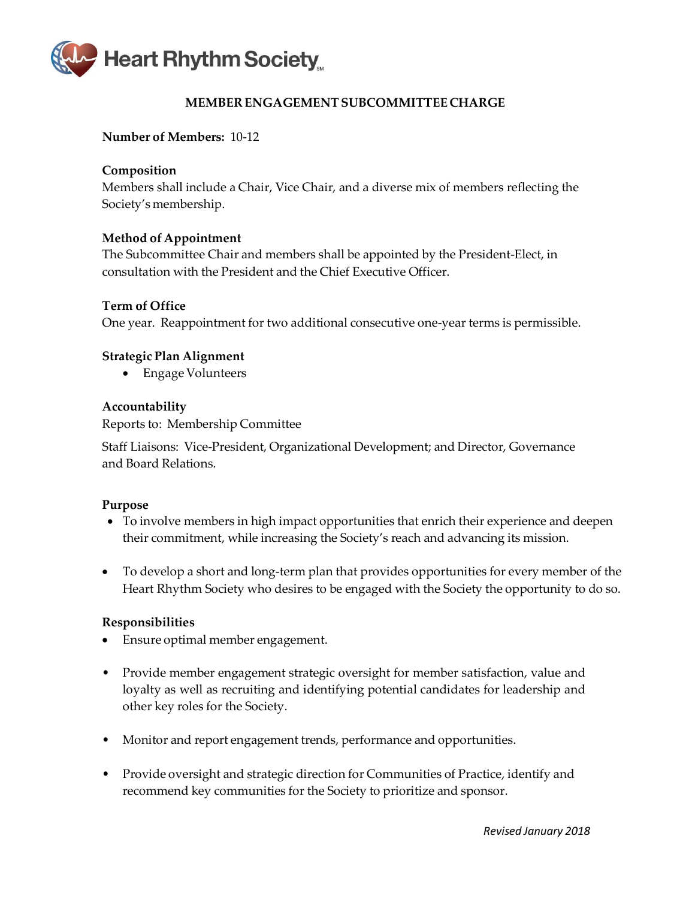# MEMBER ENGAGEMENT SUBCOMMITTEE CHARGE

**Number of Members:** 10-12

**Composition**
Members shall include a Chair, Vice Chair, and a diverse mix of members reflecting the Society's membership.

**Method of Appointment**
The Subcommittee Chair and members shall be appointed by the President-Elect, in consultation with the President and the Chief Executive Officer.

**Term of Office**
One year. Reappointment for two additional consecutive one-year terms is permissible.

**Strategic Plan Alignment**

- Engage Volunteers

**Accountability**
Reports to: Membership Committee

Staff Liaisons: Vice-President, Organizational Development; and Director, Governance and Board Relations.

**Purpose**

- To involve members in high impact opportunities that enrich their experience and deepen their commitment, while increasing the Society's reach and advancing its mission.
- To develop a short and long-term plan that provides opportunities for every member of the Heart Rhythm Society who desires to be engaged with the Society the opportunity to do so.

**Responsibilities**

- Ensure optimal member engagement.
- Provide member engagement strategic oversight for member satisfaction, value and loyalty as well as recruiting and identifying potential candidates for leadership and other key roles for the Society.
- Monitor and report engagement trends, performance and opportunities.
- Provide oversight and strategic direction for Communities of Practice, identify and recommend key communities for the Society to prioritize and sponsor.

*Revised January 2018*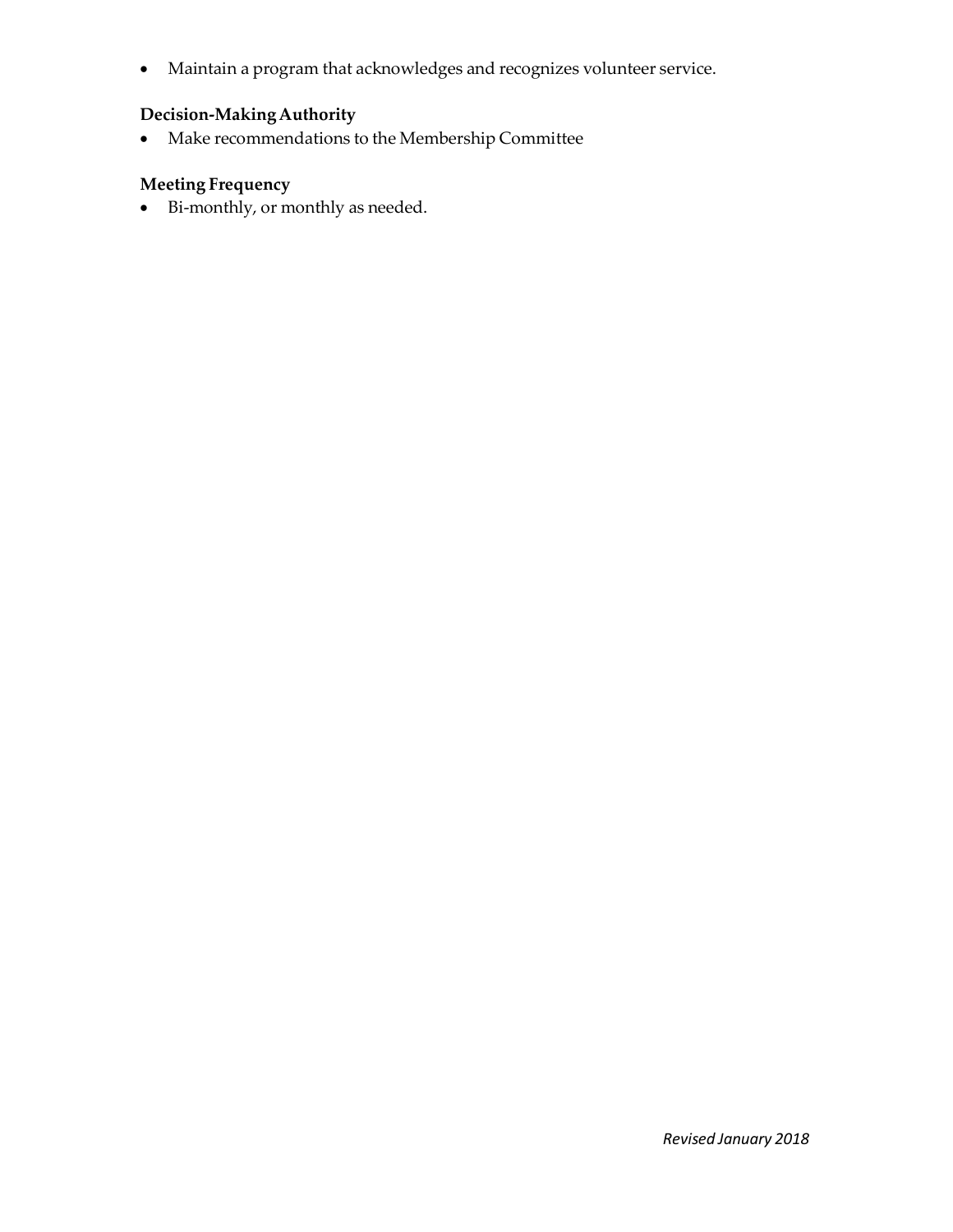- Maintain a program that acknowledges and recognizes volunteer service.

**Decision-Making Authority**

- Make recommendations to the Membership Committee

**Meeting Frequency**

- Bi-monthly, or monthly as needed.

*Revised January 2018*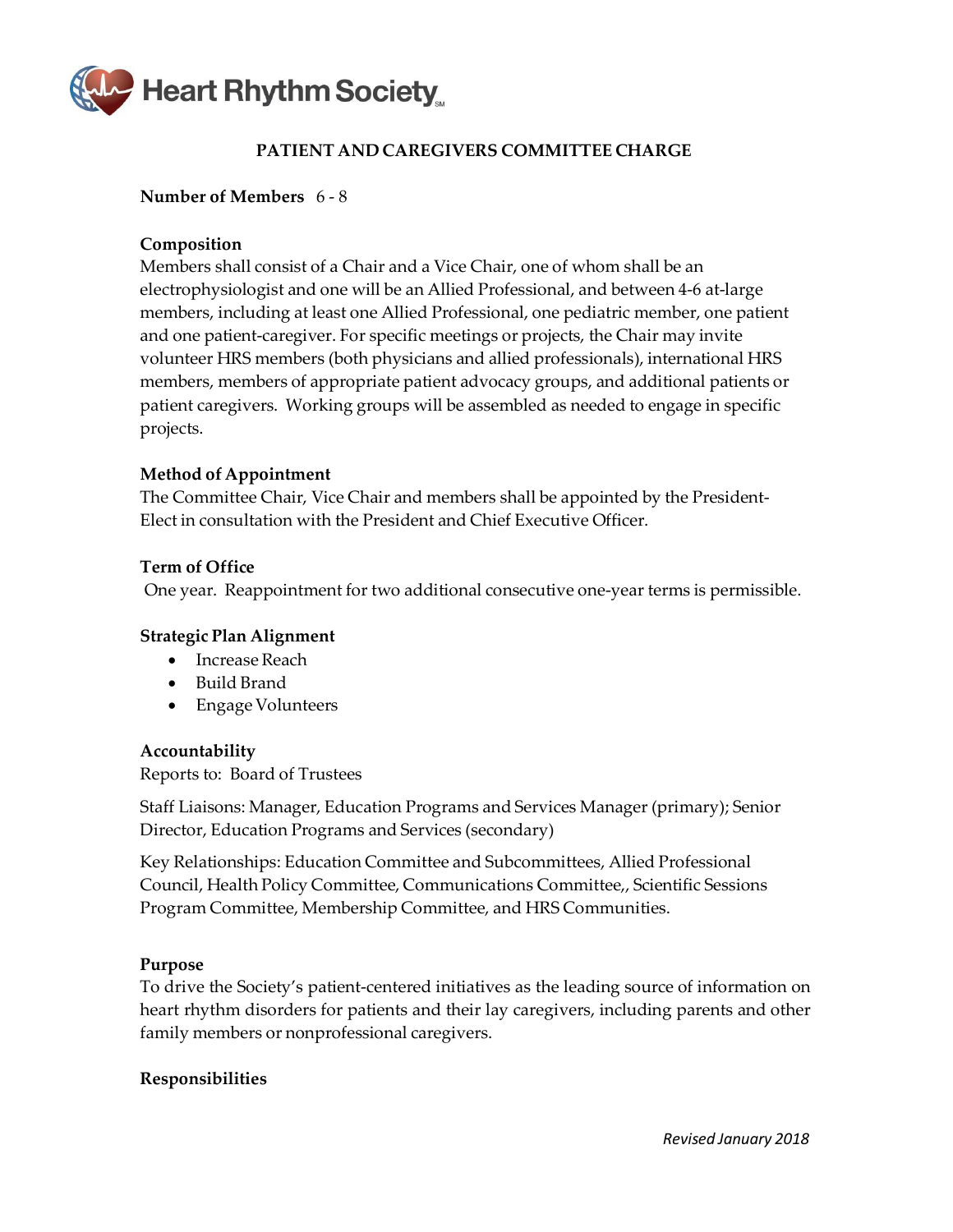Heart Rhythm Society

# PATIENT AND CAREGIVERS COMMITTEE CHARGE

**Number of Members** 6 - 8

**Composition**
Members shall consist of a Chair and a Vice Chair, one of whom shall be an electrophysiologist and one will be an Allied Professional, and between 4-6 at-large members, including at least one Allied Professional, one pediatric member, one patient and one patient-caregiver. For specific meetings or projects, the Chair may invite volunteer HRS members (both physicians and allied professionals), international HRS members, members of appropriate patient advocacy groups, and additional patients or patient caregivers. Working groups will be assembled as needed to engage in specific projects.

**Method of Appointment**
The Committee Chair, Vice Chair and members shall be appointed by the President-Elect in consultation with the President and Chief Executive Officer.

**Term of Office**
One year. Reappointment for two additional consecutive one-year terms is permissible.

**Strategic Plan Alignment**

- Increase Reach
- Build Brand
- Engage Volunteers

**Accountability**
Reports to: Board of Trustees

Staff Liaisons: Manager, Education Programs and Services Manager (primary); Senior Director, Education Programs and Services (secondary)

Key Relationships: Education Committee and Subcommittees, Allied Professional Council, Health Policy Committee, Communications Committee,, Scientific Sessions Program Committee, Membership Committee, and HRS Communities.

**Purpose**
To drive the Society's patient-centered initiatives as the leading source of information on heart rhythm disorders for patients and their lay caregivers, including parents and other family members or nonprofessional caregivers.

**Responsibilities**

*Revised January 2018*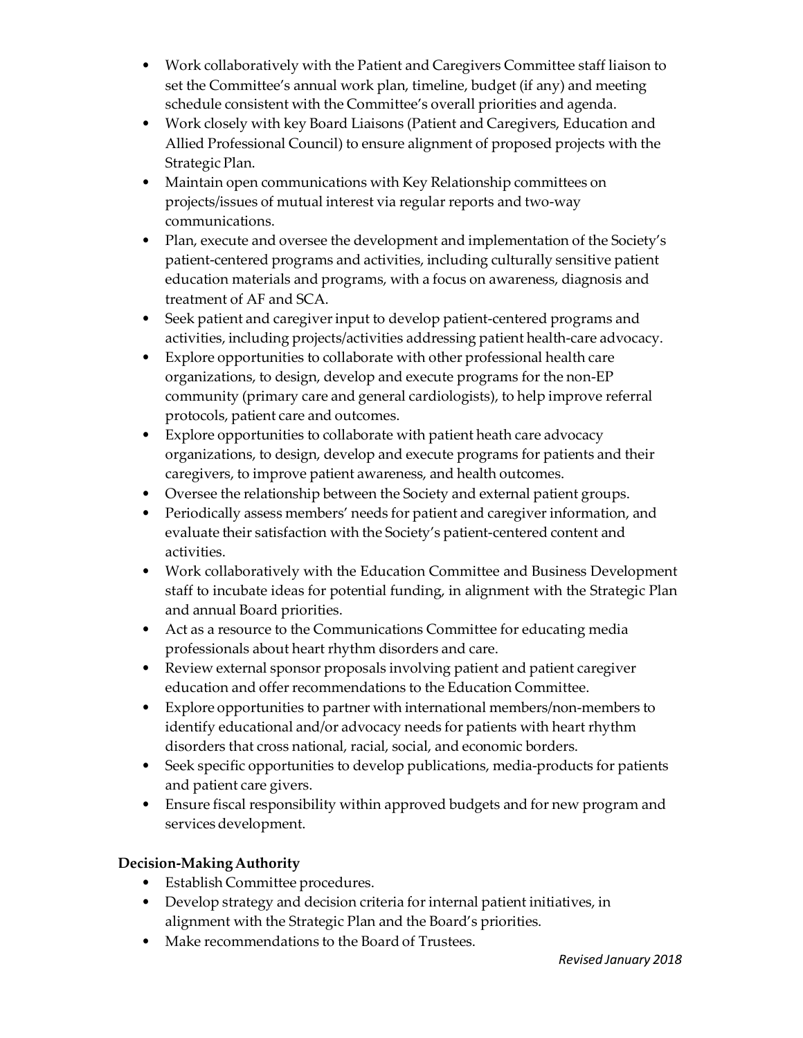- Work collaboratively with the Patient and Caregivers Committee staff liaison to set the Committee's annual work plan, timeline, budget (if any) and meeting schedule consistent with the Committee's overall priorities and agenda.
- Work closely with key Board Liaisons (Patient and Caregivers, Education and Allied Professional Council) to ensure alignment of proposed projects with the Strategic Plan.
- Maintain open communications with Key Relationship committees on projects/issues of mutual interest via regular reports and two-way communications.
- Plan, execute and oversee the development and implementation of the Society's patient-centered programs and activities, including culturally sensitive patient education materials and programs, with a focus on awareness, diagnosis and treatment of AF and SCA.
- Seek patient and caregiver input to develop patient-centered programs and activities, including projects/activities addressing patient health-care advocacy.
- Explore opportunities to collaborate with other professional health care organizations, to design, develop and execute programs for the non-EP community (primary care and general cardiologists), to help improve referral protocols, patient care and outcomes.
- Explore opportunities to collaborate with patient heath care advocacy organizations, to design, develop and execute programs for patients and their caregivers, to improve patient awareness, and health outcomes.
- Oversee the relationship between the Society and external patient groups.
- Periodically assess members' needs for patient and caregiver information, and evaluate their satisfaction with the Society's patient-centered content and activities.
- Work collaboratively with the Education Committee and Business Development staff to incubate ideas for potential funding, in alignment with the Strategic Plan and annual Board priorities.
- Act as a resource to the Communications Committee for educating media professionals about heart rhythm disorders and care.
- Review external sponsor proposals involving patient and patient caregiver education and offer recommendations to the Education Committee.
- Explore opportunities to partner with international members/non-members to identify educational and/or advocacy needs for patients with heart rhythm disorders that cross national, racial, social, and economic borders.
- Seek specific opportunities to develop publications, media-products for patients and patient care givers.
- Ensure fiscal responsibility within approved budgets and for new program and services development.

**Decision-Making Authority**

- Establish Committee procedures.
- Develop strategy and decision criteria for internal patient initiatives, in alignment with the Strategic Plan and the Board's priorities.
- Make recommendations to the Board of Trustees.

*Revised January 2018*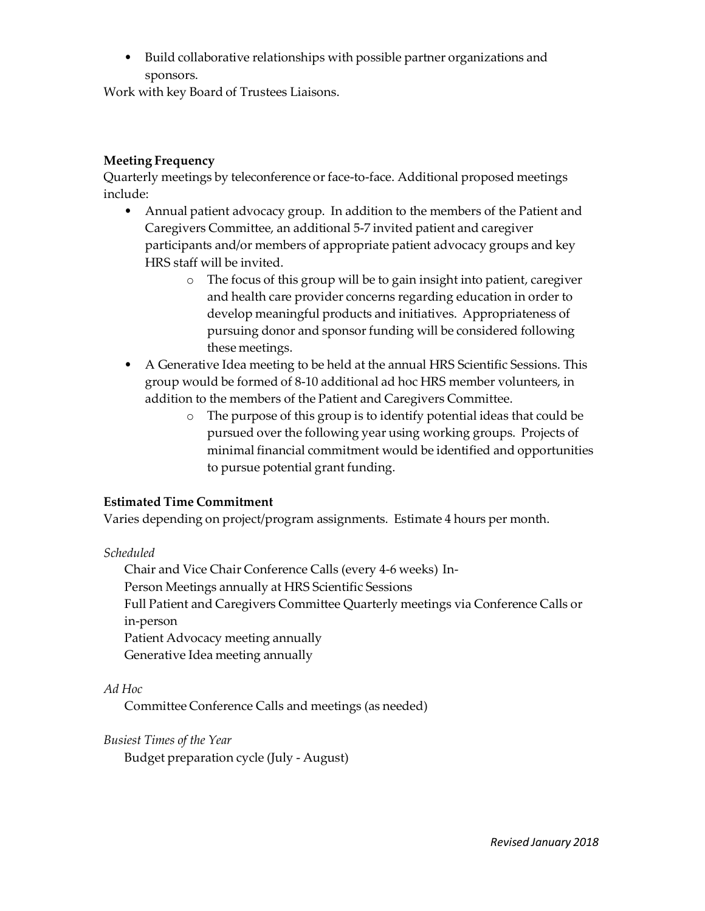- Build collaborative relationships with possible partner organizations and sponsors.

Work with key Board of Trustees Liaisons.

**Meeting Frequency**

Quarterly meetings by teleconference or face-to-face. Additional proposed meetings include:

- Annual patient advocacy group. In addition to the members of the Patient and Caregivers Committee, an additional 5-7 invited patient and caregiver participants and/or members of appropriate patient advocacy groups and key HRS staff will be invited.
    - The focus of this group will be to gain insight into patient, caregiver and health care provider concerns regarding education in order to develop meaningful products and initiatives. Appropriateness of pursuing donor and sponsor funding will be considered following these meetings.
- A Generative Idea meeting to be held at the annual HRS Scientific Sessions. This group would be formed of 8-10 additional ad hoc HRS member volunteers, in addition to the members of the Patient and Caregivers Committee.
    - The purpose of this group is to identify potential ideas that could be pursued over the following year using working groups. Projects of minimal financial commitment would be identified and opportunities to pursue potential grant funding.

**Estimated Time Commitment**

Varies depending on project/program assignments. Estimate 4 hours per month.

*Scheduled*

Chair and Vice Chair Conference Calls (every 4-6 weeks) In-Person Meetings annually at HRS Scientific Sessions
Full Patient and Caregivers Committee Quarterly meetings via Conference Calls or in-person
Patient Advocacy meeting annually
Generative Idea meeting annually

*Ad Hoc*

Committee Conference Calls and meetings (as needed)

*Busiest Times of the Year*

Budget preparation cycle (July - August)

*Revised January 2018*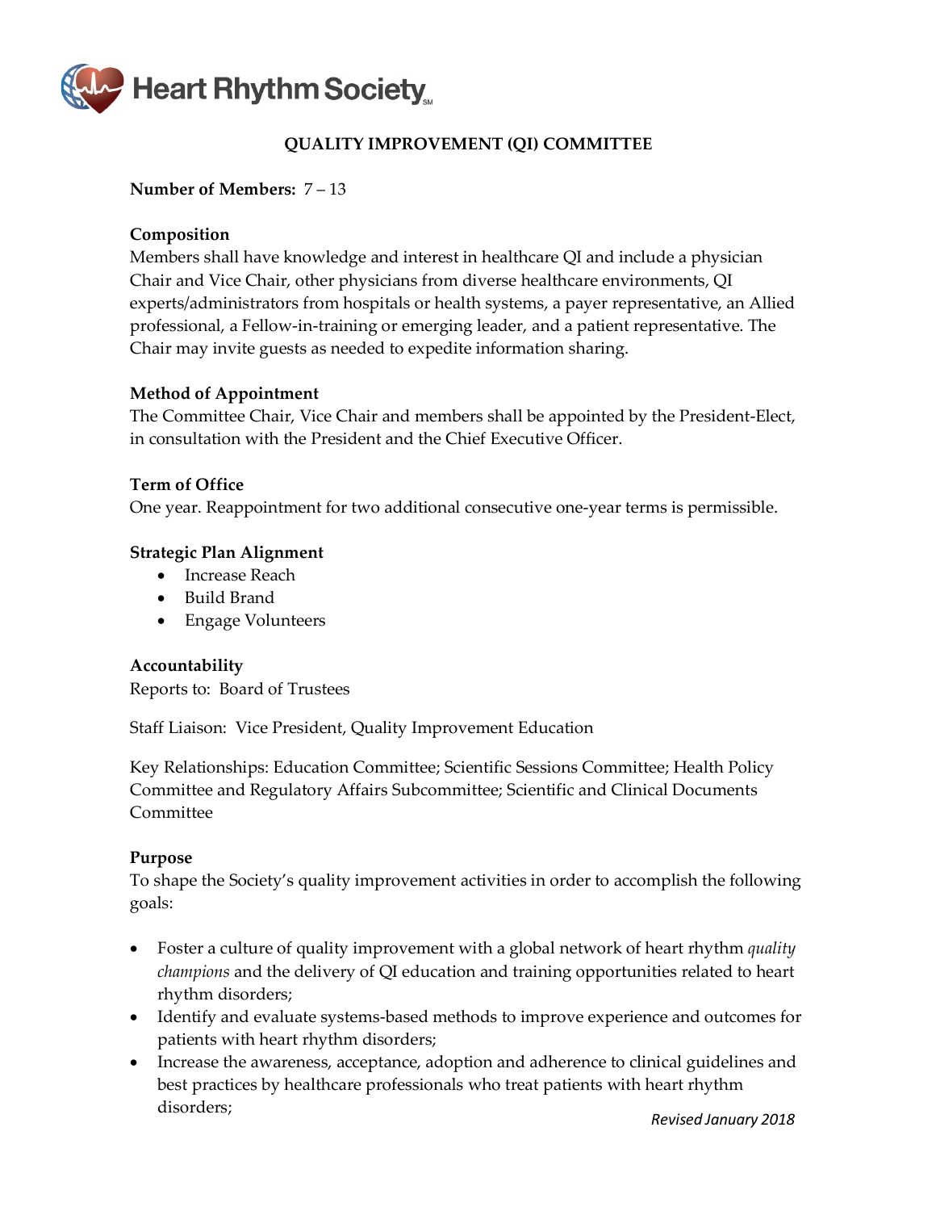Heart Rhythm Society

## QUALITY IMPROVEMENT (QI) COMMITTEE

**Number of Members:** 7 – 13

**Composition**

Members shall have knowledge and interest in healthcare QI and include a physician Chair and Vice Chair, other physicians from diverse healthcare environments, QI experts/administrators from hospitals or health systems, a payer representative, an Allied professional, a Fellow-in-training or emerging leader, and a patient representative. The Chair may invite guests as needed to expedite information sharing.

**Method of Appointment**

The Committee Chair, Vice Chair and members shall be appointed by the President-Elect, in consultation with the President and the Chief Executive Officer.

**Term of Office**

One year. Reappointment for two additional consecutive one-year terms is permissible.

**Strategic Plan Alignment**

- Increase Reach
- Build Brand
- Engage Volunteers

**Accountability**

Reports to: Board of Trustees

Staff Liaison: Vice President, Quality Improvement Education

Key Relationships: Education Committee; Scientific Sessions Committee; Health Policy Committee and Regulatory Affairs Subcommittee; Scientific and Clinical Documents Committee

**Purpose**

To shape the Society's quality improvement activities in order to accomplish the following goals:

- Foster a culture of quality improvement with a global network of heart rhythm *quality champions* and the delivery of QI education and training opportunities related to heart rhythm disorders;
- Identify and evaluate systems-based methods to improve experience and outcomes for patients with heart rhythm disorders;
- Increase the awareness, acceptance, adoption and adherence to clinical guidelines and best practices by healthcare professionals who treat patients with heart rhythm disorders;

*Revised January 2018*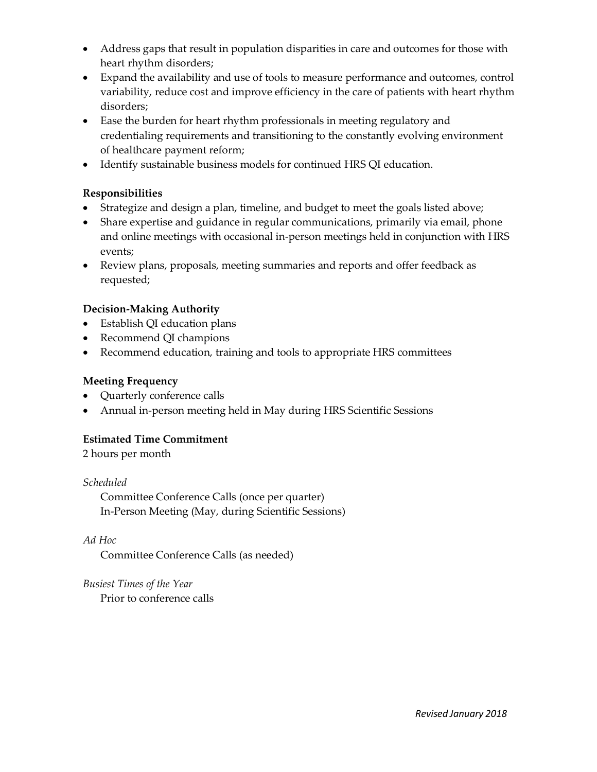- Address gaps that result in population disparities in care and outcomes for those with heart rhythm disorders;
- Expand the availability and use of tools to measure performance and outcomes, control variability, reduce cost and improve efficiency in the care of patients with heart rhythm disorders;
- Ease the burden for heart rhythm professionals in meeting regulatory and credentialing requirements and transitioning to the constantly evolving environment of healthcare payment reform;
- Identify sustainable business models for continued HRS QI education.

**Responsibilities**

- Strategize and design a plan, timeline, and budget to meet the goals listed above;
- Share expertise and guidance in regular communications, primarily via email, phone and online meetings with occasional in-person meetings held in conjunction with HRS events;
- Review plans, proposals, meeting summaries and reports and offer feedback as requested;

**Decision-Making Authority**

- Establish QI education plans
- Recommend QI champions
- Recommend education, training and tools to appropriate HRS committees

**Meeting Frequency**

- Quarterly conference calls
- Annual in-person meeting held in May during HRS Scientific Sessions

**Estimated Time Commitment**

2 hours per month

*Scheduled*

Committee Conference Calls (once per quarter)
In-Person Meeting (May, during Scientific Sessions)

*Ad Hoc*

Committee Conference Calls (as needed)

*Busiest Times of the Year*

Prior to conference calls

*Revised January 2018*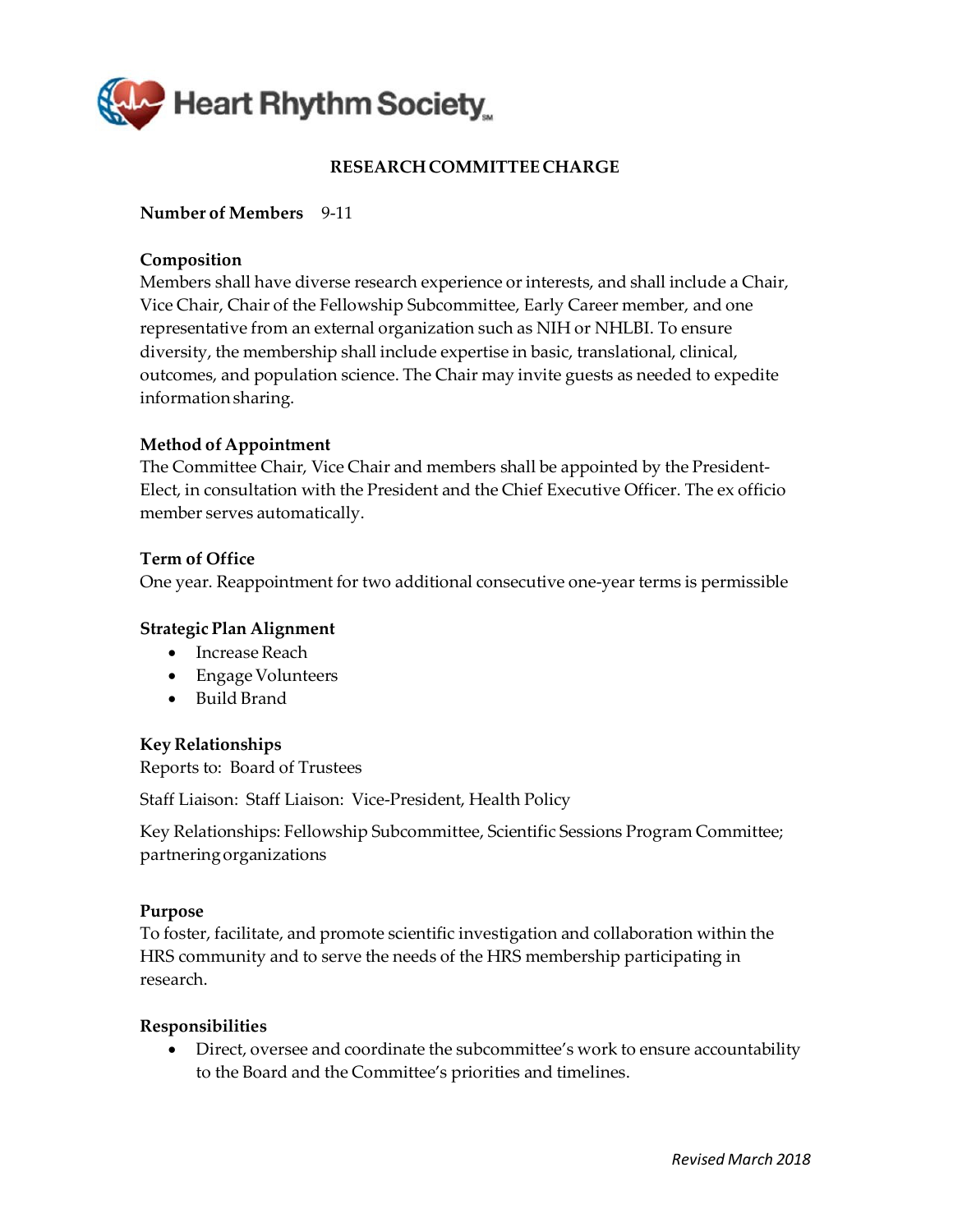# RESEARCH COMMITTEE CHARGE

**Number of Members** 9-11

**Composition**
Members shall have diverse research experience or interests, and shall include a Chair, Vice Chair, Chair of the Fellowship Subcommittee, Early Career member, and one representative from an external organization such as NIH or NHLBI. To ensure diversity, the membership shall include expertise in basic, translational, clinical, outcomes, and population science. The Chair may invite guests as needed to expedite information sharing.

**Method of Appointment**
The Committee Chair, Vice Chair and members shall be appointed by the President-Elect, in consultation with the President and the Chief Executive Officer. The ex officio member serves automatically.

**Term of Office**
One year. Reappointment for two additional consecutive one-year terms is permissible

**Strategic Plan Alignment**

- Increase Reach
- Engage Volunteers
- Build Brand

**Key Relationships**
Reports to: Board of Trustees

Staff Liaison: Staff Liaison: Vice-President, Health Policy

Key Relationships: Fellowship Subcommittee, Scientific Sessions Program Committee; partnering organizations

**Purpose**
To foster, facilitate, and promote scientific investigation and collaboration within the HRS community and to serve the needs of the HRS membership participating in research.

**Responsibilities**

- Direct, oversee and coordinate the subcommittee's work to ensure accountability to the Board and the Committee's priorities and timelines.

*Revised March 2018*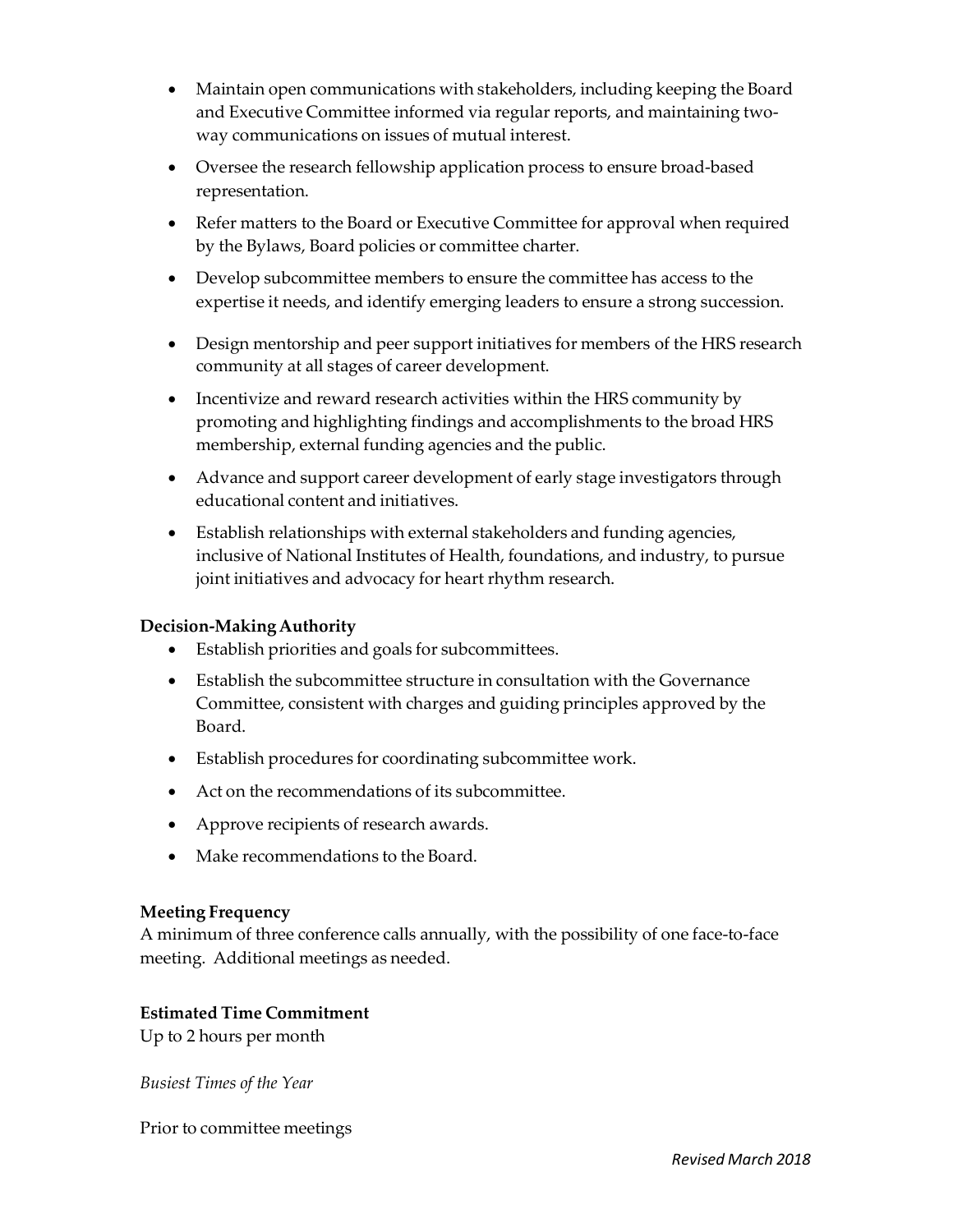- Maintain open communications with stakeholders, including keeping the Board and Executive Committee informed via regular reports, and maintaining two-way communications on issues of mutual interest.
- Oversee the research fellowship application process to ensure broad-based representation.
- Refer matters to the Board or Executive Committee for approval when required by the Bylaws, Board policies or committee charter.
- Develop subcommittee members to ensure the committee has access to the expertise it needs, and identify emerging leaders to ensure a strong succession.
- Design mentorship and peer support initiatives for members of the HRS research community at all stages of career development.
- Incentivize and reward research activities within the HRS community by promoting and highlighting findings and accomplishments to the broad HRS membership, external funding agencies and the public.
- Advance and support career development of early stage investigators through educational content and initiatives.
- Establish relationships with external stakeholders and funding agencies, inclusive of National Institutes of Health, foundations, and industry, to pursue joint initiatives and advocacy for heart rhythm research.

**Decision-Making Authority**

- Establish priorities and goals for subcommittees.
- Establish the subcommittee structure in consultation with the Governance Committee, consistent with charges and guiding principles approved by the Board.
- Establish procedures for coordinating subcommittee work.
- Act on the recommendations of its subcommittee.
- Approve recipients of research awards.
- Make recommendations to the Board.

**Meeting Frequency**

A minimum of three conference calls annually, with the possibility of one face-to-face meeting. Additional meetings as needed.

**Estimated Time Commitment**

Up to 2 hours per month

*Busiest Times of the Year*

Prior to committee meetings

*Revised March 2018*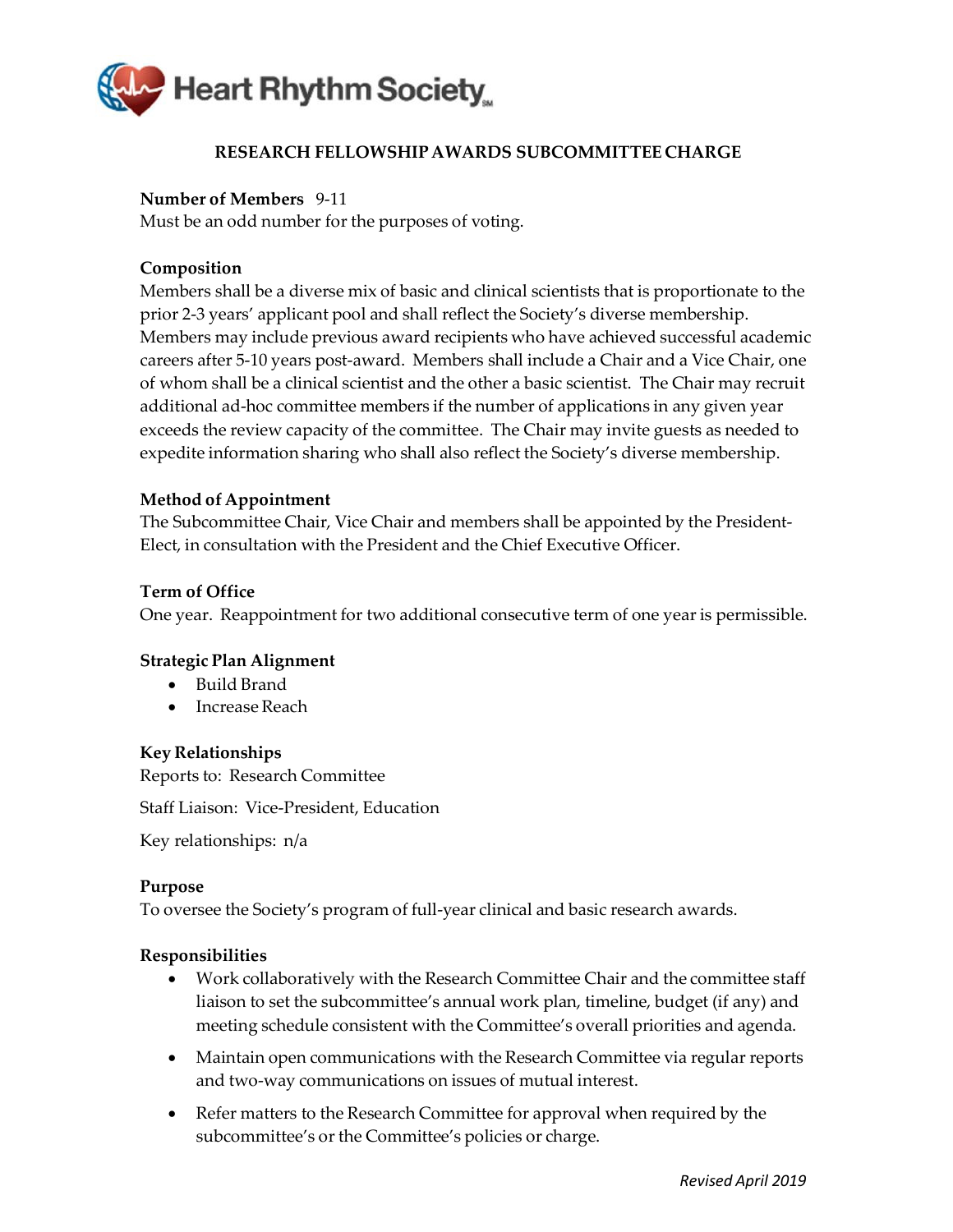Heart Rhythm Society

## RESEARCH FELLOWSHIP AWARDS SUBCOMMITTEE CHARGE

**Number of Members** 9-11
Must be an odd number for the purposes of voting.

**Composition**
Members shall be a diverse mix of basic and clinical scientists that is proportionate to the prior 2-3 years' applicant pool and shall reflect the Society's diverse membership. Members may include previous award recipients who have achieved successful academic careers after 5-10 years post-award. Members shall include a Chair and a Vice Chair, one of whom shall be a clinical scientist and the other a basic scientist. The Chair may recruit additional ad-hoc committee members if the number of applications in any given year exceeds the review capacity of the committee. The Chair may invite guests as needed to expedite information sharing who shall also reflect the Society's diverse membership.

**Method of Appointment**
The Subcommittee Chair, Vice Chair and members shall be appointed by the President-Elect, in consultation with the President and the Chief Executive Officer.

**Term of Office**
One year. Reappointment for two additional consecutive term of one year is permissible.

**Strategic Plan Alignment**
- Build Brand
- Increase Reach

**Key Relationships**
Reports to: Research Committee

Staff Liaison: Vice-President, Education

Key relationships: n/a

**Purpose**
To oversee the Society's program of full-year clinical and basic research awards.

**Responsibilities**
- Work collaboratively with the Research Committee Chair and the committee staff liaison to set the subcommittee's annual work plan, timeline, budget (if any) and meeting schedule consistent with the Committee's overall priorities and agenda.
- Maintain open communications with the Research Committee via regular reports and two-way communications on issues of mutual interest.
- Refer matters to the Research Committee for approval when required by the subcommittee's or the Committee's policies or charge.

*Revised April 2019*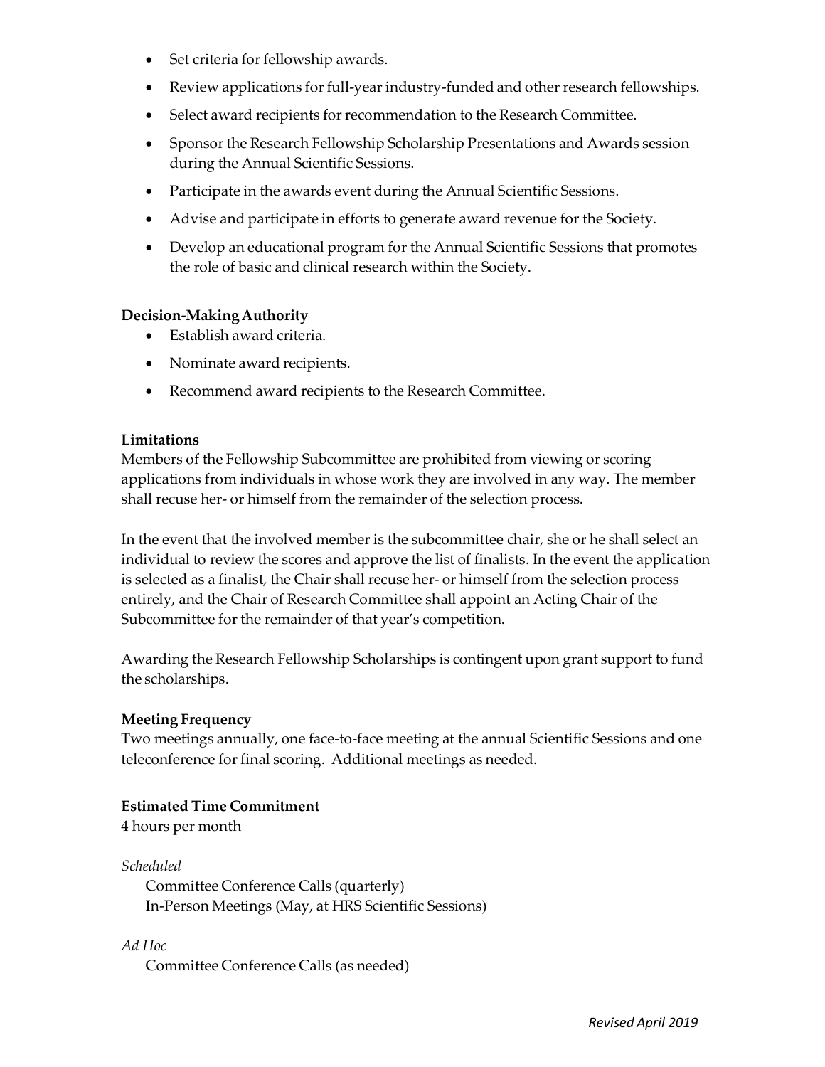- Set criteria for fellowship awards.
- Review applications for full-year industry-funded and other research fellowships.
- Select award recipients for recommendation to the Research Committee.
- Sponsor the Research Fellowship Scholarship Presentations and Awards session during the Annual Scientific Sessions.
- Participate in the awards event during the Annual Scientific Sessions.
- Advise and participate in efforts to generate award revenue for the Society.
- Develop an educational program for the Annual Scientific Sessions that promotes the role of basic and clinical research within the Society.

**Decision-Making Authority**

- Establish award criteria.
- Nominate award recipients.
- Recommend award recipients to the Research Committee.

**Limitations**

Members of the Fellowship Subcommittee are prohibited from viewing or scoring applications from individuals in whose work they are involved in any way. The member shall recuse her- or himself from the remainder of the selection process.

In the event that the involved member is the subcommittee chair, she or he shall select an individual to review the scores and approve the list of finalists. In the event the application is selected as a finalist, the Chair shall recuse her- or himself from the selection process entirely, and the Chair of Research Committee shall appoint an Acting Chair of the Subcommittee for the remainder of that year's competition.

Awarding the Research Fellowship Scholarships is contingent upon grant support to fund the scholarships.

**Meeting Frequency**

Two meetings annually, one face-to-face meeting at the annual Scientific Sessions and one teleconference for final scoring. Additional meetings as needed.

**Estimated Time Commitment**

4 hours per month

*Scheduled*

Committee Conference Calls (quarterly)
In-Person Meetings (May, at HRS Scientific Sessions)

*Ad Hoc*

Committee Conference Calls (as needed)

*Revised April 2019*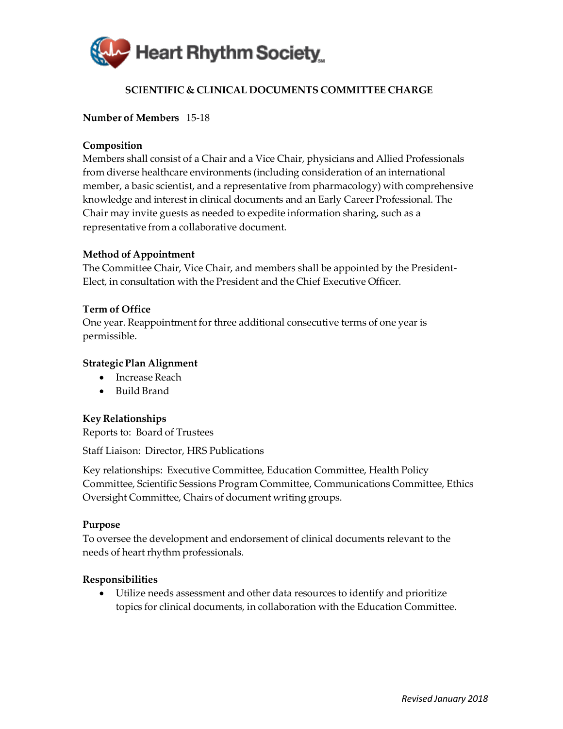Heart Rhythm Society

## SCIENTIFIC & CLINICAL DOCUMENTS COMMITTEE CHARGE

**Number of Members** 15-18

**Composition**
Members shall consist of a Chair and a Vice Chair, physicians and Allied Professionals from diverse healthcare environments (including consideration of an international member, a basic scientist, and a representative from pharmacology) with comprehensive knowledge and interest in clinical documents and an Early Career Professional. The Chair may invite guests as needed to expedite information sharing, such as a representative from a collaborative document.

**Method of Appointment**
The Committee Chair, Vice Chair, and members shall be appointed by the President-Elect, in consultation with the President and the Chief Executive Officer.

**Term of Office**
One year. Reappointment for three additional consecutive terms of one year is permissible.

**Strategic Plan Alignment**
- Increase Reach
- Build Brand

**Key Relationships**
Reports to: Board of Trustees

Staff Liaison: Director, HRS Publications

Key relationships: Executive Committee, Education Committee, Health Policy Committee, Scientific Sessions Program Committee, Communications Committee, Ethics Oversight Committee, Chairs of document writing groups.

**Purpose**
To oversee the development and endorsement of clinical documents relevant to the needs of heart rhythm professionals.

**Responsibilities**
- Utilize needs assessment and other data resources to identify and prioritize topics for clinical documents, in collaboration with the Education Committee.

*Revised January 2018*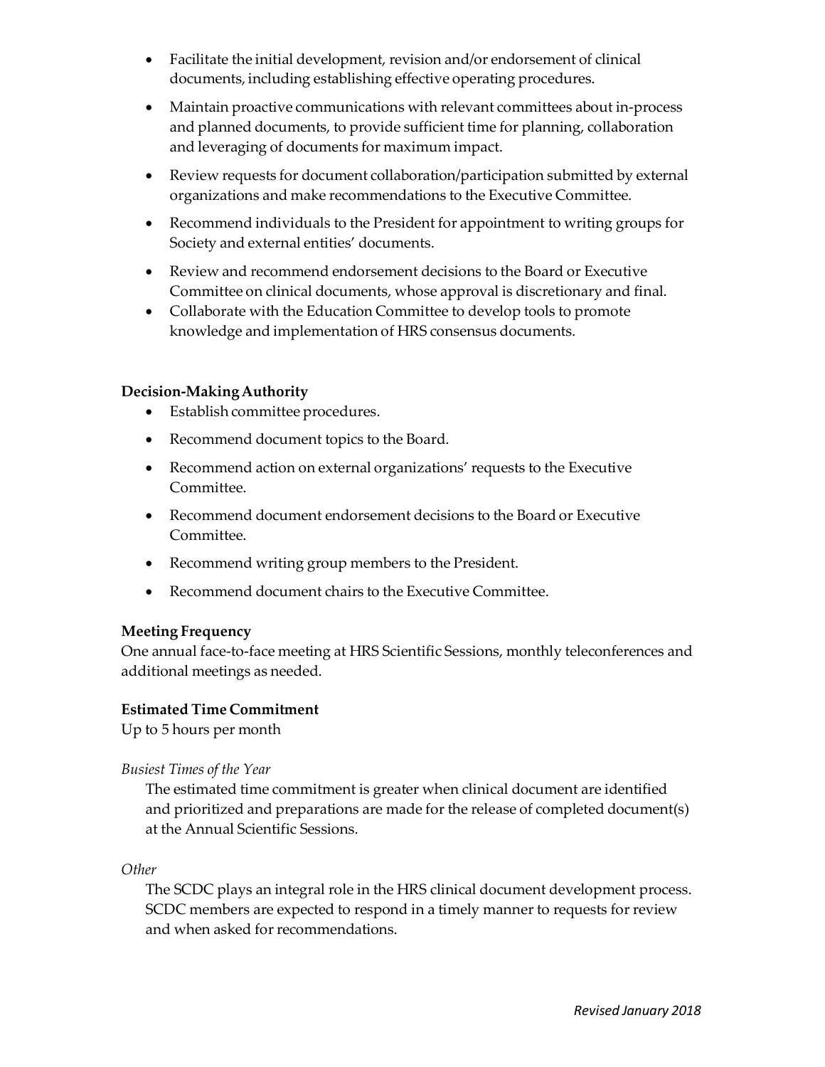- Facilitate the initial development, revision and/or endorsement of clinical documents, including establishing effective operating procedures.
- Maintain proactive communications with relevant committees about in-process and planned documents, to provide sufficient time for planning, collaboration and leveraging of documents for maximum impact.
- Review requests for document collaboration/participation submitted by external organizations and make recommendations to the Executive Committee.
- Recommend individuals to the President for appointment to writing groups for Society and external entities' documents.
- Review and recommend endorsement decisions to the Board or Executive Committee on clinical documents, whose approval is discretionary and final.
- Collaborate with the Education Committee to develop tools to promote knowledge and implementation of HRS consensus documents.

**Decision-Making Authority**

- Establish committee procedures.
- Recommend document topics to the Board.
- Recommend action on external organizations' requests to the Executive Committee.
- Recommend document endorsement decisions to the Board or Executive Committee.
- Recommend writing group members to the President.
- Recommend document chairs to the Executive Committee.

**Meeting Frequency**

One annual face-to-face meeting at HRS Scientific Sessions, monthly teleconferences and additional meetings as needed.

**Estimated Time Commitment**

Up to 5 hours per month

*Busiest Times of the Year*

The estimated time commitment is greater when clinical document are identified and prioritized and preparations are made for the release of completed document(s) at the Annual Scientific Sessions.

*Other*

The SCDC plays an integral role in the HRS clinical document development process. SCDC members are expected to respond in a timely manner to requests for review and when asked for recommendations.

*Revised January 2018*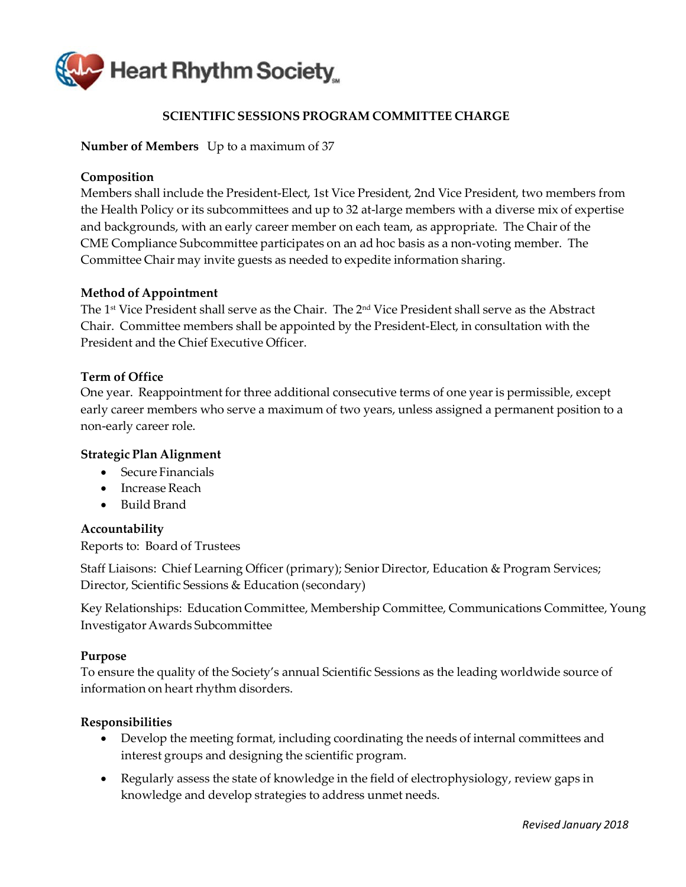**Heart Rhythm Society**

## SCIENTIFIC SESSIONS PROGRAM COMMITTEE CHARGE

**Number of Members** Up to a maximum of 37

**Composition**

Members shall include the President-Elect, 1st Vice President, 2nd Vice President, two members from the Health Policy or its subcommittees and up to 32 at-large members with a diverse mix of expertise and backgrounds, with an early career member on each team, as appropriate. The Chair of the CME Compliance Subcommittee participates on an ad hoc basis as a non-voting member. The Committee Chair may invite guests as needed to expedite information sharing.

**Method of Appointment**

The 1st Vice President shall serve as the Chair. The 2nd Vice President shall serve as the Abstract Chair. Committee members shall be appointed by the President-Elect, in consultation with the President and the Chief Executive Officer.

**Term of Office**

One year. Reappointment for three additional consecutive terms of one year is permissible, except early career members who serve a maximum of two years, unless assigned a permanent position to a non-early career role.

**Strategic Plan Alignment**

- Secure Financials
- Increase Reach
- Build Brand

**Accountability**

Reports to: Board of Trustees

Staff Liaisons: Chief Learning Officer (primary); Senior Director, Education & Program Services; Director, Scientific Sessions & Education (secondary)

Key Relationships: Education Committee, Membership Committee, Communications Committee, Young Investigator Awards Subcommittee

**Purpose**

To ensure the quality of the Society's annual Scientific Sessions as the leading worldwide source of information on heart rhythm disorders.

**Responsibilities**

- Develop the meeting format, including coordinating the needs of internal committees and interest groups and designing the scientific program.
- Regularly assess the state of knowledge in the field of electrophysiology, review gaps in knowledge and develop strategies to address unmet needs.

*Revised January 2018*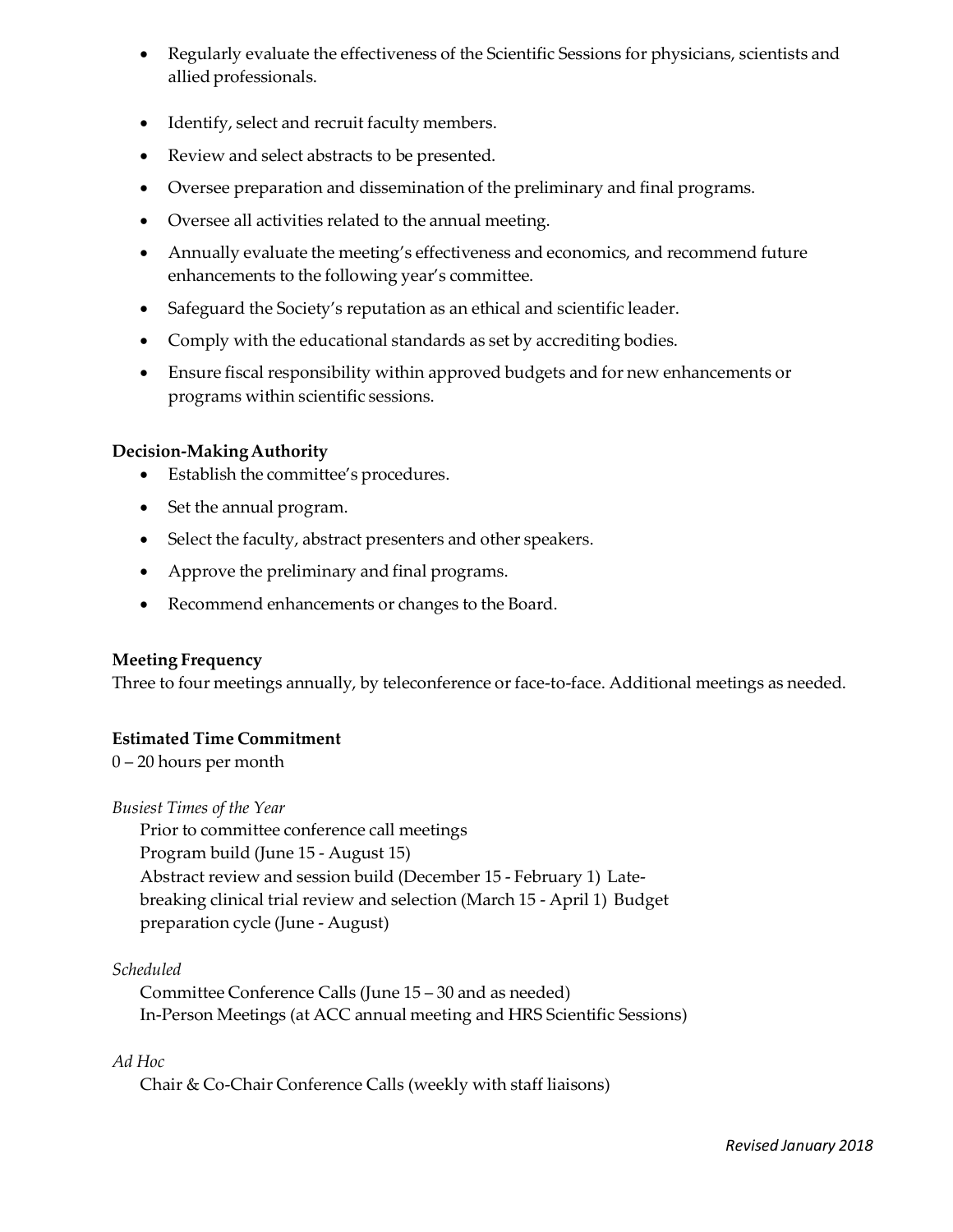- Regularly evaluate the effectiveness of the Scientific Sessions for physicians, scientists and allied professionals.
- Identify, select and recruit faculty members.
- Review and select abstracts to be presented.
- Oversee preparation and dissemination of the preliminary and final programs.
- Oversee all activities related to the annual meeting.
- Annually evaluate the meeting's effectiveness and economics, and recommend future enhancements to the following year's committee.
- Safeguard the Society's reputation as an ethical and scientific leader.
- Comply with the educational standards as set by accrediting bodies.
- Ensure fiscal responsibility within approved budgets and for new enhancements or programs within scientific sessions.

**Decision-Making Authority**

- Establish the committee's procedures.
- Set the annual program.
- Select the faculty, abstract presenters and other speakers.
- Approve the preliminary and final programs.
- Recommend enhancements or changes to the Board.

**Meeting Frequency**

Three to four meetings annually, by teleconference or face-to-face. Additional meetings as needed.

**Estimated Time Commitment**

0 – 20 hours per month

*Busiest Times of the Year*

Prior to committee conference call meetings
Program build (June 15 - August 15)
Abstract review and session build (December 15 - February 1)
Late-breaking clinical trial review and selection (March 15 - April 1)
Budget preparation cycle (June - August)

*Scheduled*

Committee Conference Calls (June 15 – 30 and as needed)
In-Person Meetings (at ACC annual meeting and HRS Scientific Sessions)

*Ad Hoc*

Chair & Co-Chair Conference Calls (weekly with staff liaisons)

*Revised January 2018*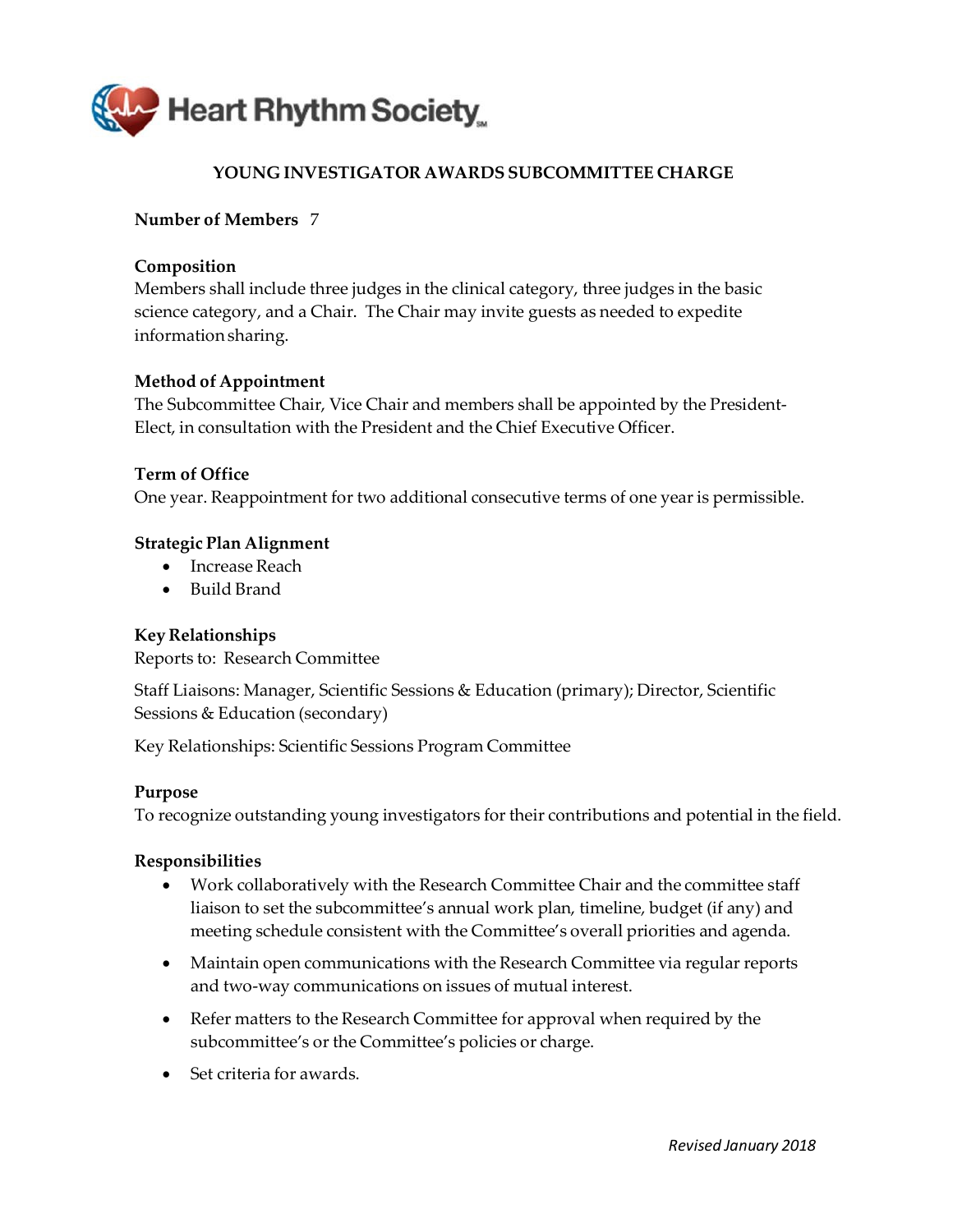Heart Rhythm Society

## YOUNG INVESTIGATOR AWARDS SUBCOMMITTEE CHARGE

**Number of Members** 7

**Composition**
Members shall include three judges in the clinical category, three judges in the basic science category, and a Chair. The Chair may invite guests as needed to expedite information sharing.

**Method of Appointment**
The Subcommittee Chair, Vice Chair and members shall be appointed by the President-Elect, in consultation with the President and the Chief Executive Officer.

**Term of Office**
One year. Reappointment for two additional consecutive terms of one year is permissible.

**Strategic Plan Alignment**

- Increase Reach
- Build Brand

**Key Relationships**
Reports to: Research Committee

Staff Liaisons: Manager, Scientific Sessions & Education (primary); Director, Scientific Sessions & Education (secondary)

Key Relationships: Scientific Sessions Program Committee

**Purpose**
To recognize outstanding young investigators for their contributions and potential in the field.

**Responsibilities**

- Work collaboratively with the Research Committee Chair and the committee staff liaison to set the subcommittee's annual work plan, timeline, budget (if any) and meeting schedule consistent with the Committee's overall priorities and agenda.
- Maintain open communications with the Research Committee via regular reports and two-way communications on issues of mutual interest.
- Refer matters to the Research Committee for approval when required by the subcommittee's or the Committee's policies or charge.
- Set criteria for awards.

*Revised January 2018*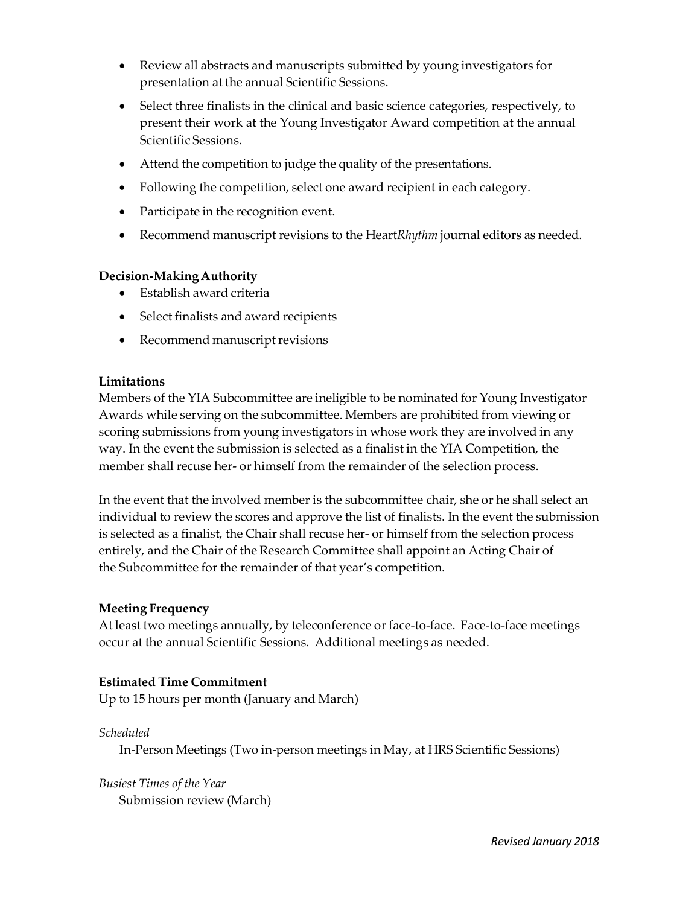- Review all abstracts and manuscripts submitted by young investigators for presentation at the annual Scientific Sessions.
- Select three finalists in the clinical and basic science categories, respectively, to present their work at the Young Investigator Award competition at the annual Scientific Sessions.
- Attend the competition to judge the quality of the presentations.
- Following the competition, select one award recipient in each category.
- Participate in the recognition event.
- Recommend manuscript revisions to the Heart*Rhythm* journal editors as needed.

**Decision-Making Authority**

- Establish award criteria
- Select finalists and award recipients
- Recommend manuscript revisions

**Limitations**

Members of the YIA Subcommittee are ineligible to be nominated for Young Investigator Awards while serving on the subcommittee. Members are prohibited from viewing or scoring submissions from young investigators in whose work they are involved in any way. In the event the submission is selected as a finalist in the YIA Competition, the member shall recuse her- or himself from the remainder of the selection process.

In the event that the involved member is the subcommittee chair, she or he shall select an individual to review the scores and approve the list of finalists. In the event the submission is selected as a finalist, the Chair shall recuse her- or himself from the selection process entirely, and the Chair of the Research Committee shall appoint an Acting Chair of the Subcommittee for the remainder of that year's competition.

**Meeting Frequency**

At least two meetings annually, by teleconference or face-to-face. Face-to-face meetings occur at the annual Scientific Sessions. Additional meetings as needed.

**Estimated Time Commitment**

Up to 15 hours per month (January and March)

*Scheduled*

In-Person Meetings (Two in-person meetings in May, at HRS Scientific Sessions)

*Busiest Times of the Year*

Submission review (March)

*Revised January 2018*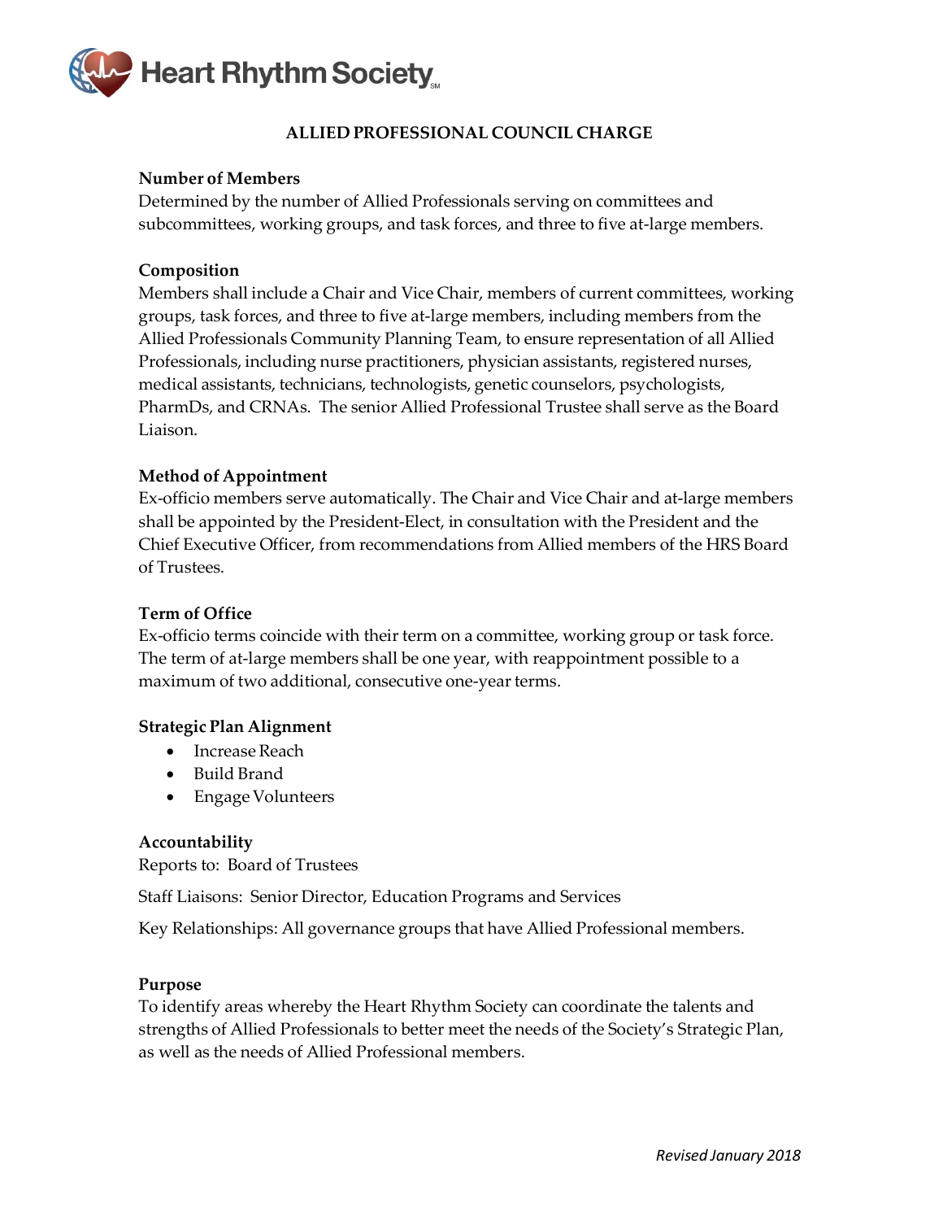Heart Rhythm Society

# ALLIED PROFESSIONAL COUNCIL CHARGE

**Number of Members**
Determined by the number of Allied Professionals serving on committees and subcommittees, working groups, and task forces, and three to five at-large members.

**Composition**
Members shall include a Chair and Vice Chair, members of current committees, working groups, task forces, and three to five at-large members, including members from the Allied Professionals Community Planning Team, to ensure representation of all Allied Professionals, including nurse practitioners, physician assistants, registered nurses, medical assistants, technicians, technologists, genetic counselors, psychologists, PharmDs, and CRNAs. The senior Allied Professional Trustee shall serve as the Board Liaison.

**Method of Appointment**
Ex-officio members serve automatically. The Chair and Vice Chair and at-large members shall be appointed by the President-Elect, in consultation with the President and the Chief Executive Officer, from recommendations from Allied members of the HRS Board of Trustees.

**Term of Office**
Ex-officio terms coincide with their term on a committee, working group or task force. The term of at-large members shall be one year, with reappointment possible to a maximum of two additional, consecutive one-year terms.

**Strategic Plan Alignment**

- Increase Reach
- Build Brand
- Engage Volunteers

**Accountability**
Reports to: Board of Trustees

Staff Liaisons: Senior Director, Education Programs and Services

Key Relationships: All governance groups that have Allied Professional members.

**Purpose**
To identify areas whereby the Heart Rhythm Society can coordinate the talents and strengths of Allied Professionals to better meet the needs of the Society's Strategic Plan, as well as the needs of Allied Professional members.

*Revised January 2018*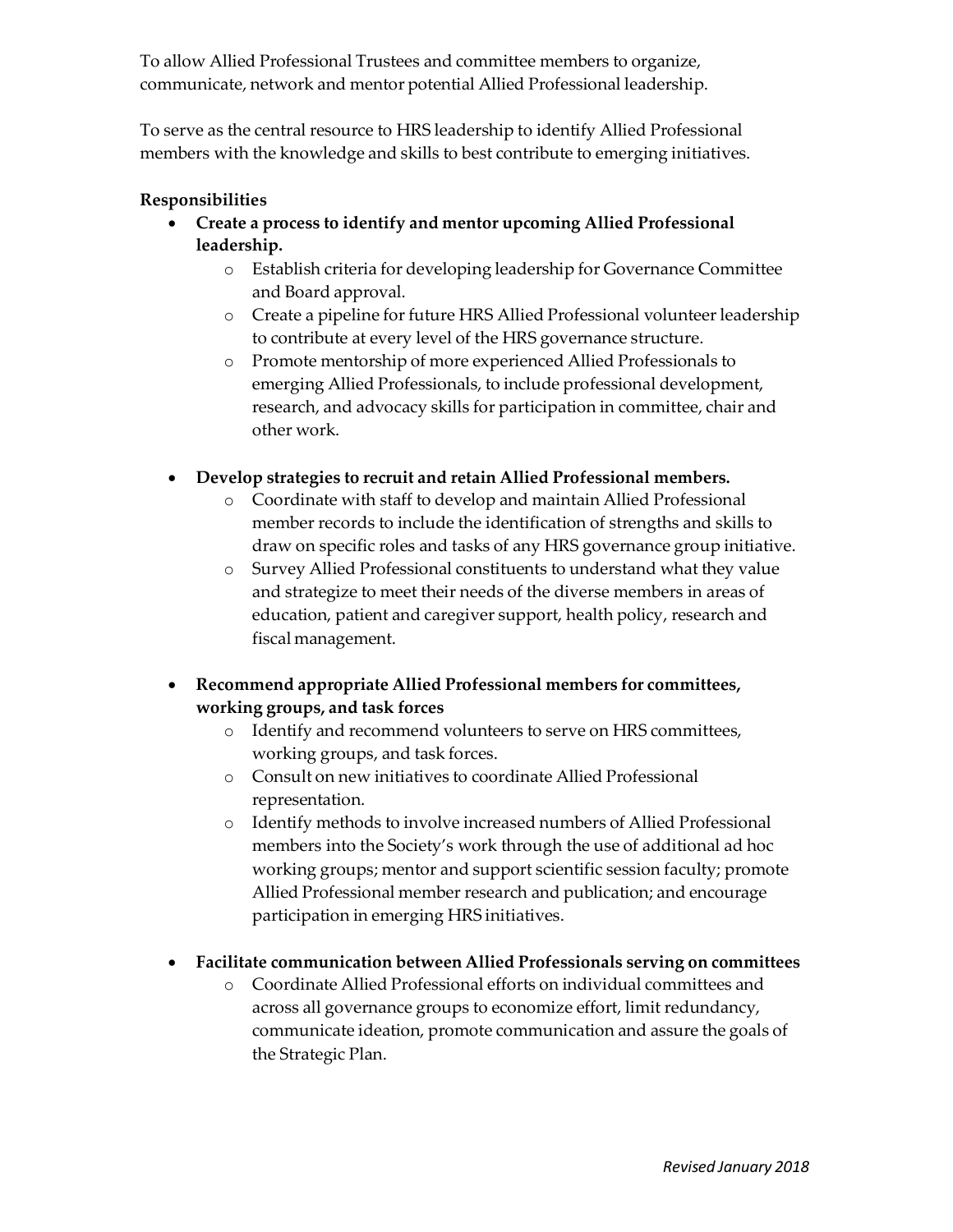To allow Allied Professional Trustees and committee members to organize, communicate, network and mentor potential Allied Professional leadership.

To serve as the central resource to HRS leadership to identify Allied Professional members with the knowledge and skills to best contribute to emerging initiatives.

**Responsibilities**

- **Create a process to identify and mentor upcoming Allied Professional leadership.**
  - Establish criteria for developing leadership for Governance Committee and Board approval.
  - Create a pipeline for future HRS Allied Professional volunteer leadership to contribute at every level of the HRS governance structure.
  - Promote mentorship of more experienced Allied Professionals to emerging Allied Professionals, to include professional development, research, and advocacy skills for participation in committee, chair and other work.

- **Develop strategies to recruit and retain Allied Professional members.**
  - Coordinate with staff to develop and maintain Allied Professional member records to include the identification of strengths and skills to draw on specific roles and tasks of any HRS governance group initiative.
  - Survey Allied Professional constituents to understand what they value and strategize to meet their needs of the diverse members in areas of education, patient and caregiver support, health policy, research and fiscal management.

- **Recommend appropriate Allied Professional members for committees, working groups, and task forces**
  - Identify and recommend volunteers to serve on HRS committees, working groups, and task forces.
  - Consult on new initiatives to coordinate Allied Professional representation.
  - Identify methods to involve increased numbers of Allied Professional members into the Society's work through the use of additional ad hoc working groups; mentor and support scientific session faculty; promote Allied Professional member research and publication; and encourage participation in emerging HRS initiatives.

- **Facilitate communication between Allied Professionals serving on committees**
  - Coordinate Allied Professional efforts on individual committees and across all governance groups to economize effort, limit redundancy, communicate ideation, promote communication and assure the goals of the Strategic Plan.

*Revised January 2018*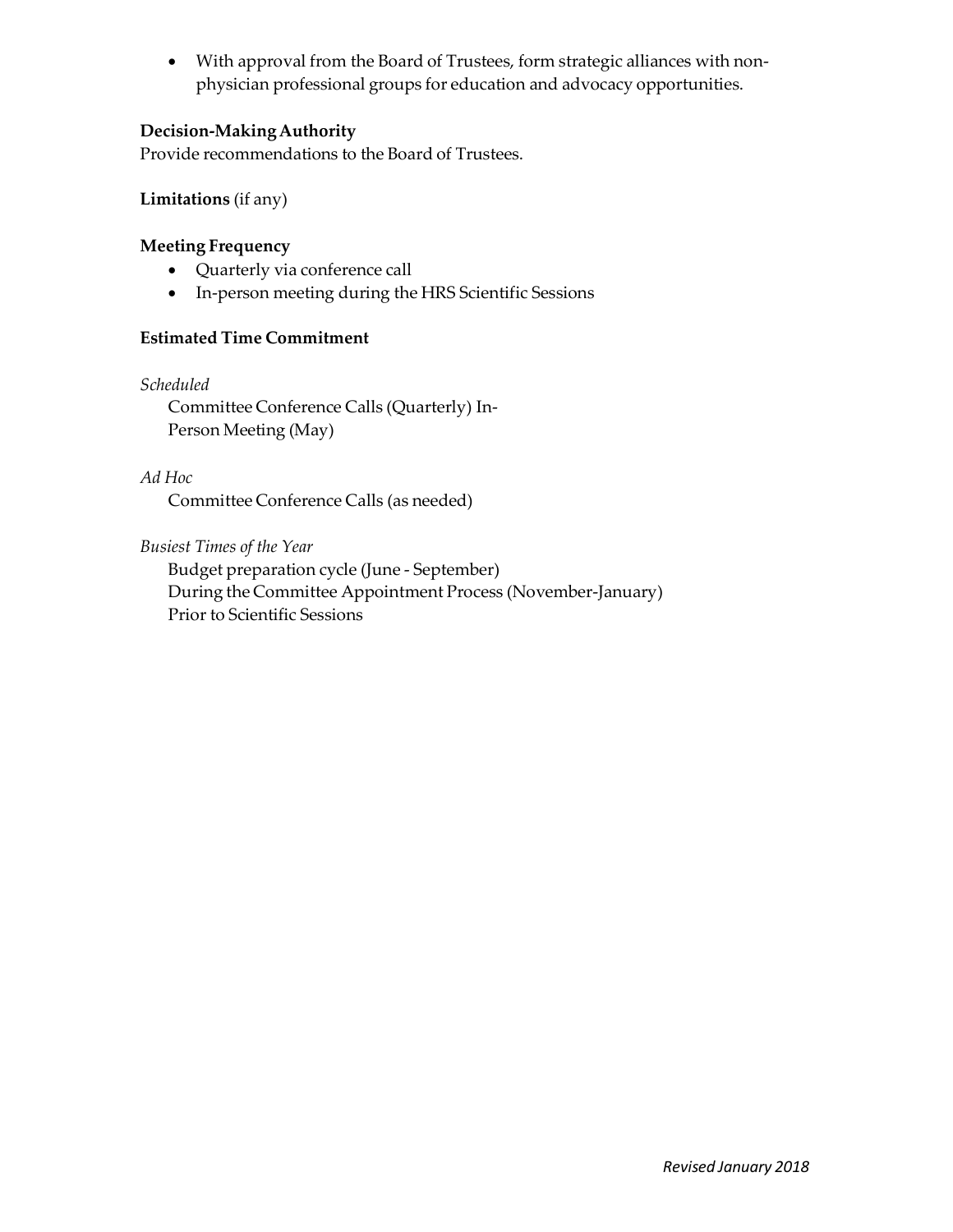- With approval from the Board of Trustees, form strategic alliances with non-physician professional groups for education and advocacy opportunities.

**Decision-Making Authority**
Provide recommendations to the Board of Trustees.

**Limitations** (if any)

**Meeting Frequency**
- Quarterly via conference call
- In-person meeting during the HRS Scientific Sessions

**Estimated Time Commitment**

*Scheduled*
Committee Conference Calls (Quarterly) In-Person Meeting (May)

*Ad Hoc*
Committee Conference Calls (as needed)

*Busiest Times of the Year*
Budget preparation cycle (June - September)
During the Committee Appointment Process (November-January)
Prior to Scientific Sessions

*Revised January 2018*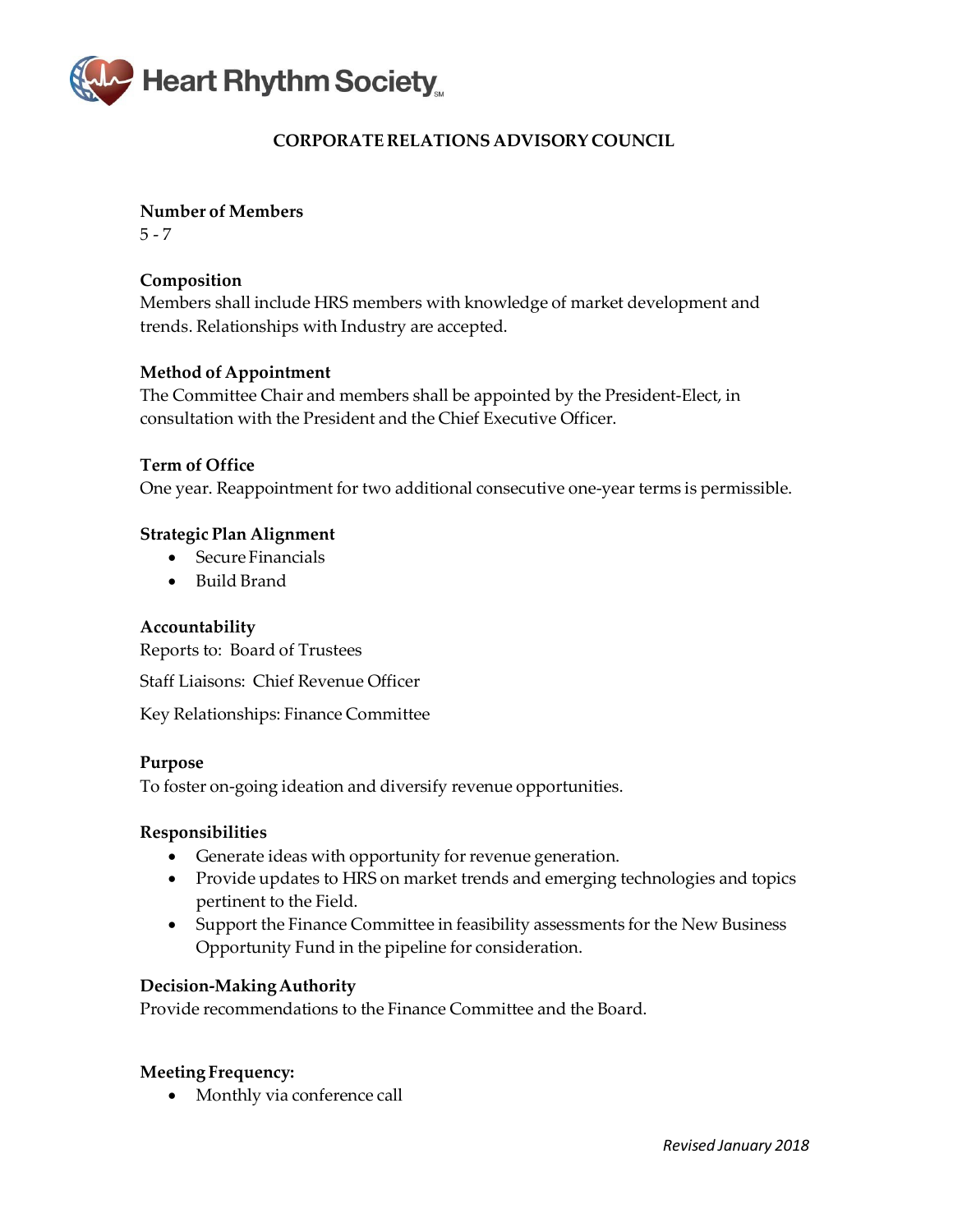# CORPORATE RELATIONS ADVISORY COUNCIL

**Number of Members**
5 - 7

**Composition**
Members shall include HRS members with knowledge of market development and trends. Relationships with Industry are accepted.

**Method of Appointment**
The Committee Chair and members shall be appointed by the President-Elect, in consultation with the President and the Chief Executive Officer.

**Term of Office**
One year. Reappointment for two additional consecutive one-year terms is permissible.

**Strategic Plan Alignment**

- Secure Financials
- Build Brand

**Accountability**
Reports to: Board of Trustees

Staff Liaisons: Chief Revenue Officer

Key Relationships: Finance Committee

**Purpose**
To foster on-going ideation and diversify revenue opportunities.

**Responsibilities**

- Generate ideas with opportunity for revenue generation.
- Provide updates to HRS on market trends and emerging technologies and topics pertinent to the Field.
- Support the Finance Committee in feasibility assessments for the New Business Opportunity Fund in the pipeline for consideration.

**Decision-Making Authority**
Provide recommendations to the Finance Committee and the Board.

**Meeting Frequency:**

- Monthly via conference call

*Revised January 2018*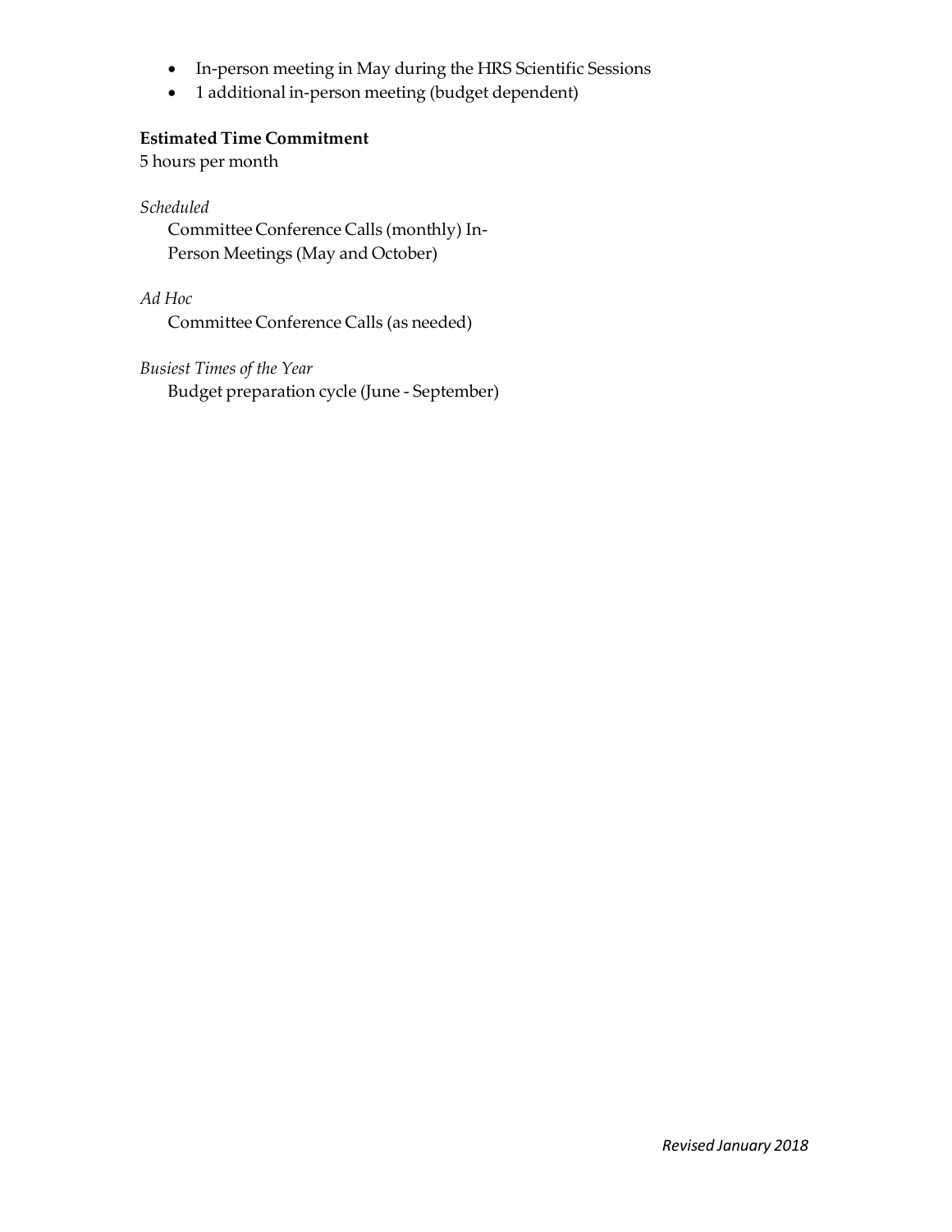- In-person meeting in May during the HRS Scientific Sessions
- 1 additional in-person meeting (budget dependent)

**Estimated Time Commitment**

5 hours per month

*Scheduled*

Committee Conference Calls (monthly) In-Person Meetings (May and October)

*Ad Hoc*

Committee Conference Calls (as needed)

*Busiest Times of the Year*

Budget preparation cycle (June - September)

*Revised January 2018*